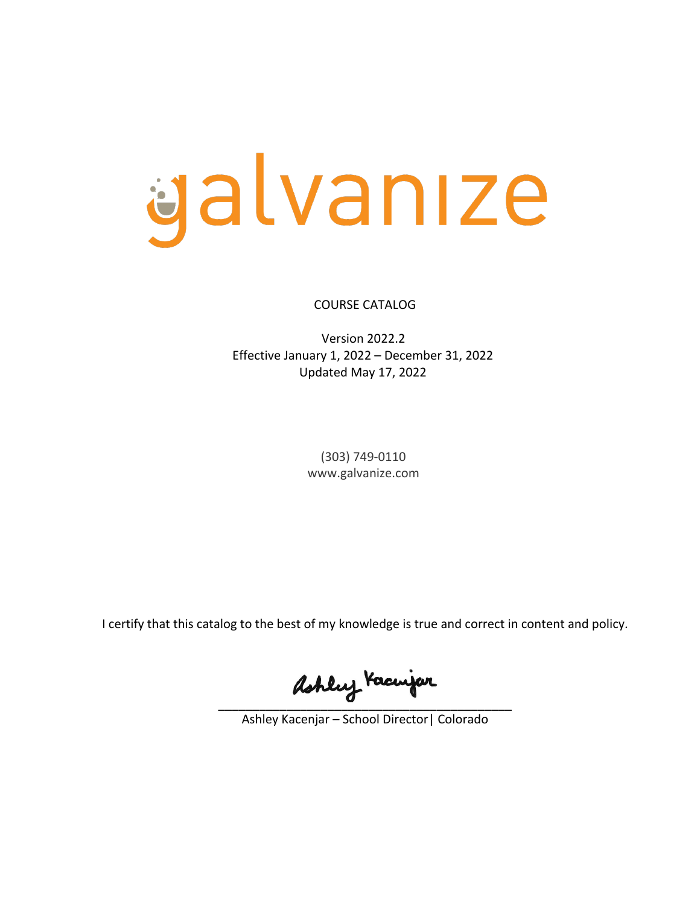# galvanize

COURSE CATALOG

Version 2022.2
Effective January 1, 2022 – December 31, 2022
Updated May 17, 2022

(303) 749-0110
www.galvanize.com

I certify that this catalog to the best of my knowledge is true and correct in content and policy.

Ashley Kacenjar
___________________________________________
Ashley Kacenjar – School Director | Colorado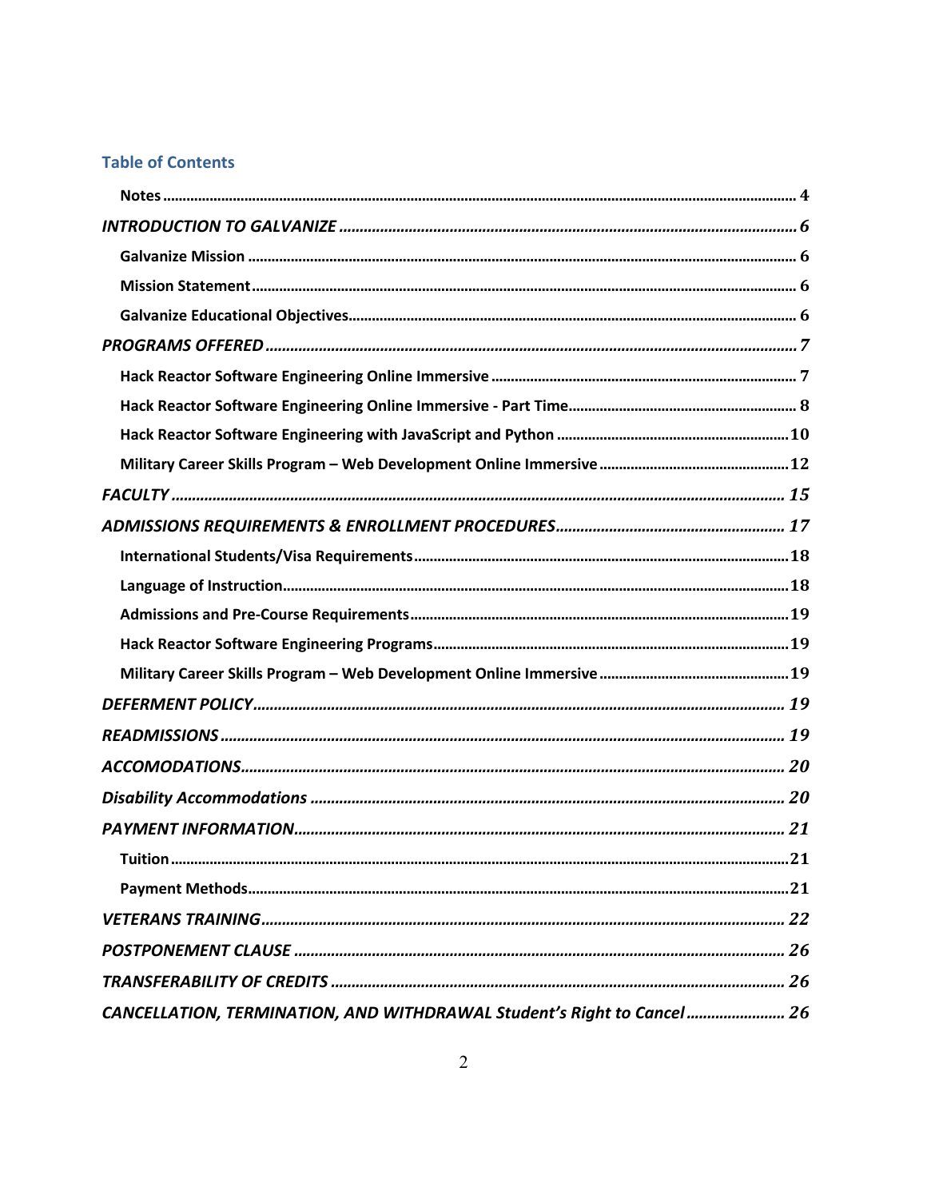## Table of Contents

**Notes** ........ 4

*INTRODUCTION TO GALVANIZE* ........ 6

**Galvanize Mission** ........ 6

**Mission Statement** ........ 6

**Galvanize Educational Objectives** ........ 6

*PROGRAMS OFFERED* ........ 7

**Hack Reactor Software Engineering Online Immersive** ........ 7

**Hack Reactor Software Engineering Online Immersive - Part Time** ........ 8

**Hack Reactor Software Engineering with JavaScript and Python** ........ 10

**Military Career Skills Program – Web Development Online Immersive** ........ 12

*FACULTY* ........ 15

*ADMISSIONS REQUIREMENTS & ENROLLMENT PROCEDURES* ........ 17

**International Students/Visa Requirements** ........ 18

**Language of Instruction** ........ 18

**Admissions and Pre-Course Requirements** ........ 19

**Hack Reactor Software Engineering Programs** ........ 19

**Military Career Skills Program – Web Development Online Immersive** ........ 19

*DEFERMENT POLICY* ........ 19

*READMISSIONS* ........ 19

*ACCOMODATIONS* ........ 20

*Disability Accommodations* ........ 20

*PAYMENT INFORMATION* ........ 21

**Tuition** ........ 21

**Payment Methods** ........ 21

*VETERANS TRAINING* ........ 22

*POSTPONEMENT CLAUSE* ........ 26

*TRANSFERABILITY OF CREDITS* ........ 26

*CANCELLATION, TERMINATION, AND WITHDRAWAL Student's Right to Cancel* ........ 26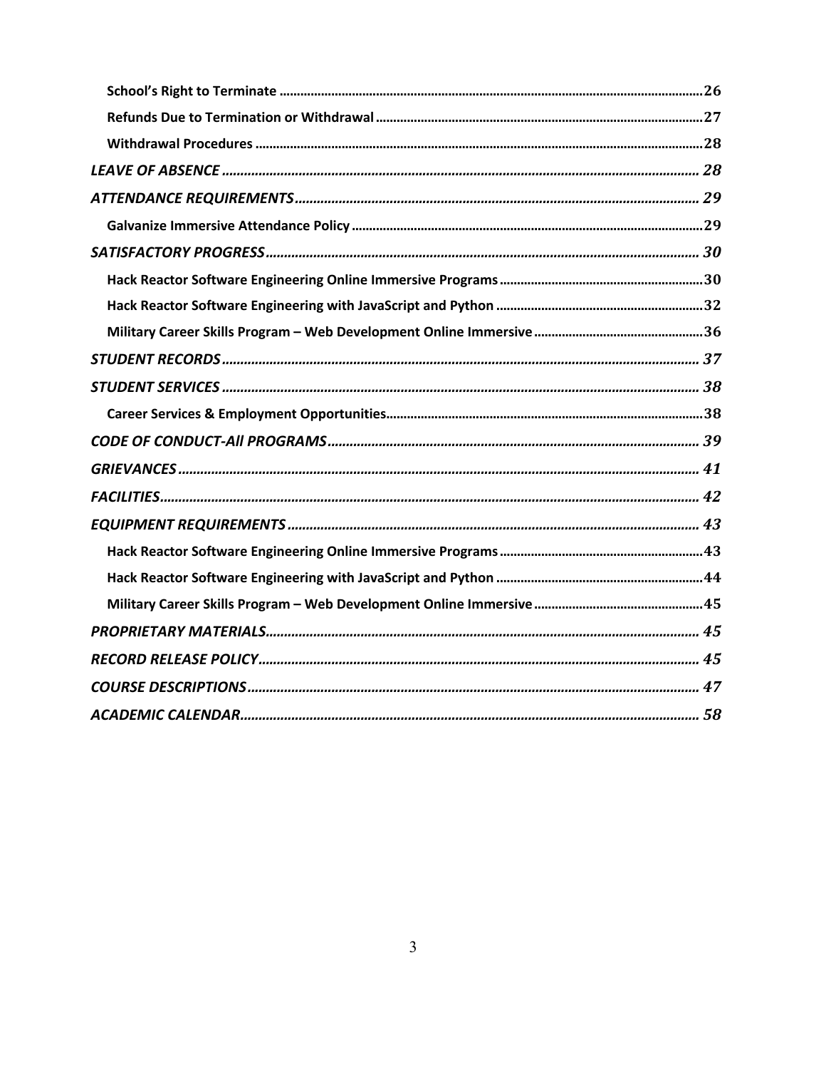**School's Right to Terminate** ........................................................................................................................ 26

**Refunds Due to Termination or Withdrawal** ............................................................................................. 27

**Withdrawal Procedures** ................................................................................................................................ 28

***LEAVE OF ABSENCE*** ................................................................................................................................... 28

***ATTENDANCE REQUIREMENTS*** ............................................................................................................... 29

**Galvanize Immersive Attendance Policy** ..................................................................................................... 29

***SATISFACTORY PROGRESS*** ....................................................................................................................... 30

**Hack Reactor Software Engineering Online Immersive Programs** .......................................................... 30

**Hack Reactor Software Engineering with JavaScript and Python** ............................................................ 32

**Military Career Skills Program – Web Development Online Immersive** ................................................ 36

***STUDENT RECORDS*** .................................................................................................................................. 37

***STUDENT SERVICES*** .................................................................................................................................. 38

**Career Services & Employment Opportunities** ........................................................................................... 38

***CODE OF CONDUCT-All PROGRAMS*** ...................................................................................................... 39

***GRIEVANCES*** .............................................................................................................................................. 41

***FACILITIES*** ................................................................................................................................................... 42

***EQUIPMENT REQUIREMENTS*** ................................................................................................................. 43

**Hack Reactor Software Engineering Online Immersive Programs** .......................................................... 43

**Hack Reactor Software Engineering with JavaScript and Python** ............................................................ 44

**Military Career Skills Program – Web Development Online Immersive** ................................................ 45

***PROPRIETARY MATERIALS*** ....................................................................................................................... 45

***RECORD RELEASE POLICY*** ........................................................................................................................ 45

***COURSE DESCRIPTIONS*** ............................................................................................................................ 47

***ACADEMIC CALENDAR*** .............................................................................................................................. 58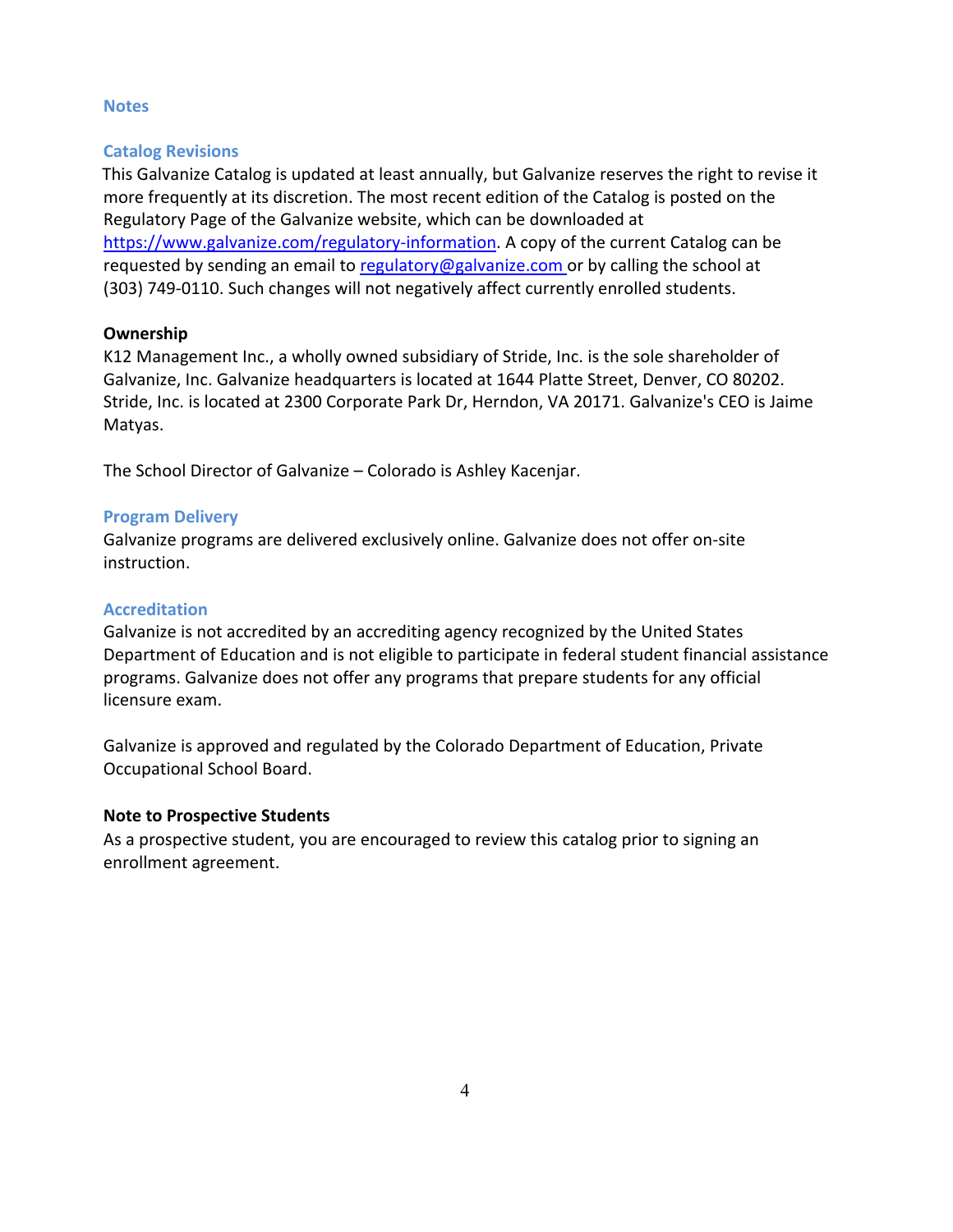## Notes

### Catalog Revisions

This Galvanize Catalog is updated at least annually, but Galvanize reserves the right to revise it more frequently at its discretion. The most recent edition of the Catalog is posted on the Regulatory Page of the Galvanize website, which can be downloaded at [https://www.galvanize.com/regulatory-information](https://www.galvanize.com/regulatory-information). A copy of the current Catalog can be requested by sending an email to [regulatory@galvanize.com](mailto:regulatory@galvanize.com) or by calling the school at (303) 749-0110. Such changes will not negatively affect currently enrolled students.

**Ownership**

K12 Management Inc., a wholly owned subsidiary of Stride, Inc. is the sole shareholder of Galvanize, Inc. Galvanize headquarters is located at 1644 Platte Street, Denver, CO 80202. Stride, Inc. is located at 2300 Corporate Park Dr, Herndon, VA 20171. Galvanize's CEO is Jaime Matyas.

The School Director of Galvanize – Colorado is Ashley Kacenjar.

### Program Delivery

Galvanize programs are delivered exclusively online. Galvanize does not offer on-site instruction.

### Accreditation

Galvanize is not accredited by an accrediting agency recognized by the United States Department of Education and is not eligible to participate in federal student financial assistance programs. Galvanize does not offer any programs that prepare students for any official licensure exam.

Galvanize is approved and regulated by the Colorado Department of Education, Private Occupational School Board.

**Note to Prospective Students**

As a prospective student, you are encouraged to review this catalog prior to signing an enrollment agreement.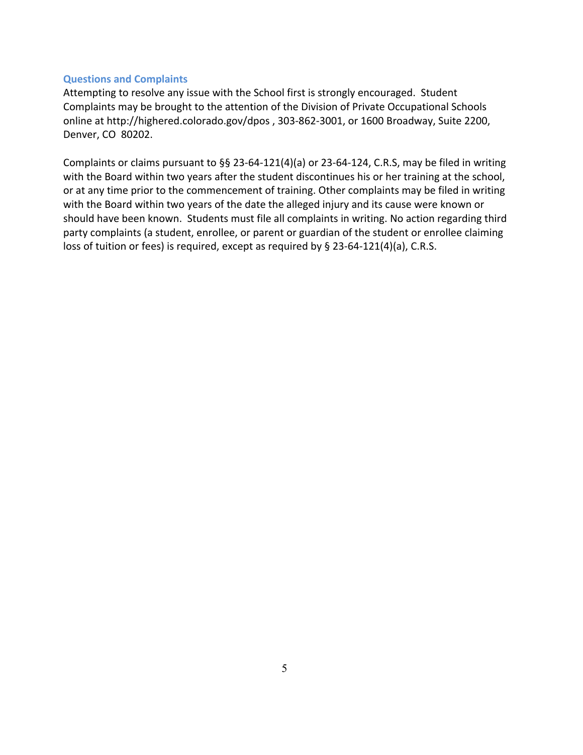### Questions and Complaints

Attempting to resolve any issue with the School first is strongly encouraged. Student Complaints may be brought to the attention of the Division of Private Occupational Schools online at http://highered.colorado.gov/dpos , 303-862-3001, or 1600 Broadway, Suite 2200, Denver, CO 80202.

Complaints or claims pursuant to §§ 23-64-121(4)(a) or 23-64-124, C.R.S, may be filed in writing with the Board within two years after the student discontinues his or her training at the school, or at any time prior to the commencement of training. Other complaints may be filed in writing with the Board within two years of the date the alleged injury and its cause were known or should have been known. Students must file all complaints in writing. No action regarding third party complaints (a student, enrollee, or parent or guardian of the student or enrollee claiming loss of tuition or fees) is required, except as required by § 23-64-121(4)(a), C.R.S.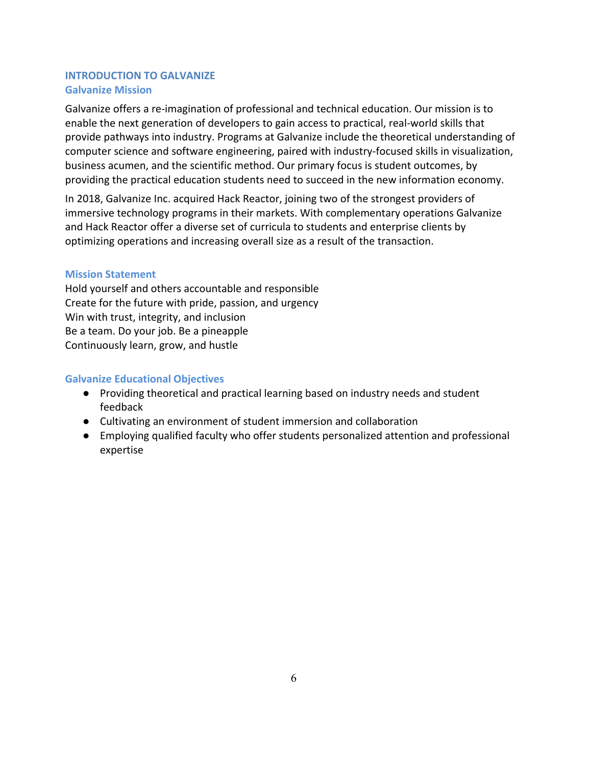# INTRODUCTION TO GALVANIZE

## Galvanize Mission

Galvanize offers a re-imagination of professional and technical education. Our mission is to enable the next generation of developers to gain access to practical, real-world skills that provide pathways into industry. Programs at Galvanize include the theoretical understanding of computer science and software engineering, paired with industry-focused skills in visualization, business acumen, and the scientific method. Our primary focus is student outcomes, by providing the practical education students need to succeed in the new information economy.

In 2018, Galvanize Inc. acquired Hack Reactor, joining two of the strongest providers of immersive technology programs in their markets. With complementary operations Galvanize and Hack Reactor offer a diverse set of curricula to students and enterprise clients by optimizing operations and increasing overall size as a result of the transaction.

## Mission Statement

Hold yourself and others accountable and responsible
Create for the future with pride, passion, and urgency
Win with trust, integrity, and inclusion
Be a team. Do your job. Be a pineapple
Continuously learn, grow, and hustle

## Galvanize Educational Objectives

- Providing theoretical and practical learning based on industry needs and student feedback
- Cultivating an environment of student immersion and collaboration
- Employing qualified faculty who offer students personalized attention and professional expertise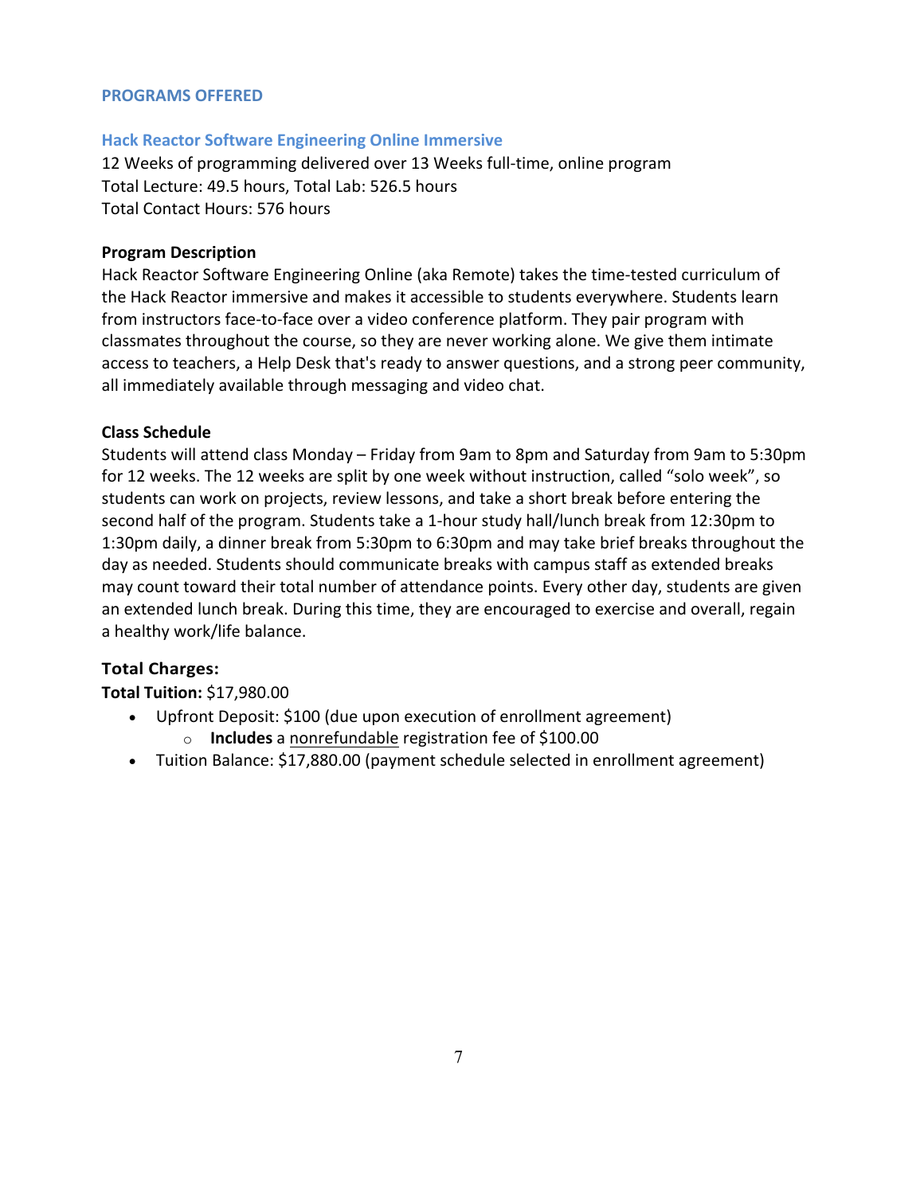## PROGRAMS OFFERED

### Hack Reactor Software Engineering Online Immersive

12 Weeks of programming delivered over 13 Weeks full-time, online program
Total Lecture: 49.5 hours, Total Lab: 526.5 hours
Total Contact Hours: 576 hours

**Program Description**

Hack Reactor Software Engineering Online (aka Remote) takes the time-tested curriculum of the Hack Reactor immersive and makes it accessible to students everywhere. Students learn from instructors face-to-face over a video conference platform. They pair program with classmates throughout the course, so they are never working alone. We give them intimate access to teachers, a Help Desk that's ready to answer questions, and a strong peer community, all immediately available through messaging and video chat.

**Class Schedule**

Students will attend class Monday – Friday from 9am to 8pm and Saturday from 9am to 5:30pm for 12 weeks. The 12 weeks are split by one week without instruction, called "solo week", so students can work on projects, review lessons, and take a short break before entering the second half of the program. Students take a 1-hour study hall/lunch break from 12:30pm to 1:30pm daily, a dinner break from 5:30pm to 6:30pm and may take brief breaks throughout the day as needed. Students should communicate breaks with campus staff as extended breaks may count toward their total number of attendance points. Every other day, students are given an extended lunch break. During this time, they are encouraged to exercise and overall, regain a healthy work/life balance.

**Total Charges:**

**Total Tuition:** $17,980.00

- Upfront Deposit: $100 (due upon execution of enrollment agreement)
  - **Includes** a <u>nonrefundable</u> registration fee of $100.00
- Tuition Balance: $17,880.00 (payment schedule selected in enrollment agreement)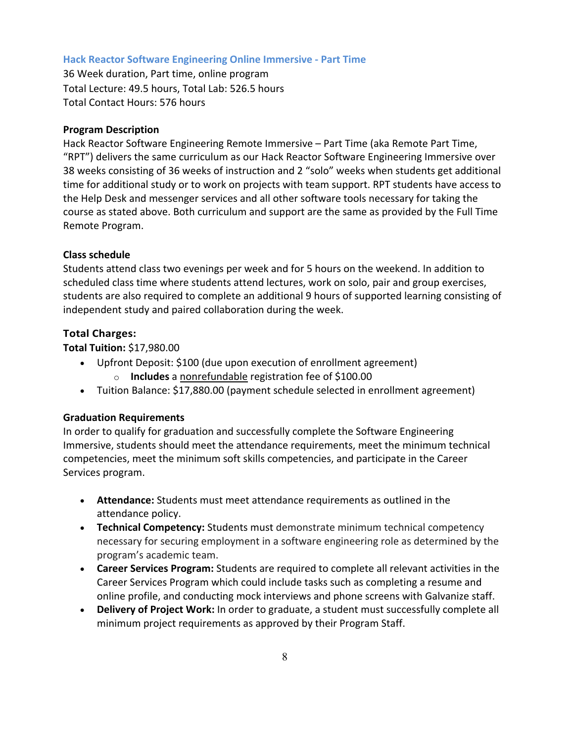### Hack Reactor Software Engineering Online Immersive - Part Time

36 Week duration, Part time, online program
Total Lecture: 49.5 hours, Total Lab: 526.5 hours
Total Contact Hours: 576 hours

**Program Description**

Hack Reactor Software Engineering Remote Immersive – Part Time (aka Remote Part Time, "RPT") delivers the same curriculum as our Hack Reactor Software Engineering Immersive over 38 weeks consisting of 36 weeks of instruction and 2 "solo" weeks when students get additional time for additional study or to work on projects with team support. RPT students have access to the Help Desk and messenger services and all other software tools necessary for taking the course as stated above. Both curriculum and support are the same as provided by the Full Time Remote Program.

**Class schedule**

Students attend class two evenings per week and for 5 hours on the weekend. In addition to scheduled class time where students attend lectures, work on solo, pair and group exercises, students are also required to complete an additional 9 hours of supported learning consisting of independent study and paired collaboration during the week.

**Total Charges:**

**Total Tuition:** $17,980.00

- Upfront Deposit: $100 (due upon execution of enrollment agreement)
  - **Includes** a nonrefundable registration fee of $100.00
- Tuition Balance: $17,880.00 (payment schedule selected in enrollment agreement)

**Graduation Requirements**

In order to qualify for graduation and successfully complete the Software Engineering Immersive, students should meet the attendance requirements, meet the minimum technical competencies, meet the minimum soft skills competencies, and participate in the Career Services program.

- **Attendance:** Students must meet attendance requirements as outlined in the attendance policy.
- **Technical Competency:** Students must demonstrate minimum technical competency necessary for securing employment in a software engineering role as determined by the program's academic team.
- **Career Services Program:** Students are required to complete all relevant activities in the Career Services Program which could include tasks such as completing a resume and online profile, and conducting mock interviews and phone screens with Galvanize staff.
- **Delivery of Project Work:** In order to graduate, a student must successfully complete all minimum project requirements as approved by their Program Staff.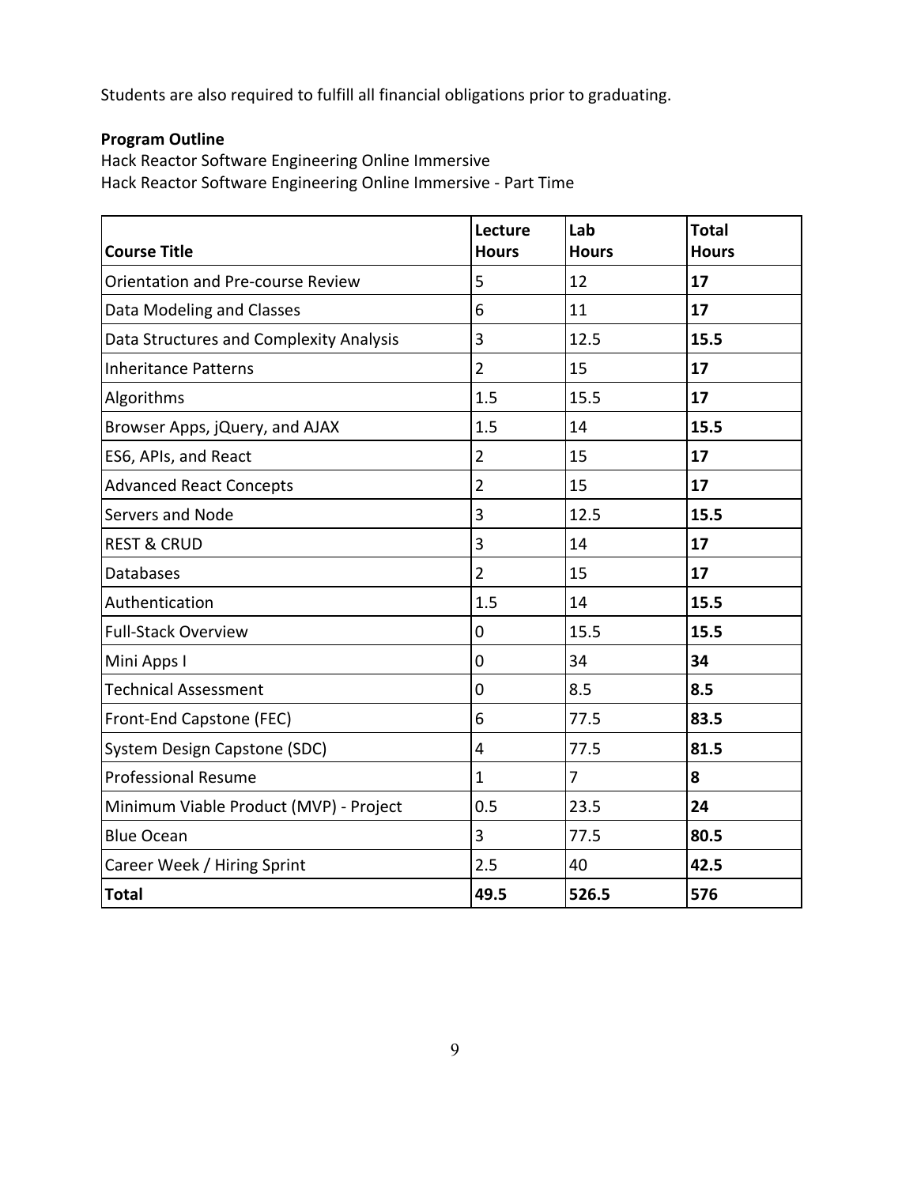Students are also required to fulfill all financial obligations prior to graduating.

**Program Outline**

Hack Reactor Software Engineering Online Immersive
Hack Reactor Software Engineering Online Immersive - Part Time

| Course Title | Lecture Hours | Lab Hours | Total Hours |
|---|---|---|---|
| Orientation and Pre-course Review | 5 | 12 | **17** |
| Data Modeling and Classes | 6 | 11 | **17** |
| Data Structures and Complexity Analysis | 3 | 12.5 | **15.5** |
| Inheritance Patterns | 2 | 15 | **17** |
| Algorithms | 1.5 | 15.5 | **17** |
| Browser Apps, jQuery, and AJAX | 1.5 | 14 | **15.5** |
| ES6, APIs, and React | 2 | 15 | **17** |
| Advanced React Concepts | 2 | 15 | **17** |
| Servers and Node | 3 | 12.5 | **15.5** |
| REST & CRUD | 3 | 14 | **17** |
| Databases | 2 | 15 | **17** |
| Authentication | 1.5 | 14 | **15.5** |
| Full-Stack Overview | 0 | 15.5 | **15.5** |
| Mini Apps I | 0 | 34 | **34** |
| Technical Assessment | 0 | 8.5 | **8.5** |
| Front-End Capstone (FEC) | 6 | 77.5 | **83.5** |
| System Design Capstone (SDC) | 4 | 77.5 | **81.5** |
| Professional Resume | 1 | 7 | **8** |
| Minimum Viable Product (MVP) - Project | 0.5 | 23.5 | **24** |
| Blue Ocean | 3 | 77.5 | **80.5** |
| Career Week / Hiring Sprint | 2.5 | 40 | **42.5** |
| **Total** | **49.5** | **526.5** | **576** |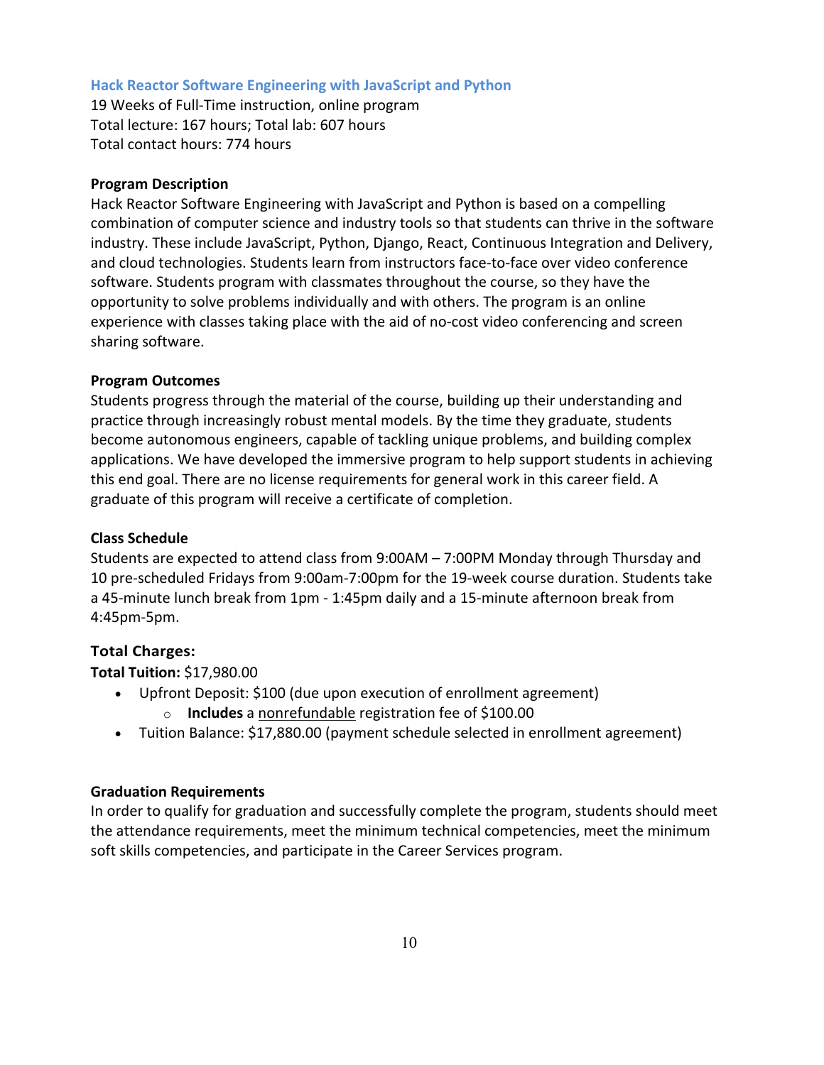## Hack Reactor Software Engineering with JavaScript and Python

19 Weeks of Full-Time instruction, online program
Total lecture: 167 hours; Total lab: 607 hours
Total contact hours: 774 hours

### Program Description

Hack Reactor Software Engineering with JavaScript and Python is based on a compelling combination of computer science and industry tools so that students can thrive in the software industry. These include JavaScript, Python, Django, React, Continuous Integration and Delivery, and cloud technologies. Students learn from instructors face-to-face over video conference software. Students program with classmates throughout the course, so they have the opportunity to solve problems individually and with others. The program is an online experience with classes taking place with the aid of no-cost video conferencing and screen sharing software.

### Program Outcomes

Students progress through the material of the course, building up their understanding and practice through increasingly robust mental models. By the time they graduate, students become autonomous engineers, capable of tackling unique problems, and building complex applications. We have developed the immersive program to help support students in achieving this end goal. There are no license requirements for general work in this career field. A graduate of this program will receive a certificate of completion.

### Class Schedule

Students are expected to attend class from 9:00AM – 7:00PM Monday through Thursday and 10 pre-scheduled Fridays from 9:00am-7:00pm for the 19-week course duration. Students take a 45-minute lunch break from 1pm - 1:45pm daily and a 15-minute afternoon break from 4:45pm-5pm.

### Total Charges:

**Total Tuition:** $17,980.00

- Upfront Deposit: $100 (due upon execution of enrollment agreement)
  - **Includes** a nonrefundable registration fee of $100.00
- Tuition Balance: $17,880.00 (payment schedule selected in enrollment agreement)

### Graduation Requirements

In order to qualify for graduation and successfully complete the program, students should meet the attendance requirements, meet the minimum technical competencies, meet the minimum soft skills competencies, and participate in the Career Services program.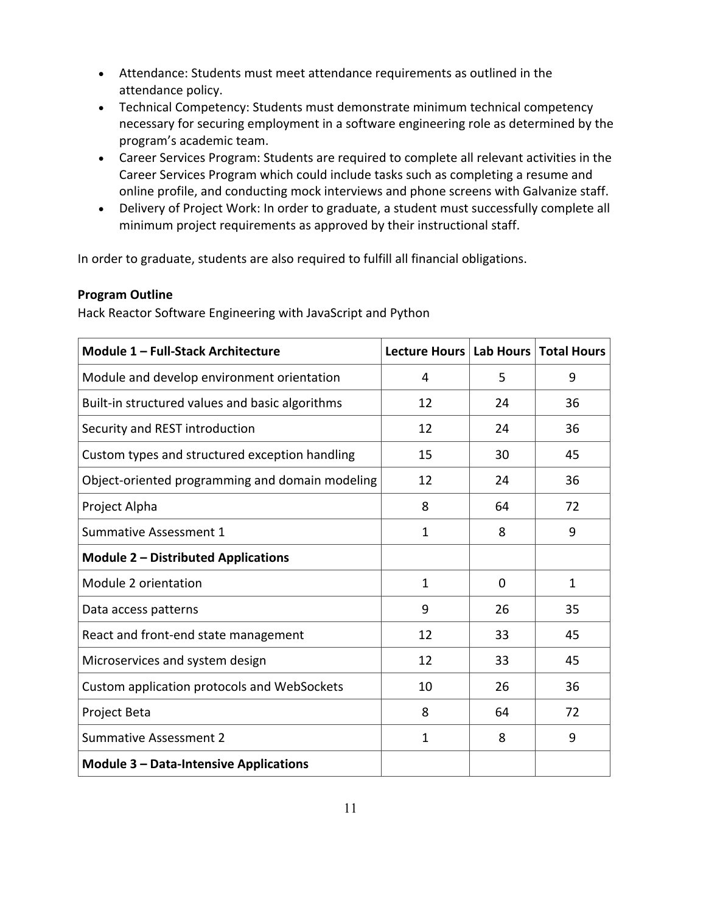- Attendance: Students must meet attendance requirements as outlined in the attendance policy.
- Technical Competency: Students must demonstrate minimum technical competency necessary for securing employment in a software engineering role as determined by the program's academic team.
- Career Services Program: Students are required to complete all relevant activities in the Career Services Program which could include tasks such as completing a resume and online profile, and conducting mock interviews and phone screens with Galvanize staff.
- Delivery of Project Work: In order to graduate, a student must successfully complete all minimum project requirements as approved by their instructional staff.

In order to graduate, students are also required to fulfill all financial obligations.

**Program Outline**

Hack Reactor Software Engineering with JavaScript and Python

| **Module 1 – Full-Stack Architecture** | **Lecture Hours** | **Lab Hours** | **Total Hours** |
|---|---|---|---|
| Module and develop environment orientation | 4 | 5 | 9 |
| Built-in structured values and basic algorithms | 12 | 24 | 36 |
| Security and REST introduction | 12 | 24 | 36 |
| Custom types and structured exception handling | 15 | 30 | 45 |
| Object-oriented programming and domain modeling | 12 | 24 | 36 |
| Project Alpha | 8 | 64 | 72 |
| Summative Assessment 1 | 1 | 8 | 9 |
| **Module 2 – Distributed Applications** | | | |
| Module 2 orientation | 1 | 0 | 1 |
| Data access patterns | 9 | 26 | 35 |
| React and front-end state management | 12 | 33 | 45 |
| Microservices and system design | 12 | 33 | 45 |
| Custom application protocols and WebSockets | 10 | 26 | 36 |
| Project Beta | 8 | 64 | 72 |
| Summative Assessment 2 | 1 | 8 | 9 |
| **Module 3 – Data-Intensive Applications** | | | |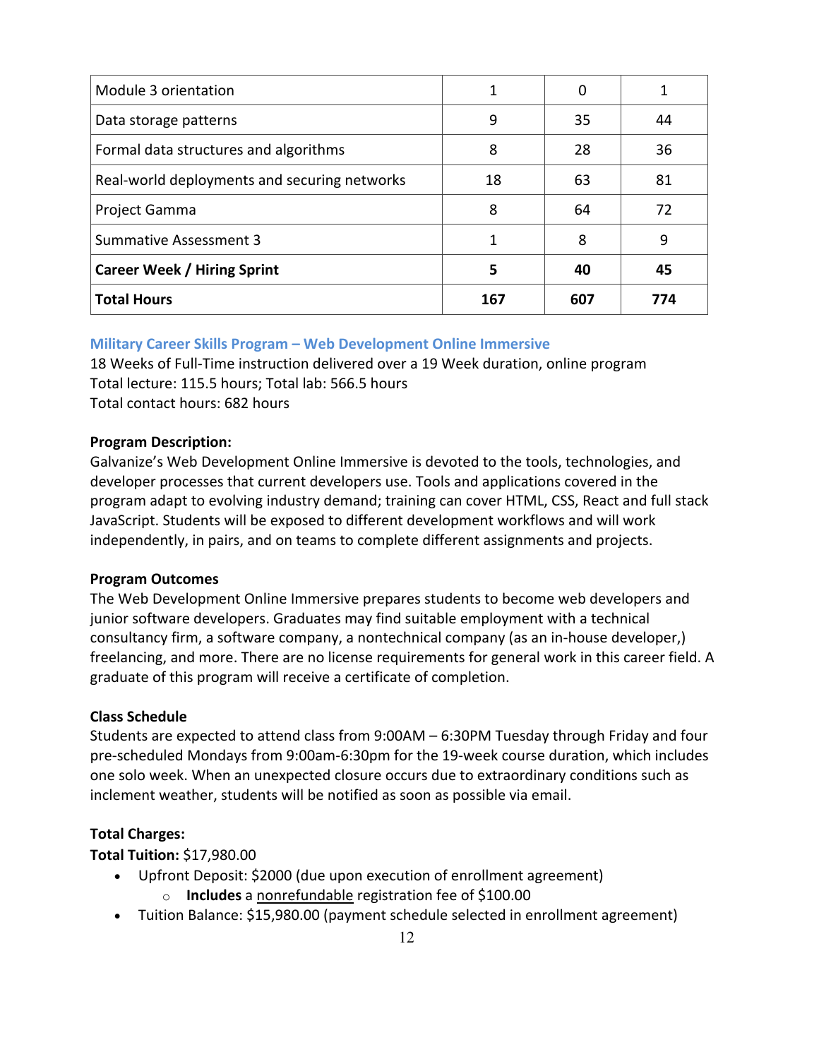| Module 3 orientation | 1 | 0 | 1 |
| --- | --- | --- | --- |
| Data storage patterns | 9 | 35 | 44 |
| Formal data structures and algorithms | 8 | 28 | 36 |
| Real-world deployments and securing networks | 18 | 63 | 81 |
| Project Gamma | 8 | 64 | 72 |
| Summative Assessment 3 | 1 | 8 | 9 |
| **Career Week / Hiring Sprint** | **5** | **40** | **45** |
| **Total Hours** | **167** | **607** | **774** |

### Military Career Skills Program – Web Development Online Immersive

18 Weeks of Full-Time instruction delivered over a 19 Week duration, online program
Total lecture: 115.5 hours; Total lab: 566.5 hours
Total contact hours: 682 hours

**Program Description:**
Galvanize's Web Development Online Immersive is devoted to the tools, technologies, and developer processes that current developers use. Tools and applications covered in the program adapt to evolving industry demand; training can cover HTML, CSS, React and full stack JavaScript. Students will be exposed to different development workflows and will work independently, in pairs, and on teams to complete different assignments and projects.

**Program Outcomes**
The Web Development Online Immersive prepares students to become web developers and junior software developers. Graduates may find suitable employment with a technical consultancy firm, a software company, a nontechnical company (as an in-house developer,) freelancing, and more. There are no license requirements for general work in this career field. A graduate of this program will receive a certificate of completion.

**Class Schedule**
Students are expected to attend class from 9:00AM – 6:30PM Tuesday through Friday and four pre-scheduled Mondays from 9:00am-6:30pm for the 19-week course duration, which includes one solo week. When an unexpected closure occurs due to extraordinary conditions such as inclement weather, students will be notified as soon as possible via email.

**Total Charges:**
**Total Tuition:** $17,980.00

- Upfront Deposit: $2000 (due upon execution of enrollment agreement)
  - **Includes** a nonrefundable registration fee of $100.00
- Tuition Balance: $15,980.00 (payment schedule selected in enrollment agreement)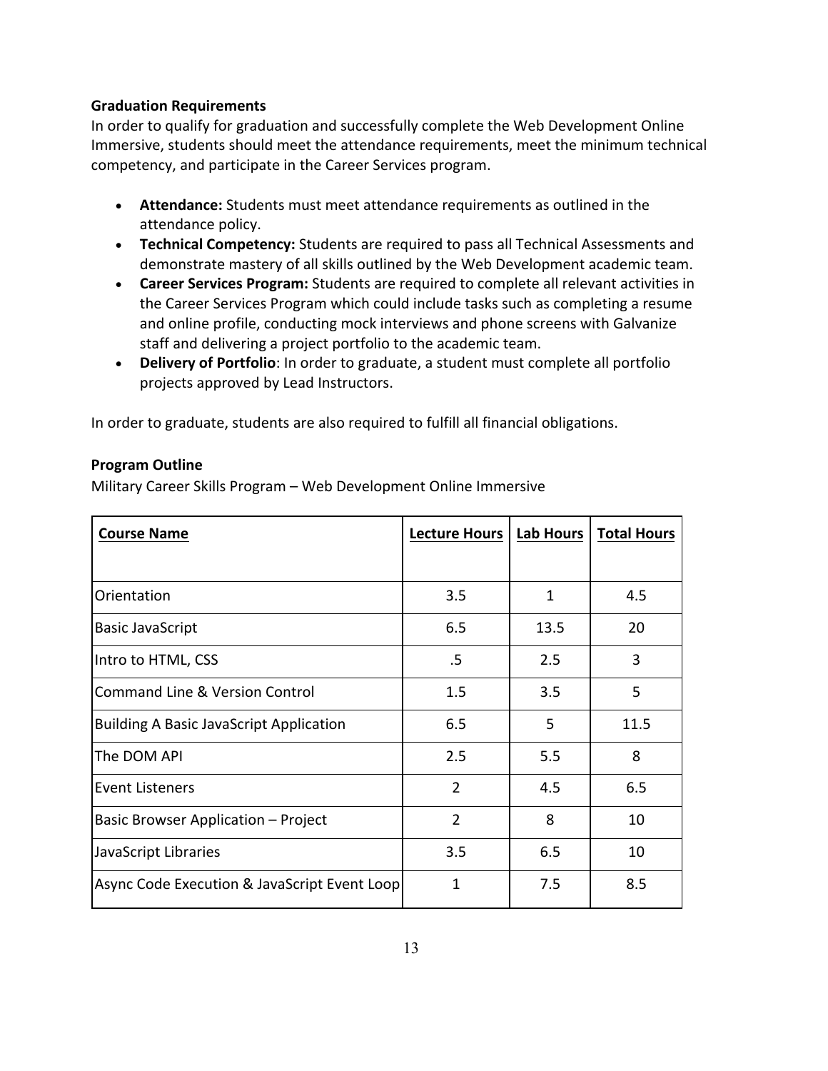**Graduation Requirements**

In order to qualify for graduation and successfully complete the Web Development Online Immersive, students should meet the attendance requirements, meet the minimum technical competency, and participate in the Career Services program.

- **Attendance:** Students must meet attendance requirements as outlined in the attendance policy.
- **Technical Competency:** Students are required to pass all Technical Assessments and demonstrate mastery of all skills outlined by the Web Development academic team.
- **Career Services Program:** Students are required to complete all relevant activities in the Career Services Program which could include tasks such as completing a resume and online profile, conducting mock interviews and phone screens with Galvanize staff and delivering a project portfolio to the academic team.
- **Delivery of Portfolio**: In order to graduate, a student must complete all portfolio projects approved by Lead Instructors.

In order to graduate, students are also required to fulfill all financial obligations.

**Program Outline**

Military Career Skills Program – Web Development Online Immersive

| Course Name | Lecture Hours | Lab Hours | Total Hours |
|---|---|---|---|
| Orientation | 3.5 | 1 | 4.5 |
| Basic JavaScript | 6.5 | 13.5 | 20 |
| Intro to HTML, CSS | .5 | 2.5 | 3 |
| Command Line & Version Control | 1.5 | 3.5 | 5 |
| Building A Basic JavaScript Application | 6.5 | 5 | 11.5 |
| The DOM API | 2.5 | 5.5 | 8 |
| Event Listeners | 2 | 4.5 | 6.5 |
| Basic Browser Application – Project | 2 | 8 | 10 |
| JavaScript Libraries | 3.5 | 6.5 | 10 |
| Async Code Execution & JavaScript Event Loop | 1 | 7.5 | 8.5 |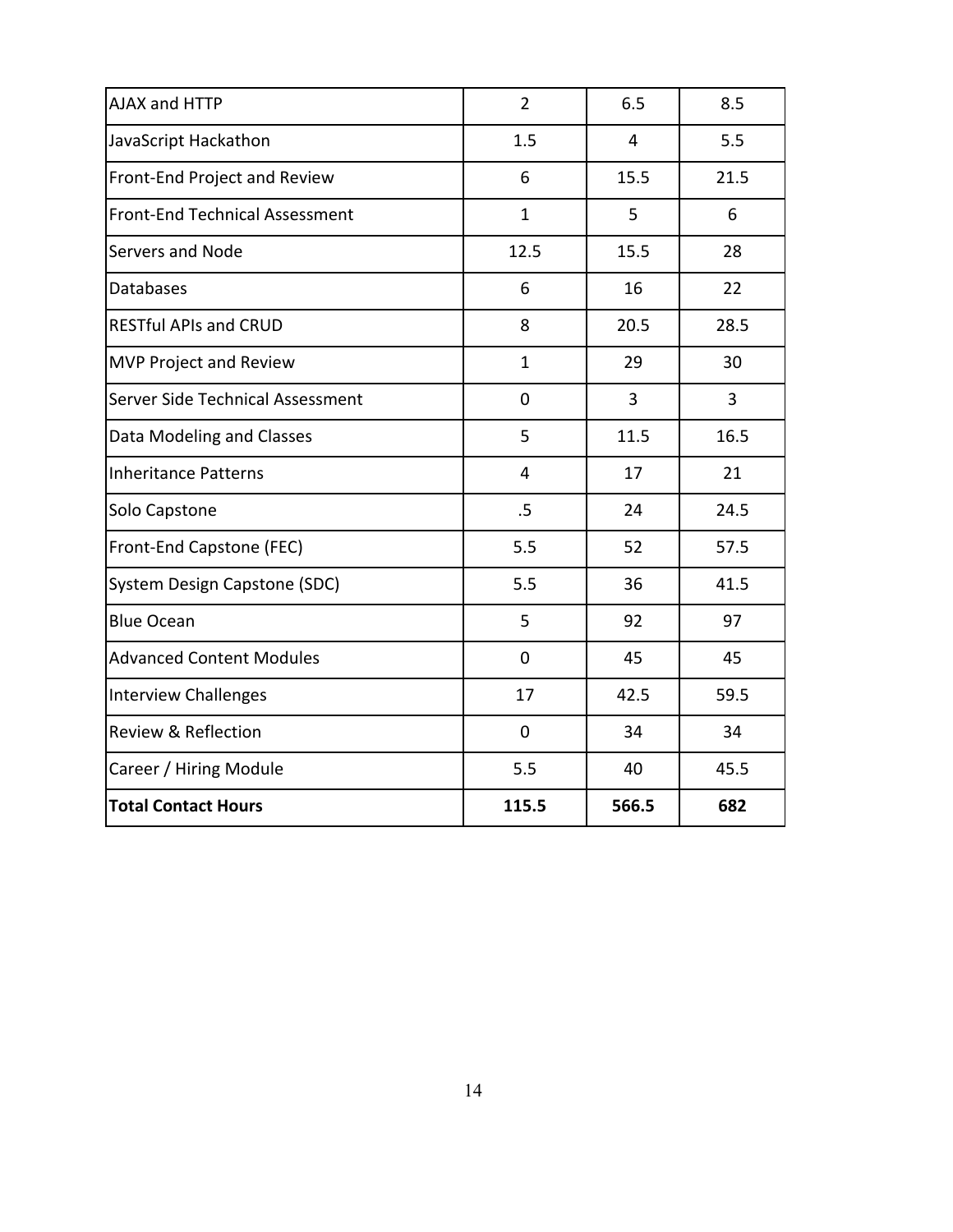| AJAX and HTTP | 2 | 6.5 | 8.5 |
|---|---|---|---|
| JavaScript Hackathon | 1.5 | 4 | 5.5 |
| Front-End Project and Review | 6 | 15.5 | 21.5 |
| Front-End Technical Assessment | 1 | 5 | 6 |
| Servers and Node | 12.5 | 15.5 | 28 |
| Databases | 6 | 16 | 22 |
| RESTful APIs and CRUD | 8 | 20.5 | 28.5 |
| MVP Project and Review | 1 | 29 | 30 |
| Server Side Technical Assessment | 0 | 3 | 3 |
| Data Modeling and Classes | 5 | 11.5 | 16.5 |
| Inheritance Patterns | 4 | 17 | 21 |
| Solo Capstone | .5 | 24 | 24.5 |
| Front-End Capstone (FEC) | 5.5 | 52 | 57.5 |
| System Design Capstone (SDC) | 5.5 | 36 | 41.5 |
| Blue Ocean | 5 | 92 | 97 |
| Advanced Content Modules | 0 | 45 | 45 |
| Interview Challenges | 17 | 42.5 | 59.5 |
| Review & Reflection | 0 | 34 | 34 |
| Career / Hiring Module | 5.5 | 40 | 45.5 |
| **Total Contact Hours** | **115.5** | **566.5** | **682** |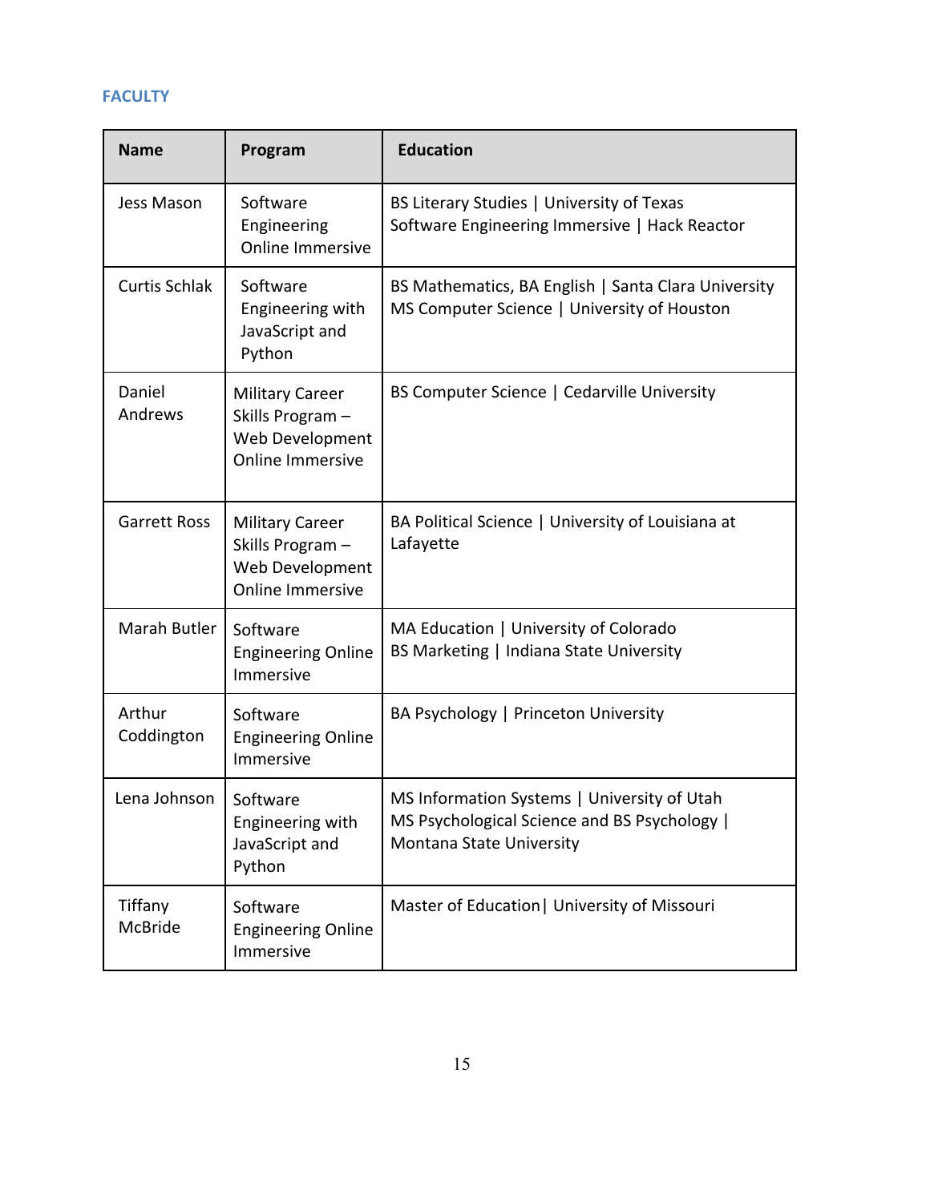## FACULTY

| Name | Program | Education |
|---|---|---|
| Jess Mason | Software Engineering Online Immersive | BS Literary Studies \| University of Texas<br>Software Engineering Immersive \| Hack Reactor |
| Curtis Schlak | Software Engineering with JavaScript and Python | BS Mathematics, BA English \| Santa Clara University<br>MS Computer Science \| University of Houston |
| Daniel Andrews | Military Career Skills Program – Web Development Online Immersive | BS Computer Science \| Cedarville University |
| Garrett Ross | Military Career Skills Program – Web Development Online Immersive | BA Political Science \| University of Louisiana at Lafayette |
| Marah Butler | Software Engineering Online Immersive | MA Education \| University of Colorado<br>BS Marketing \| Indiana State University |
| Arthur Coddington | Software Engineering Online Immersive | BA Psychology \| Princeton University |
| Lena Johnson | Software Engineering with JavaScript and Python | MS Information Systems \| University of Utah<br>MS Psychological Science and BS Psychology \| Montana State University |
| Tiffany McBride | Software Engineering Online Immersive | Master of Education\| University of Missouri |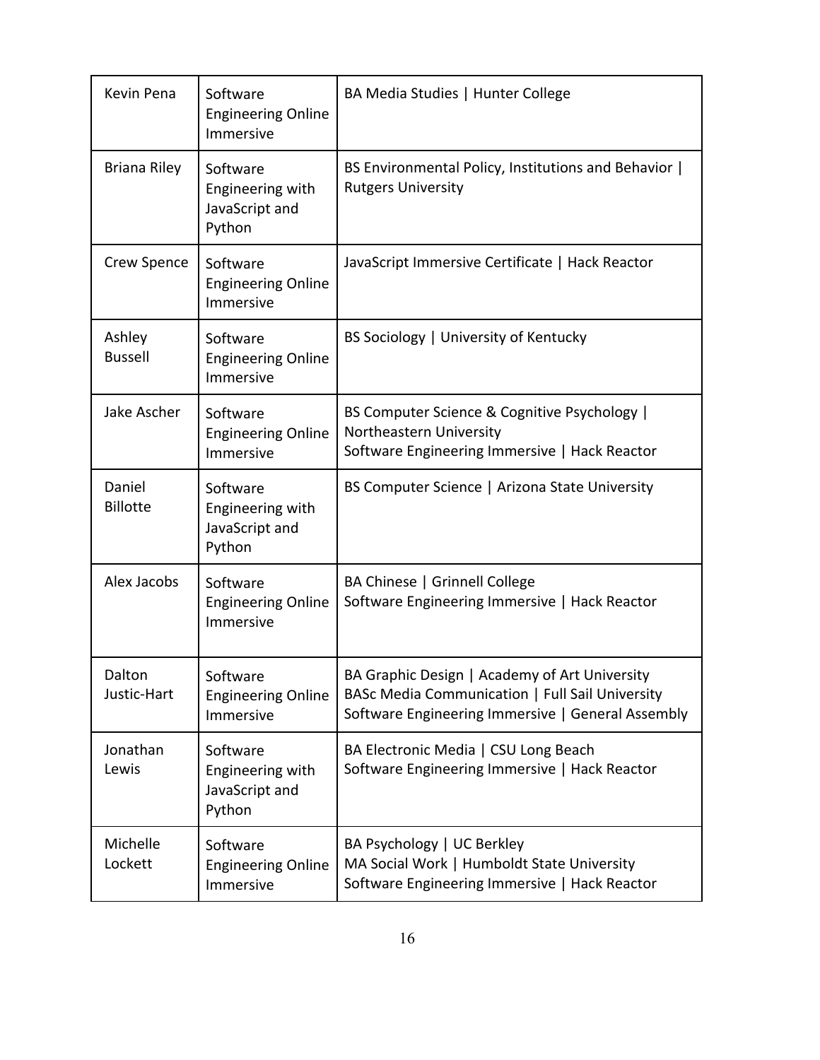| Kevin Pena | Software Engineering Online Immersive | BA Media Studies \| Hunter College |
|---|---|---|
| Briana Riley | Software Engineering with JavaScript and Python | BS Environmental Policy, Institutions and Behavior \| Rutgers University |
| Crew Spence | Software Engineering Online Immersive | JavaScript Immersive Certificate \| Hack Reactor |
| Ashley Bussell | Software Engineering Online Immersive | BS Sociology \| University of Kentucky |
| Jake Ascher | Software Engineering Online Immersive | BS Computer Science & Cognitive Psychology \| Northeastern University<br>Software Engineering Immersive \| Hack Reactor |
| Daniel Billotte | Software Engineering with JavaScript and Python | BS Computer Science \| Arizona State University |
| Alex Jacobs | Software Engineering Online Immersive | BA Chinese \| Grinnell College<br>Software Engineering Immersive \| Hack Reactor |
| Dalton Justic-Hart | Software Engineering Online Immersive | BA Graphic Design \| Academy of Art University<br>BASc Media Communication \| Full Sail University<br>Software Engineering Immersive \| General Assembly |
| Jonathan Lewis | Software Engineering with JavaScript and Python | BA Electronic Media \| CSU Long Beach<br>Software Engineering Immersive \| Hack Reactor |
| Michelle Lockett | Software Engineering Online Immersive | BA Psychology \| UC Berkley<br>MA Social Work \| Humboldt State University<br>Software Engineering Immersive \| Hack Reactor |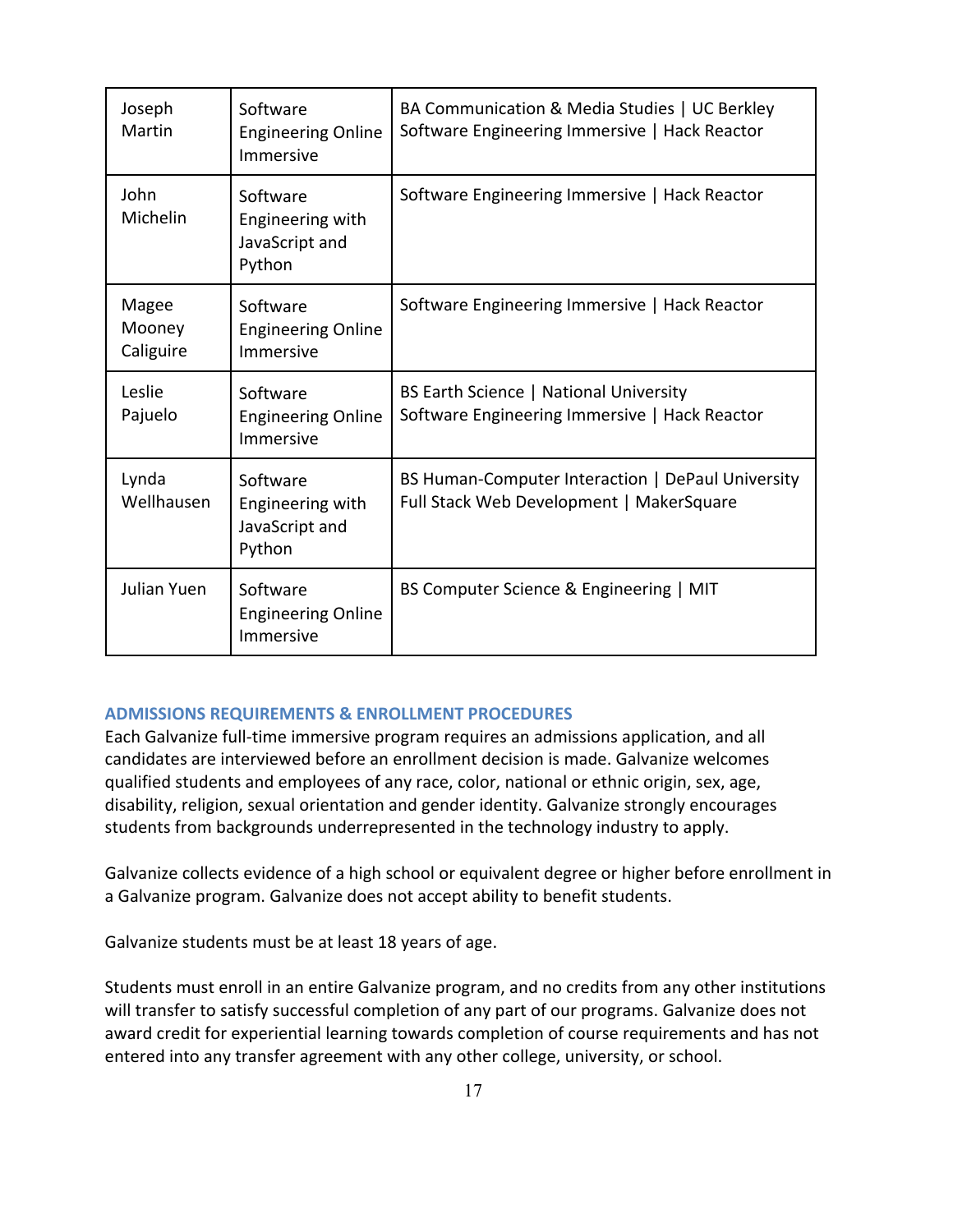| | | |
|---|---|---|
| Joseph Martin | Software Engineering Online Immersive | BA Communication & Media Studies \| UC Berkley<br>Software Engineering Immersive \| Hack Reactor |
| John Michelin | Software Engineering with JavaScript and Python | Software Engineering Immersive \| Hack Reactor |
| Magee Mooney Caliguire | Software Engineering Online Immersive | Software Engineering Immersive \| Hack Reactor |
| Leslie Pajuelo | Software Engineering Online Immersive | BS Earth Science \| National University<br>Software Engineering Immersive \| Hack Reactor |
| Lynda Wellhausen | Software Engineering with JavaScript and Python | BS Human-Computer Interaction \| DePaul University<br>Full Stack Web Development \| MakerSquare |
| Julian Yuen | Software Engineering Online Immersive | BS Computer Science & Engineering \| MIT |

## ADMISSIONS REQUIREMENTS & ENROLLMENT PROCEDURES

Each Galvanize full-time immersive program requires an admissions application, and all candidates are interviewed before an enrollment decision is made. Galvanize welcomes qualified students and employees of any race, color, national or ethnic origin, sex, age, disability, religion, sexual orientation and gender identity. Galvanize strongly encourages students from backgrounds underrepresented in the technology industry to apply.

Galvanize collects evidence of a high school or equivalent degree or higher before enrollment in a Galvanize program. Galvanize does not accept ability to benefit students.

Galvanize students must be at least 18 years of age.

Students must enroll in an entire Galvanize program, and no credits from any other institutions will transfer to satisfy successful completion of any part of our programs. Galvanize does not award credit for experiential learning towards completion of course requirements and has not entered into any transfer agreement with any other college, university, or school.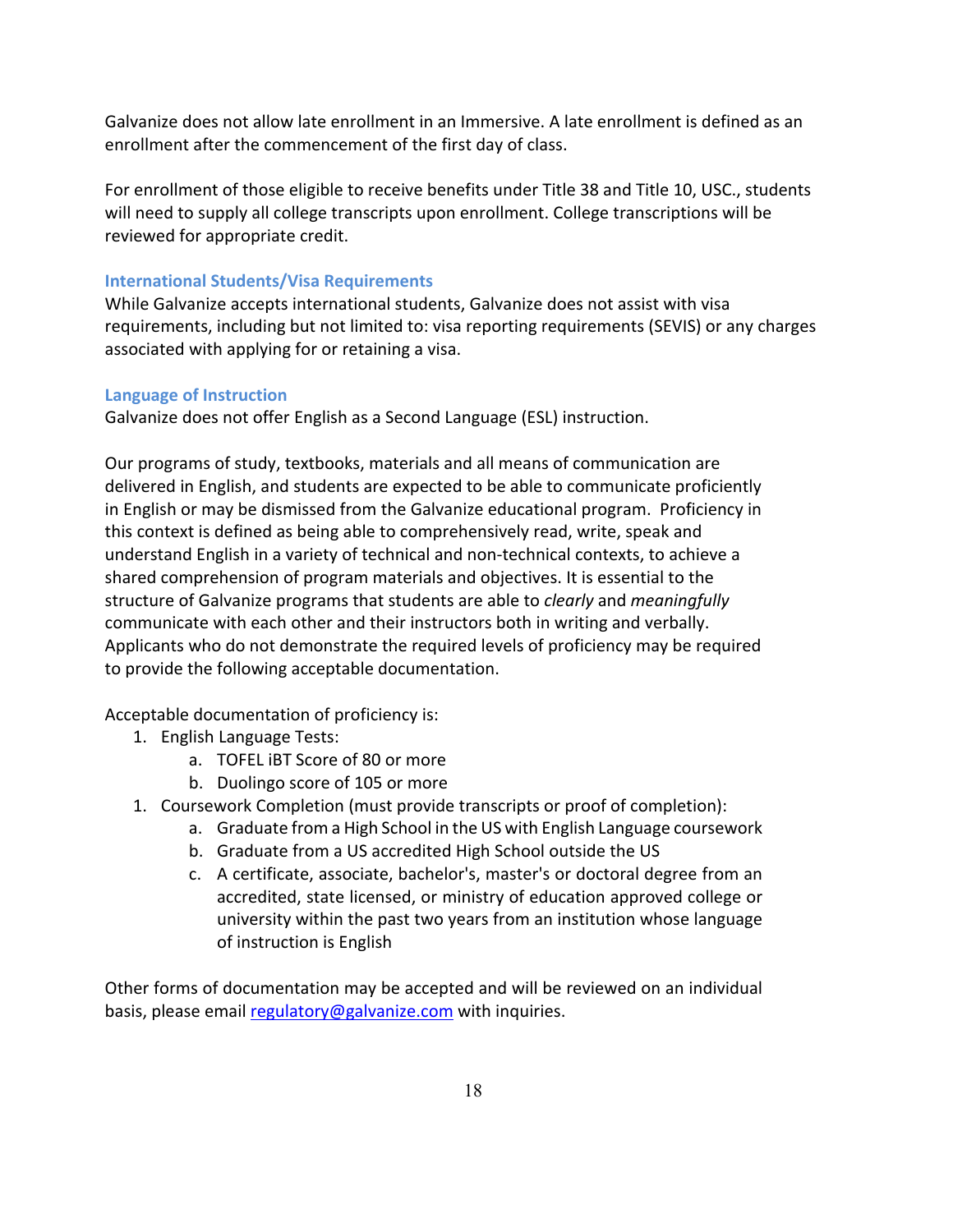Galvanize does not allow late enrollment in an Immersive. A late enrollment is defined as an enrollment after the commencement of the first day of class.

For enrollment of those eligible to receive benefits under Title 38 and Title 10, USC., students will need to supply all college transcripts upon enrollment. College transcriptions will be reviewed for appropriate credit.

### International Students/Visa Requirements

While Galvanize accepts international students, Galvanize does not assist with visa requirements, including but not limited to: visa reporting requirements (SEVIS) or any charges associated with applying for or retaining a visa.

### Language of Instruction

Galvanize does not offer English as a Second Language (ESL) instruction.

Our programs of study, textbooks, materials and all means of communication are delivered in English, and students are expected to be able to communicate proficiently in English or may be dismissed from the Galvanize educational program. Proficiency in this context is defined as being able to comprehensively read, write, speak and understand English in a variety of technical and non-technical contexts, to achieve a shared comprehension of program materials and objectives. It is essential to the structure of Galvanize programs that students are able to *clearly* and *meaningfully* communicate with each other and their instructors both in writing and verbally. Applicants who do not demonstrate the required levels of proficiency may be required to provide the following acceptable documentation.

Acceptable documentation of proficiency is:

1. English Language Tests:
   a. TOFEL iBT Score of 80 or more
   b. Duolingo score of 105 or more
1. Coursework Completion (must provide transcripts or proof of completion):
   a. Graduate from a High School in the US with English Language coursework
   b. Graduate from a US accredited High School outside the US
   c. A certificate, associate, bachelor's, master's or doctoral degree from an accredited, state licensed, or ministry of education approved college or university within the past two years from an institution whose language of instruction is English

Other forms of documentation may be accepted and will be reviewed on an individual basis, please email regulatory@galvanize.com with inquiries.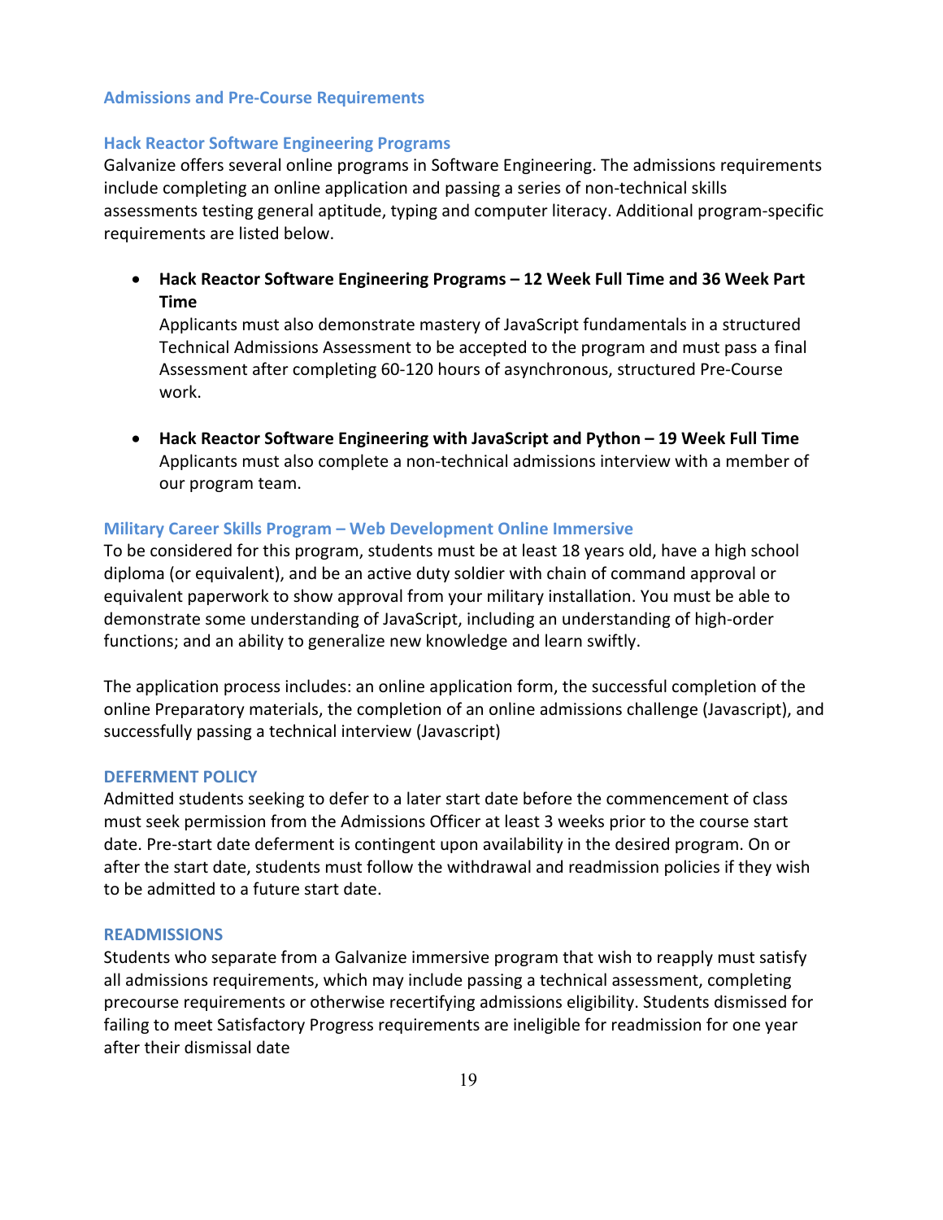## Admissions and Pre-Course Requirements

### Hack Reactor Software Engineering Programs

Galvanize offers several online programs in Software Engineering. The admissions requirements include completing an online application and passing a series of non-technical skills assessments testing general aptitude, typing and computer literacy. Additional program-specific requirements are listed below.

- **Hack Reactor Software Engineering Programs – 12 Week Full Time and 36 Week Part Time**
  Applicants must also demonstrate mastery of JavaScript fundamentals in a structured Technical Admissions Assessment to be accepted to the program and must pass a final Assessment after completing 60-120 hours of asynchronous, structured Pre-Course work.

- **Hack Reactor Software Engineering with JavaScript and Python – 19 Week Full Time**
  Applicants must also complete a non-technical admissions interview with a member of our program team.

### Military Career Skills Program – Web Development Online Immersive

To be considered for this program, students must be at least 18 years old, have a high school diploma (or equivalent), and be an active duty soldier with chain of command approval or equivalent paperwork to show approval from your military installation. You must be able to demonstrate some understanding of JavaScript, including an understanding of high-order functions; and an ability to generalize new knowledge and learn swiftly.

The application process includes: an online application form, the successful completion of the online Preparatory materials, the completion of an online admissions challenge (Javascript), and successfully passing a technical interview (Javascript)

### DEFERMENT POLICY

Admitted students seeking to defer to a later start date before the commencement of class must seek permission from the Admissions Officer at least 3 weeks prior to the course start date. Pre-start date deferment is contingent upon availability in the desired program. On or after the start date, students must follow the withdrawal and readmission policies if they wish to be admitted to a future start date.

### READMISSIONS

Students who separate from a Galvanize immersive program that wish to reapply must satisfy all admissions requirements, which may include passing a technical assessment, completing precourse requirements or otherwise recertifying admissions eligibility. Students dismissed for failing to meet Satisfactory Progress requirements are ineligible for readmission for one year after their dismissal date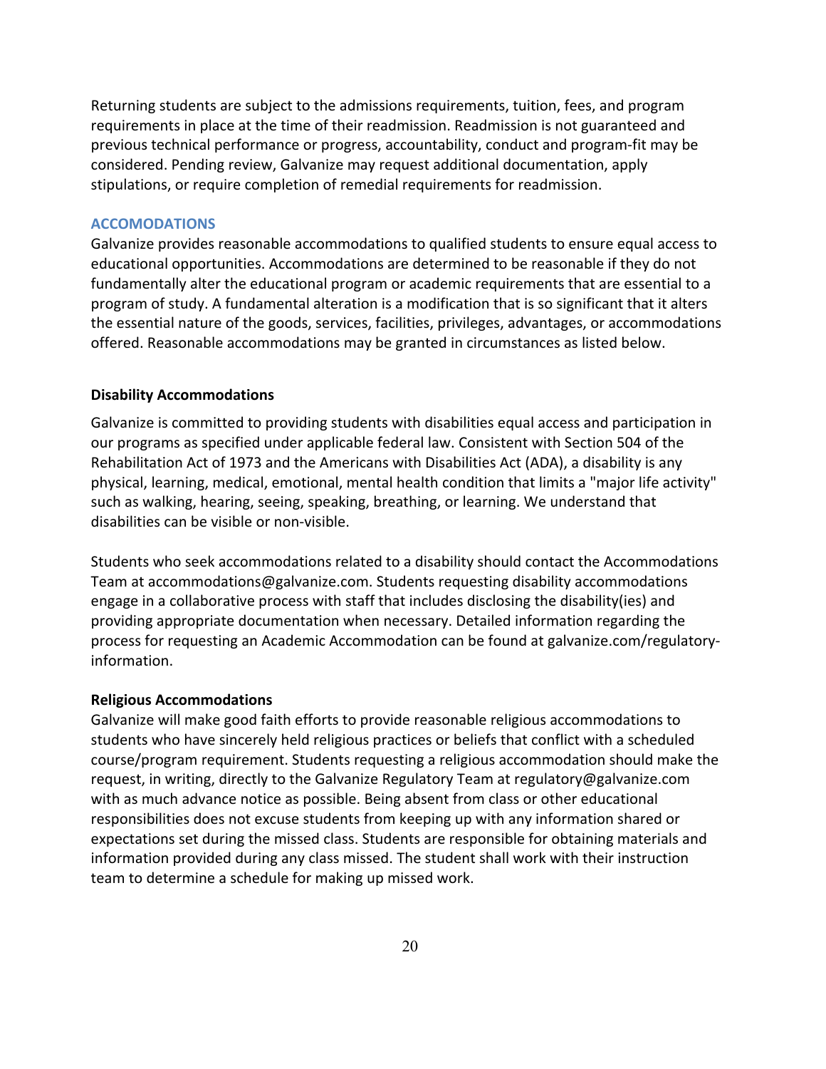Returning students are subject to the admissions requirements, tuition, fees, and program requirements in place at the time of their readmission. Readmission is not guaranteed and previous technical performance or progress, accountability, conduct and program-fit may be considered. Pending review, Galvanize may request additional documentation, apply stipulations, or require completion of remedial requirements for readmission.

## ACCOMODATIONS

Galvanize provides reasonable accommodations to qualified students to ensure equal access to educational opportunities. Accommodations are determined to be reasonable if they do not fundamentally alter the educational program or academic requirements that are essential to a program of study. A fundamental alteration is a modification that is so significant that it alters the essential nature of the goods, services, facilities, privileges, advantages, or accommodations offered. Reasonable accommodations may be granted in circumstances as listed below.

### Disability Accommodations

Galvanize is committed to providing students with disabilities equal access and participation in our programs as specified under applicable federal law. Consistent with Section 504 of the Rehabilitation Act of 1973 and the Americans with Disabilities Act (ADA), a disability is any physical, learning, medical, emotional, mental health condition that limits a "major life activity" such as walking, hearing, seeing, speaking, breathing, or learning. We understand that disabilities can be visible or non-visible.

Students who seek accommodations related to a disability should contact the Accommodations Team at accommodations@galvanize.com. Students requesting disability accommodations engage in a collaborative process with staff that includes disclosing the disability(ies) and providing appropriate documentation when necessary. Detailed information regarding the process for requesting an Academic Accommodation can be found at galvanize.com/regulatory-information.

### Religious Accommodations

Galvanize will make good faith efforts to provide reasonable religious accommodations to students who have sincerely held religious practices or beliefs that conflict with a scheduled course/program requirement. Students requesting a religious accommodation should make the request, in writing, directly to the Galvanize Regulatory Team at regulatory@galvanize.com with as much advance notice as possible. Being absent from class or other educational responsibilities does not excuse students from keeping up with any information shared or expectations set during the missed class. Students are responsible for obtaining materials and information provided during any class missed. The student shall work with their instruction team to determine a schedule for making up missed work.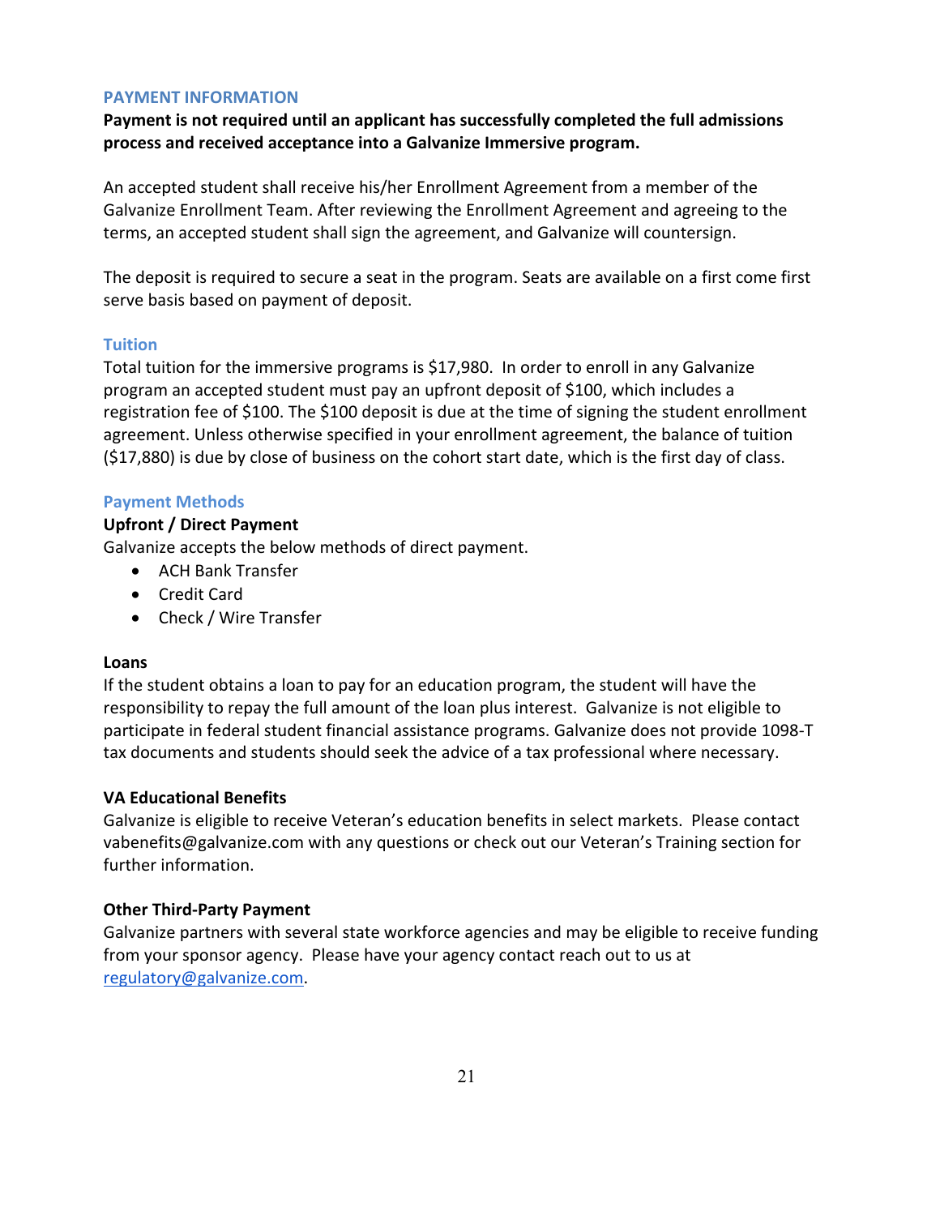## PAYMENT INFORMATION

**Payment is not required until an applicant has successfully completed the full admissions process and received acceptance into a Galvanize Immersive program.**

An accepted student shall receive his/her Enrollment Agreement from a member of the Galvanize Enrollment Team. After reviewing the Enrollment Agreement and agreeing to the terms, an accepted student shall sign the agreement, and Galvanize will countersign.

The deposit is required to secure a seat in the program. Seats are available on a first come first serve basis based on payment of deposit.

### Tuition

Total tuition for the immersive programs is $17,980. In order to enroll in any Galvanize program an accepted student must pay an upfront deposit of $100, which includes a registration fee of $100. The $100 deposit is due at the time of signing the student enrollment agreement. Unless otherwise specified in your enrollment agreement, the balance of tuition ($17,880) is due by close of business on the cohort start date, which is the first day of class.

### Payment Methods

**Upfront / Direct Payment**

Galvanize accepts the below methods of direct payment.

- ACH Bank Transfer
- Credit Card
- Check / Wire Transfer

**Loans**

If the student obtains a loan to pay for an education program, the student will have the responsibility to repay the full amount of the loan plus interest. Galvanize is not eligible to participate in federal student financial assistance programs. Galvanize does not provide 1098-T tax documents and students should seek the advice of a tax professional where necessary.

**VA Educational Benefits**

Galvanize is eligible to receive Veteran's education benefits in select markets. Please contact vabenefits@galvanize.com with any questions or check out our Veteran's Training section for further information.

**Other Third-Party Payment**

Galvanize partners with several state workforce agencies and may be eligible to receive funding from your sponsor agency. Please have your agency contact reach out to us at regulatory@galvanize.com.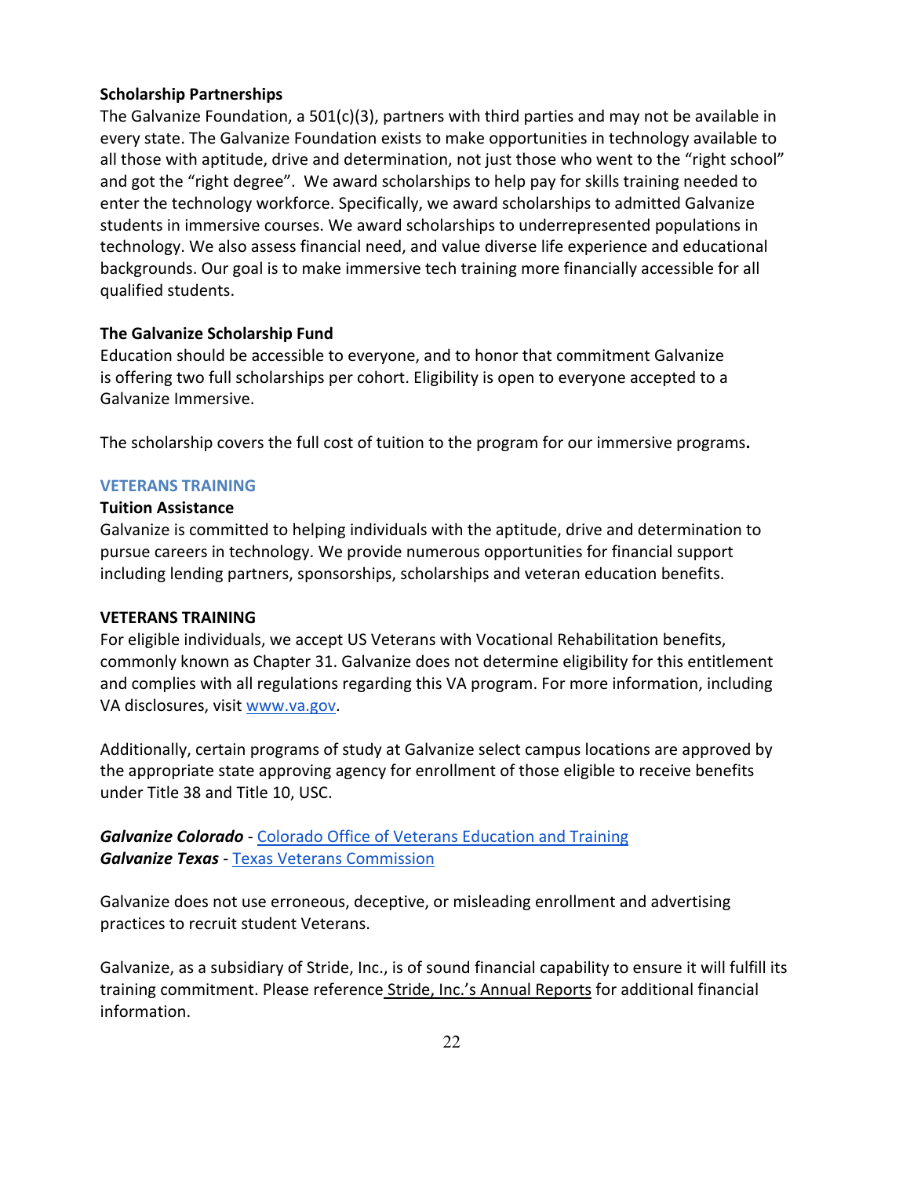**Scholarship Partnerships**

The Galvanize Foundation, a 501(c)(3), partners with third parties and may not be available in every state. The Galvanize Foundation exists to make opportunities in technology available to all those with aptitude, drive and determination, not just those who went to the "right school" and got the "right degree". We award scholarships to help pay for skills training needed to enter the technology workforce. Specifically, we award scholarships to admitted Galvanize students in immersive courses. We award scholarships to underrepresented populations in technology. We also assess financial need, and value diverse life experience and educational backgrounds. Our goal is to make immersive tech training more financially accessible for all qualified students.

**The Galvanize Scholarship Fund**

Education should be accessible to everyone, and to honor that commitment Galvanize is offering two full scholarships per cohort. Eligibility is open to everyone accepted to a Galvanize Immersive.

The scholarship covers the full cost of tuition to the program for our immersive programs**.**

## VETERANS TRAINING

**Tuition Assistance**

Galvanize is committed to helping individuals with the aptitude, drive and determination to pursue careers in technology. We provide numerous opportunities for financial support including lending partners, sponsorships, scholarships and veteran education benefits.

**VETERANS TRAINING**

For eligible individuals, we accept US Veterans with Vocational Rehabilitation benefits, commonly known as Chapter 31. Galvanize does not determine eligibility for this entitlement and complies with all regulations regarding this VA program. For more information, including VA disclosures, visit www.va.gov.

Additionally, certain programs of study at Galvanize select campus locations are approved by the appropriate state approving agency for enrollment of those eligible to receive benefits under Title 38 and Title 10, USC.

***Galvanize Colorado*** - Colorado Office of Veterans Education and Training
***Galvanize Texas*** - Texas Veterans Commission

Galvanize does not use erroneous, deceptive, or misleading enrollment and advertising practices to recruit student Veterans.

Galvanize, as a subsidiary of Stride, Inc., is of sound financial capability to ensure it will fulfill its training commitment. Please reference Stride, Inc.'s Annual Reports for additional financial information.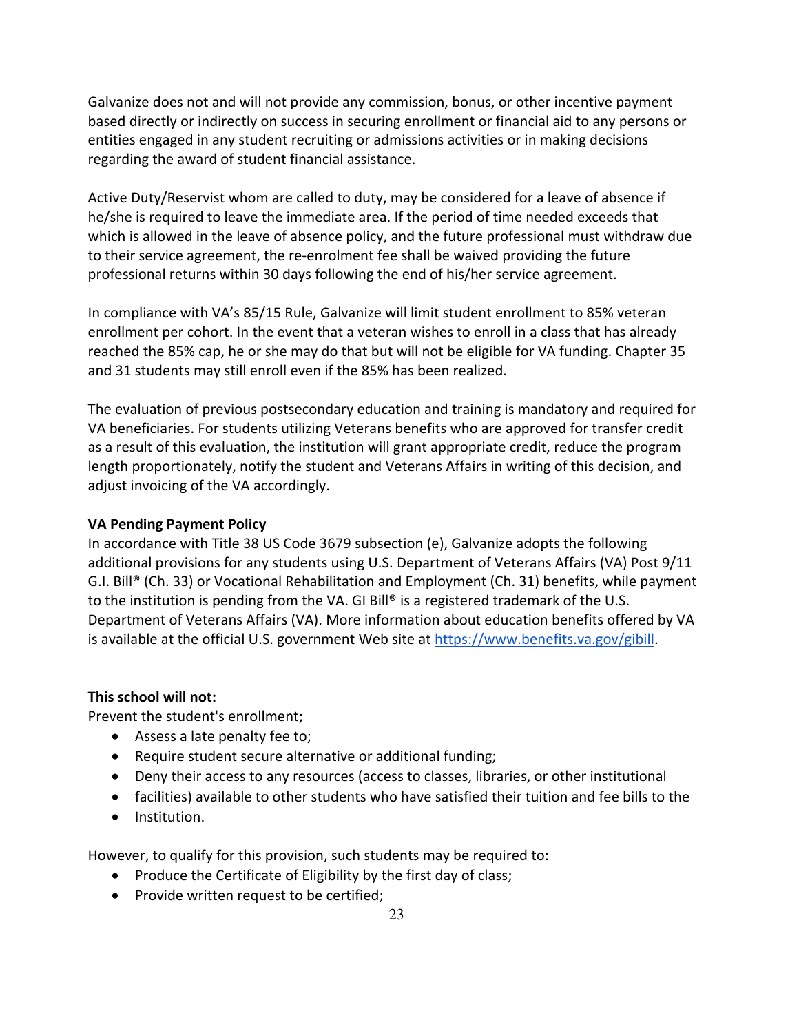Galvanize does not and will not provide any commission, bonus, or other incentive payment based directly or indirectly on success in securing enrollment or financial aid to any persons or entities engaged in any student recruiting or admissions activities or in making decisions regarding the award of student financial assistance.

Active Duty/Reservist whom are called to duty, may be considered for a leave of absence if he/she is required to leave the immediate area. If the period of time needed exceeds that which is allowed in the leave of absence policy, and the future professional must withdraw due to their service agreement, the re-enrolment fee shall be waived providing the future professional returns within 30 days following the end of his/her service agreement.

In compliance with VA's 85/15 Rule, Galvanize will limit student enrollment to 85% veteran enrollment per cohort. In the event that a veteran wishes to enroll in a class that has already reached the 85% cap, he or she may do that but will not be eligible for VA funding. Chapter 35 and 31 students may still enroll even if the 85% has been realized.

The evaluation of previous postsecondary education and training is mandatory and required for VA beneficiaries. For students utilizing Veterans benefits who are approved for transfer credit as a result of this evaluation, the institution will grant appropriate credit, reduce the program length proportionately, notify the student and Veterans Affairs in writing of this decision, and adjust invoicing of the VA accordingly.

**VA Pending Payment Policy**
In accordance with Title 38 US Code 3679 subsection (e), Galvanize adopts the following additional provisions for any students using U.S. Department of Veterans Affairs (VA) Post 9/11 G.I. Bill® (Ch. 33) or Vocational Rehabilitation and Employment (Ch. 31) benefits, while payment to the institution is pending from the VA. GI Bill® is a registered trademark of the U.S. Department of Veterans Affairs (VA). More information about education benefits offered by VA is available at the official U.S. government Web site at [https://www.benefits.va.gov/gibill](https://www.benefits.va.gov/gibill).

**This school will not:**
Prevent the student's enrollment;

- Assess a late penalty fee to;
- Require student secure alternative or additional funding;
- Deny their access to any resources (access to classes, libraries, or other institutional
- facilities) available to other students who have satisfied their tuition and fee bills to the
- Institution.

However, to qualify for this provision, such students may be required to:

- Produce the Certificate of Eligibility by the first day of class;
- Provide written request to be certified;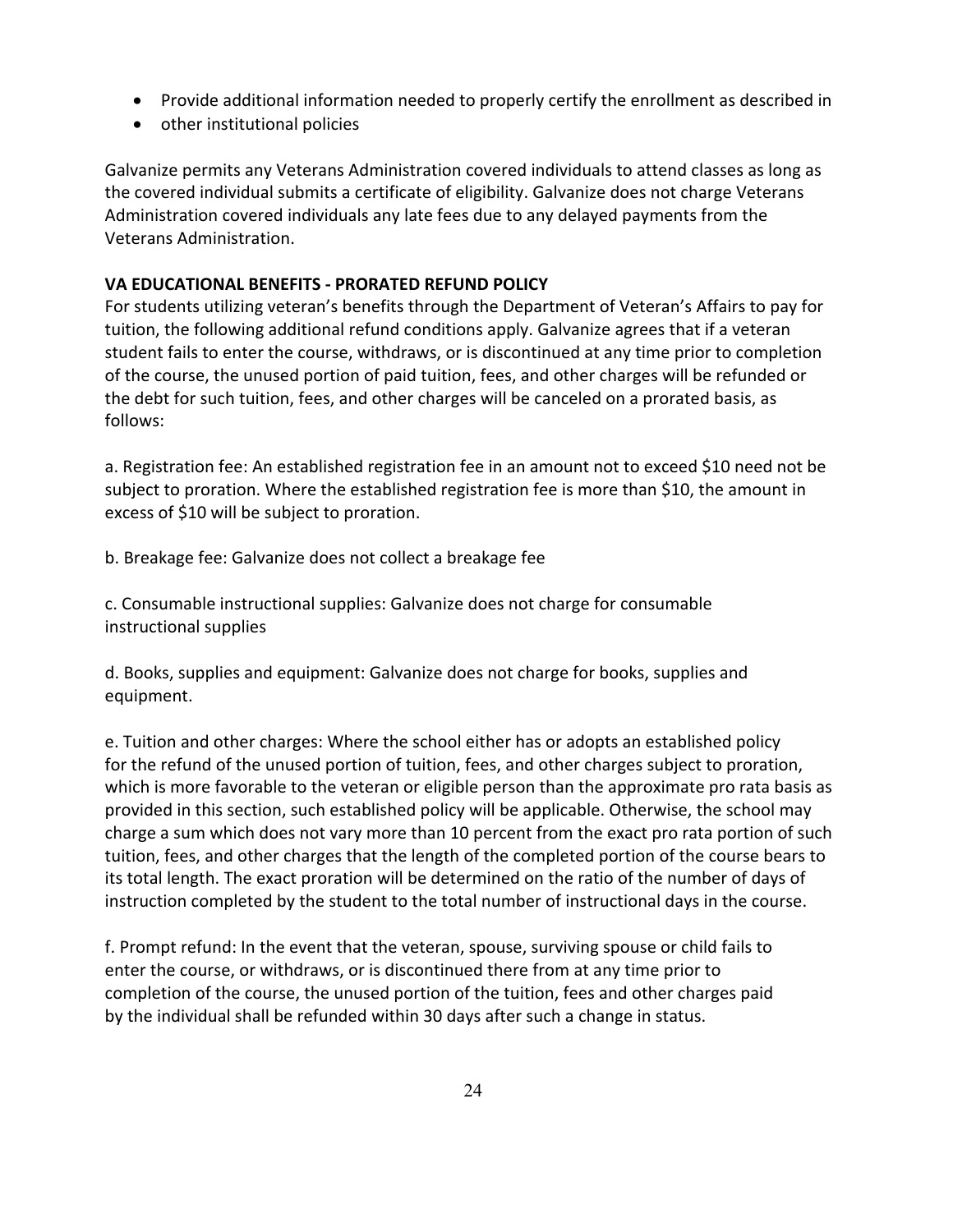- Provide additional information needed to properly certify the enrollment as described in
- other institutional policies

Galvanize permits any Veterans Administration covered individuals to attend classes as long as the covered individual submits a certificate of eligibility. Galvanize does not charge Veterans Administration covered individuals any late fees due to any delayed payments from the Veterans Administration.

**VA EDUCATIONAL BENEFITS - PRORATED REFUND POLICY**

For students utilizing veteran's benefits through the Department of Veteran's Affairs to pay for tuition, the following additional refund conditions apply. Galvanize agrees that if a veteran student fails to enter the course, withdraws, or is discontinued at any time prior to completion of the course, the unused portion of paid tuition, fees, and other charges will be refunded or the debt for such tuition, fees, and other charges will be canceled on a prorated basis, as follows:

a. Registration fee: An established registration fee in an amount not to exceed $10 need not be subject to proration. Where the established registration fee is more than $10, the amount in excess of $10 will be subject to proration.

b. Breakage fee: Galvanize does not collect a breakage fee

c. Consumable instructional supplies: Galvanize does not charge for consumable instructional supplies

d. Books, supplies and equipment: Galvanize does not charge for books, supplies and equipment.

e. Tuition and other charges: Where the school either has or adopts an established policy for the refund of the unused portion of tuition, fees, and other charges subject to proration, which is more favorable to the veteran or eligible person than the approximate pro rata basis as provided in this section, such established policy will be applicable. Otherwise, the school may charge a sum which does not vary more than 10 percent from the exact pro rata portion of such tuition, fees, and other charges that the length of the completed portion of the course bears to its total length. The exact proration will be determined on the ratio of the number of days of instruction completed by the student to the total number of instructional days in the course.

f. Prompt refund: In the event that the veteran, spouse, surviving spouse or child fails to enter the course, or withdraws, or is discontinued there from at any time prior to completion of the course, the unused portion of the tuition, fees and other charges paid by the individual shall be refunded within 30 days after such a change in status.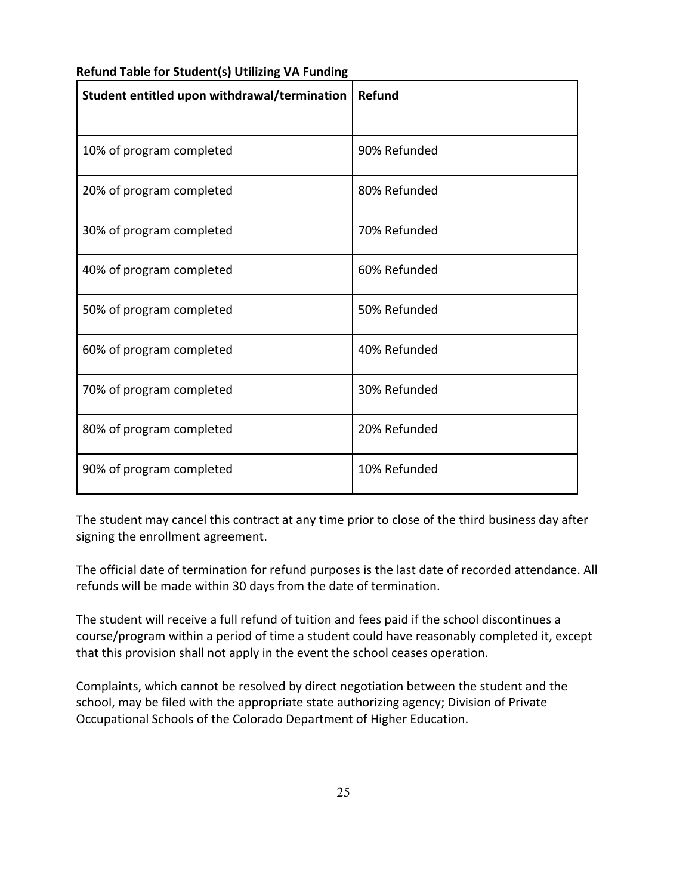**Refund Table for Student(s) Utilizing VA Funding**

| Student entitled upon withdrawal/termination | Refund |
| --- | --- |
| 10% of program completed | 90% Refunded |
| 20% of program completed | 80% Refunded |
| 30% of program completed | 70% Refunded |
| 40% of program completed | 60% Refunded |
| 50% of program completed | 50% Refunded |
| 60% of program completed | 40% Refunded |
| 70% of program completed | 30% Refunded |
| 80% of program completed | 20% Refunded |
| 90% of program completed | 10% Refunded |

The student may cancel this contract at any time prior to close of the third business day after signing the enrollment agreement.

The official date of termination for refund purposes is the last date of recorded attendance. All refunds will be made within 30 days from the date of termination.

The student will receive a full refund of tuition and fees paid if the school discontinues a course/program within a period of time a student could have reasonably completed it, except that this provision shall not apply in the event the school ceases operation.

Complaints, which cannot be resolved by direct negotiation between the student and the school, may be filed with the appropriate state authorizing agency; Division of Private Occupational Schools of the Colorado Department of Higher Education.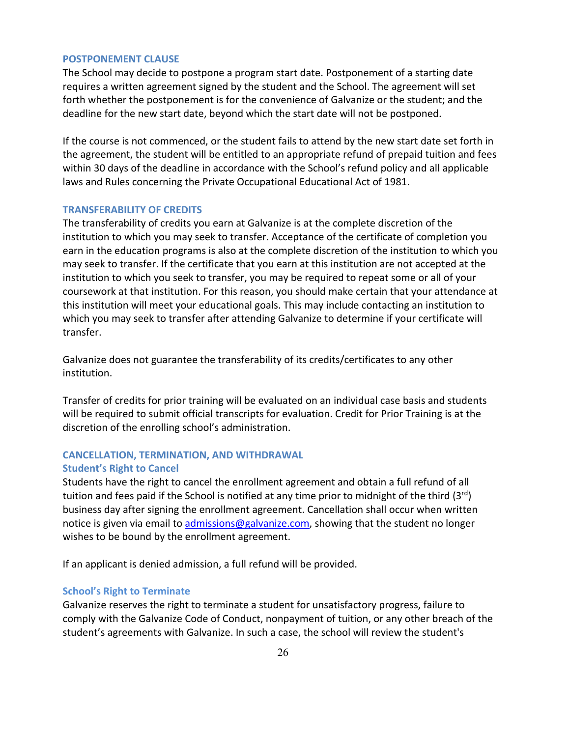### POSTPONEMENT CLAUSE

The School may decide to postpone a program start date. Postponement of a starting date requires a written agreement signed by the student and the School. The agreement will set forth whether the postponement is for the convenience of Galvanize or the student; and the deadline for the new start date, beyond which the start date will not be postponed.

If the course is not commenced, or the student fails to attend by the new start date set forth in the agreement, the student will be entitled to an appropriate refund of prepaid tuition and fees within 30 days of the deadline in accordance with the School's refund policy and all applicable laws and Rules concerning the Private Occupational Educational Act of 1981.

### TRANSFERABILITY OF CREDITS

The transferability of credits you earn at Galvanize is at the complete discretion of the institution to which you may seek to transfer. Acceptance of the certificate of completion you earn in the education programs is also at the complete discretion of the institution to which you may seek to transfer. If the certificate that you earn at this institution are not accepted at the institution to which you seek to transfer, you may be required to repeat some or all of your coursework at that institution. For this reason, you should make certain that your attendance at this institution will meet your educational goals. This may include contacting an institution to which you may seek to transfer after attending Galvanize to determine if your certificate will transfer.

Galvanize does not guarantee the transferability of its credits/certificates to any other institution.

Transfer of credits for prior training will be evaluated on an individual case basis and students will be required to submit official transcripts for evaluation. Credit for Prior Training is at the discretion of the enrolling school's administration.

### CANCELLATION, TERMINATION, AND WITHDRAWAL

#### Student's Right to Cancel

Students have the right to cancel the enrollment agreement and obtain a full refund of all tuition and fees paid if the School is notified at any time prior to midnight of the third (3rd) business day after signing the enrollment agreement. Cancellation shall occur when written notice is given via email to [admissions@galvanize.com](mailto:admissions@galvanize.com), showing that the student no longer wishes to be bound by the enrollment agreement.

If an applicant is denied admission, a full refund will be provided.

#### School's Right to Terminate

Galvanize reserves the right to terminate a student for unsatisfactory progress, failure to comply with the Galvanize Code of Conduct, nonpayment of tuition, or any other breach of the student's agreements with Galvanize. In such a case, the school will review the student's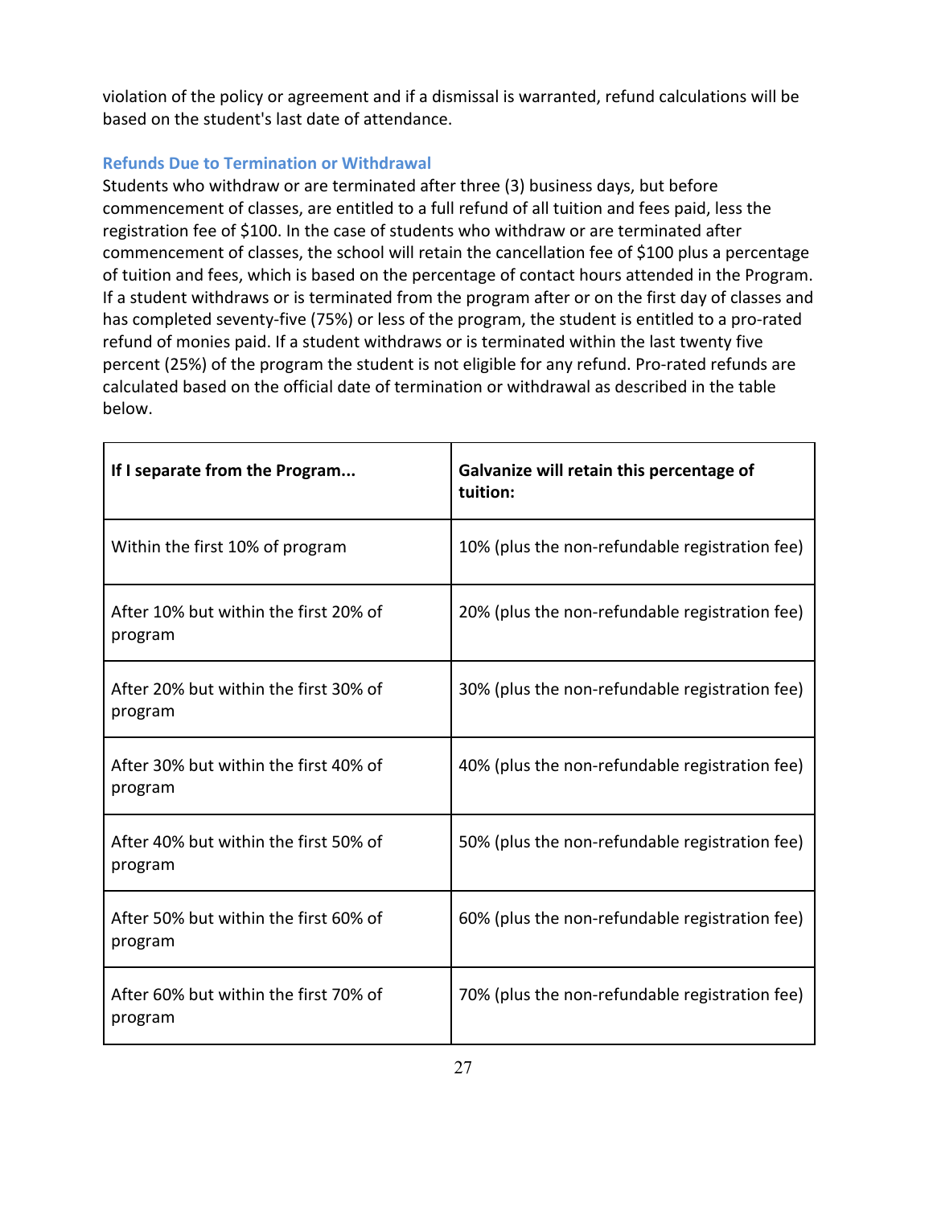violation of the policy or agreement and if a dismissal is warranted, refund calculations will be based on the student's last date of attendance.

### Refunds Due to Termination or Withdrawal

Students who withdraw or are terminated after three (3) business days, but before commencement of classes, are entitled to a full refund of all tuition and fees paid, less the registration fee of $100. In the case of students who withdraw or are terminated after commencement of classes, the school will retain the cancellation fee of $100 plus a percentage of tuition and fees, which is based on the percentage of contact hours attended in the Program. If a student withdraws or is terminated from the program after or on the first day of classes and has completed seventy-five (75%) or less of the program, the student is entitled to a pro-rated refund of monies paid. If a student withdraws or is terminated within the last twenty five percent (25%) of the program the student is not eligible for any refund. Pro-rated refunds are calculated based on the official date of termination or withdrawal as described in the table below.

| If I separate from the Program... | Galvanize will retain this percentage of tuition: |
|---|---|
| Within the first 10% of program | 10% (plus the non-refundable registration fee) |
| After 10% but within the first 20% of program | 20% (plus the non-refundable registration fee) |
| After 20% but within the first 30% of program | 30% (plus the non-refundable registration fee) |
| After 30% but within the first 40% of program | 40% (plus the non-refundable registration fee) |
| After 40% but within the first 50% of program | 50% (plus the non-refundable registration fee) |
| After 50% but within the first 60% of program | 60% (plus the non-refundable registration fee) |
| After 60% but within the first 70% of program | 70% (plus the non-refundable registration fee) |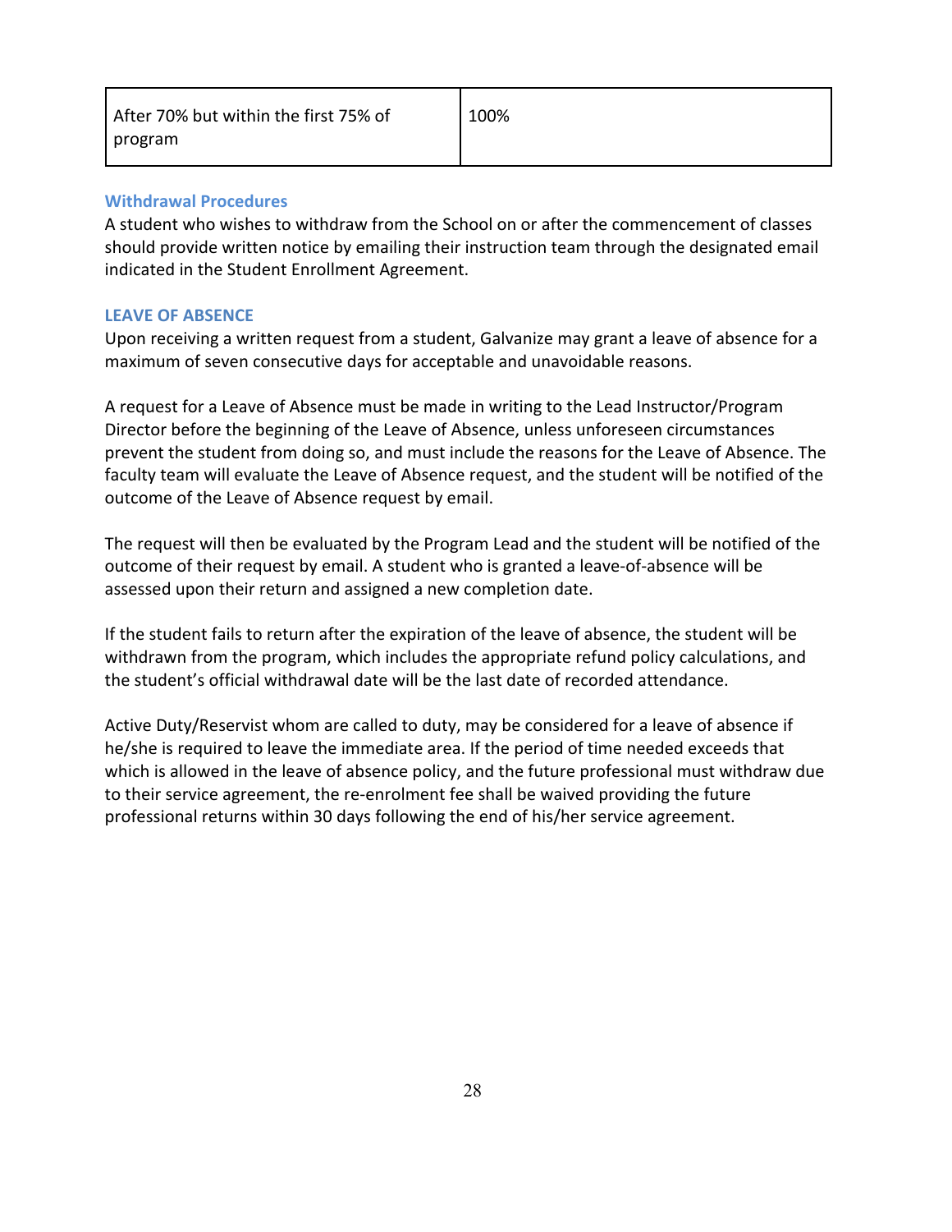| After 70% but within the first 75% of program | 100% |
| --- | --- |

### Withdrawal Procedures

A student who wishes to withdraw from the School on or after the commencement of classes should provide written notice by emailing their instruction team through the designated email indicated in the Student Enrollment Agreement.

### LEAVE OF ABSENCE

Upon receiving a written request from a student, Galvanize may grant a leave of absence for a maximum of seven consecutive days for acceptable and unavoidable reasons.

A request for a Leave of Absence must be made in writing to the Lead Instructor/Program Director before the beginning of the Leave of Absence, unless unforeseen circumstances prevent the student from doing so, and must include the reasons for the Leave of Absence. The faculty team will evaluate the Leave of Absence request, and the student will be notified of the outcome of the Leave of Absence request by email.

The request will then be evaluated by the Program Lead and the student will be notified of the outcome of their request by email. A student who is granted a leave-of-absence will be assessed upon their return and assigned a new completion date.

If the student fails to return after the expiration of the leave of absence, the student will be withdrawn from the program, which includes the appropriate refund policy calculations, and the student's official withdrawal date will be the last date of recorded attendance.

Active Duty/Reservist whom are called to duty, may be considered for a leave of absence if he/she is required to leave the immediate area. If the period of time needed exceeds that which is allowed in the leave of absence policy, and the future professional must withdraw due to their service agreement, the re-enrolment fee shall be waived providing the future professional returns within 30 days following the end of his/her service agreement.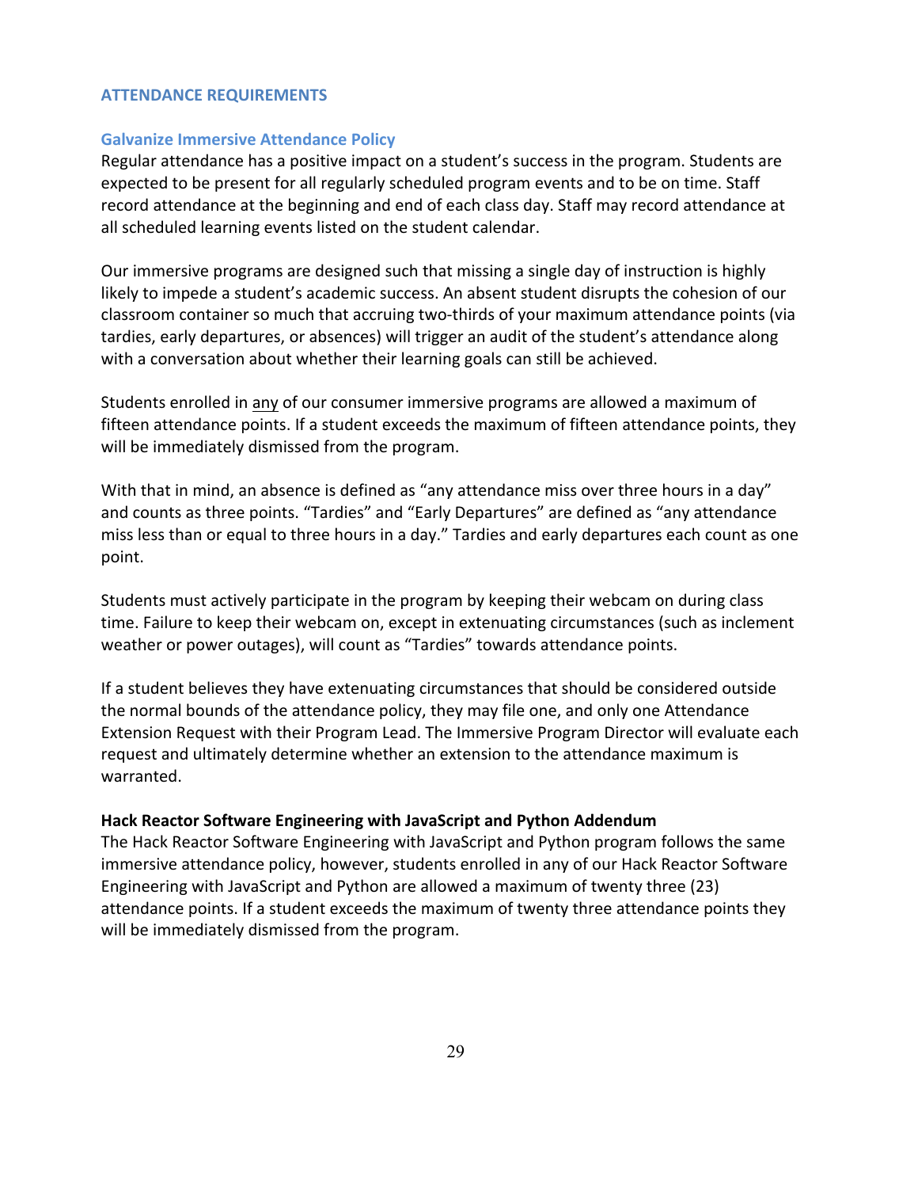## ATTENDANCE REQUIREMENTS

### Galvanize Immersive Attendance Policy

Regular attendance has a positive impact on a student's success in the program. Students are expected to be present for all regularly scheduled program events and to be on time. Staff record attendance at the beginning and end of each class day. Staff may record attendance at all scheduled learning events listed on the student calendar.

Our immersive programs are designed such that missing a single day of instruction is highly likely to impede a student's academic success. An absent student disrupts the cohesion of our classroom container so much that accruing two-thirds of your maximum attendance points (via tardies, early departures, or absences) will trigger an audit of the student's attendance along with a conversation about whether their learning goals can still be achieved.

Students enrolled in <u>any</u> of our consumer immersive programs are allowed a maximum of fifteen attendance points. If a student exceeds the maximum of fifteen attendance points, they will be immediately dismissed from the program.

With that in mind, an absence is defined as "any attendance miss over three hours in a day" and counts as three points. "Tardies" and "Early Departures" are defined as "any attendance miss less than or equal to three hours in a day." Tardies and early departures each count as one point.

Students must actively participate in the program by keeping their webcam on during class time. Failure to keep their webcam on, except in extenuating circumstances (such as inclement weather or power outages), will count as "Tardies" towards attendance points.

If a student believes they have extenuating circumstances that should be considered outside the normal bounds of the attendance policy, they may file one, and only one Attendance Extension Request with their Program Lead. The Immersive Program Director will evaluate each request and ultimately determine whether an extension to the attendance maximum is warranted.

**Hack Reactor Software Engineering with JavaScript and Python Addendum**

The Hack Reactor Software Engineering with JavaScript and Python program follows the same immersive attendance policy, however, students enrolled in any of our Hack Reactor Software Engineering with JavaScript and Python are allowed a maximum of twenty three (23) attendance points. If a student exceeds the maximum of twenty three attendance points they will be immediately dismissed from the program.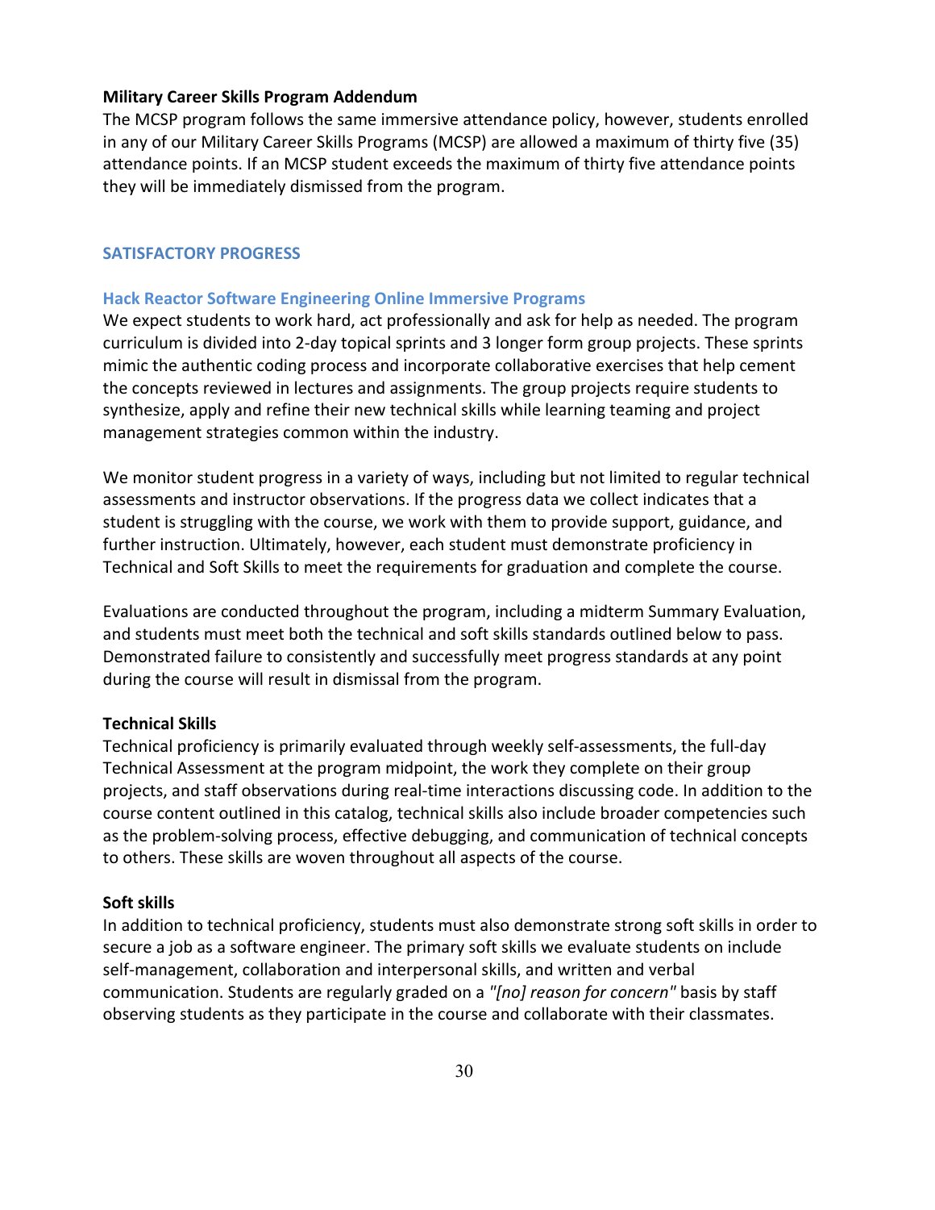**Military Career Skills Program Addendum**

The MCSP program follows the same immersive attendance policy, however, students enrolled in any of our Military Career Skills Programs (MCSP) are allowed a maximum of thirty five (35) attendance points. If an MCSP student exceeds the maximum of thirty five attendance points they will be immediately dismissed from the program.

## SATISFACTORY PROGRESS

### Hack Reactor Software Engineering Online Immersive Programs

We expect students to work hard, act professionally and ask for help as needed. The program curriculum is divided into 2-day topical sprints and 3 longer form group projects. These sprints mimic the authentic coding process and incorporate collaborative exercises that help cement the concepts reviewed in lectures and assignments. The group projects require students to synthesize, apply and refine their new technical skills while learning teaming and project management strategies common within the industry.

We monitor student progress in a variety of ways, including but not limited to regular technical assessments and instructor observations. If the progress data we collect indicates that a student is struggling with the course, we work with them to provide support, guidance, and further instruction. Ultimately, however, each student must demonstrate proficiency in Technical and Soft Skills to meet the requirements for graduation and complete the course.

Evaluations are conducted throughout the program, including a midterm Summary Evaluation, and students must meet both the technical and soft skills standards outlined below to pass. Demonstrated failure to consistently and successfully meet progress standards at any point during the course will result in dismissal from the program.

**Technical Skills**

Technical proficiency is primarily evaluated through weekly self-assessments, the full-day Technical Assessment at the program midpoint, the work they complete on their group projects, and staff observations during real-time interactions discussing code. In addition to the course content outlined in this catalog, technical skills also include broader competencies such as the problem-solving process, effective debugging, and communication of technical concepts to others. These skills are woven throughout all aspects of the course.

**Soft skills**

In addition to technical proficiency, students must also demonstrate strong soft skills in order to secure a job as a software engineer. The primary soft skills we evaluate students on include self-management, collaboration and interpersonal skills, and written and verbal communication. Students are regularly graded on a *"[no] reason for concern"* basis by staff observing students as they participate in the course and collaborate with their classmates.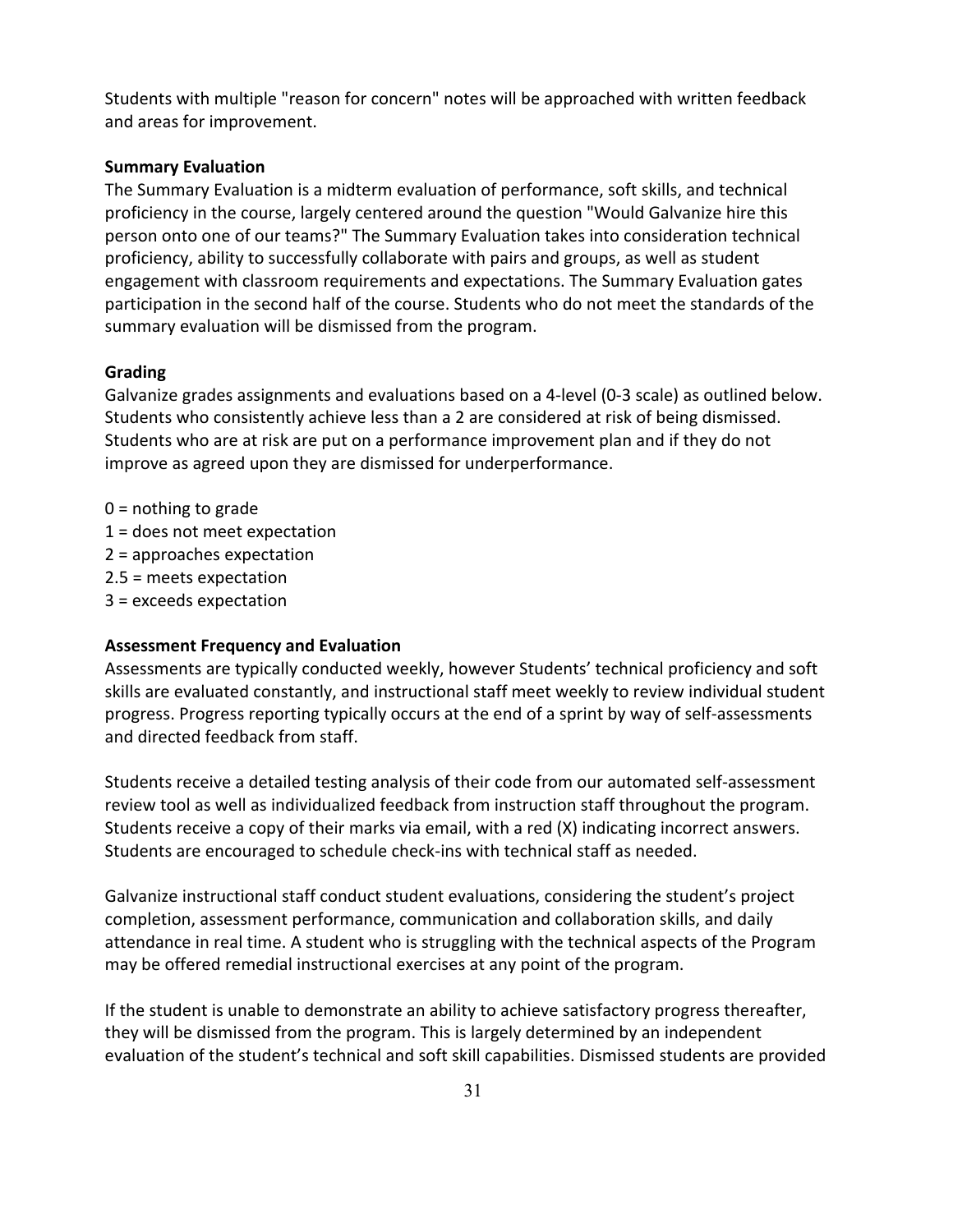Students with multiple "reason for concern" notes will be approached with written feedback and areas for improvement.

**Summary Evaluation**

The Summary Evaluation is a midterm evaluation of performance, soft skills, and technical proficiency in the course, largely centered around the question "Would Galvanize hire this person onto one of our teams?" The Summary Evaluation takes into consideration technical proficiency, ability to successfully collaborate with pairs and groups, as well as student engagement with classroom requirements and expectations. The Summary Evaluation gates participation in the second half of the course. Students who do not meet the standards of the summary evaluation will be dismissed from the program.

**Grading**

Galvanize grades assignments and evaluations based on a 4-level (0-3 scale) as outlined below. Students who consistently achieve less than a 2 are considered at risk of being dismissed. Students who are at risk are put on a performance improvement plan and if they do not improve as agreed upon they are dismissed for underperformance.

0 = nothing to grade
1 = does not meet expectation
2 = approaches expectation
2.5 = meets expectation
3 = exceeds expectation

**Assessment Frequency and Evaluation**

Assessments are typically conducted weekly, however Students' technical proficiency and soft skills are evaluated constantly, and instructional staff meet weekly to review individual student progress. Progress reporting typically occurs at the end of a sprint by way of self-assessments and directed feedback from staff.

Students receive a detailed testing analysis of their code from our automated self-assessment review tool as well as individualized feedback from instruction staff throughout the program. Students receive a copy of their marks via email, with a red (X) indicating incorrect answers. Students are encouraged to schedule check-ins with technical staff as needed.

Galvanize instructional staff conduct student evaluations, considering the student's project completion, assessment performance, communication and collaboration skills, and daily attendance in real time. A student who is struggling with the technical aspects of the Program may be offered remedial instructional exercises at any point of the program.

If the student is unable to demonstrate an ability to achieve satisfactory progress thereafter, they will be dismissed from the program. This is largely determined by an independent evaluation of the student's technical and soft skill capabilities. Dismissed students are provided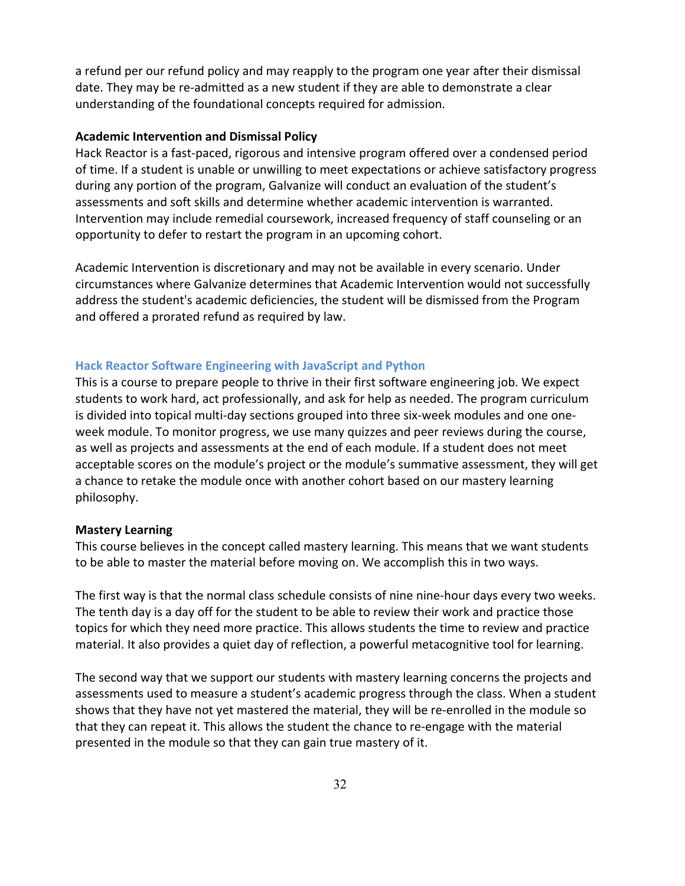a refund per our refund policy and may reapply to the program one year after their dismissal date. They may be re-admitted as a new student if they are able to demonstrate a clear understanding of the foundational concepts required for admission.

**Academic Intervention and Dismissal Policy**

Hack Reactor is a fast-paced, rigorous and intensive program offered over a condensed period of time. If a student is unable or unwilling to meet expectations or achieve satisfactory progress during any portion of the program, Galvanize will conduct an evaluation of the student's assessments and soft skills and determine whether academic intervention is warranted. Intervention may include remedial coursework, increased frequency of staff counseling or an opportunity to defer to restart the program in an upcoming cohort.

Academic Intervention is discretionary and may not be available in every scenario. Under circumstances where Galvanize determines that Academic Intervention would not successfully address the student's academic deficiencies, the student will be dismissed from the Program and offered a prorated refund as required by law.

## Hack Reactor Software Engineering with JavaScript and Python

This is a course to prepare people to thrive in their first software engineering job. We expect students to work hard, act professionally, and ask for help as needed. The program curriculum is divided into topical multi-day sections grouped into three six-week modules and one one-week module. To monitor progress, we use many quizzes and peer reviews during the course, as well as projects and assessments at the end of each module. If a student does not meet acceptable scores on the module's project or the module's summative assessment, they will get a chance to retake the module once with another cohort based on our mastery learning philosophy.

**Mastery Learning**

This course believes in the concept called mastery learning. This means that we want students to be able to master the material before moving on. We accomplish this in two ways.

The first way is that the normal class schedule consists of nine nine-hour days every two weeks. The tenth day is a day off for the student to be able to review their work and practice those topics for which they need more practice. This allows students the time to review and practice material. It also provides a quiet day of reflection, a powerful metacognitive tool for learning.

The second way that we support our students with mastery learning concerns the projects and assessments used to measure a student's academic progress through the class. When a student shows that they have not yet mastered the material, they will be re-enrolled in the module so that they can repeat it. This allows the student the chance to re-engage with the material presented in the module so that they can gain true mastery of it.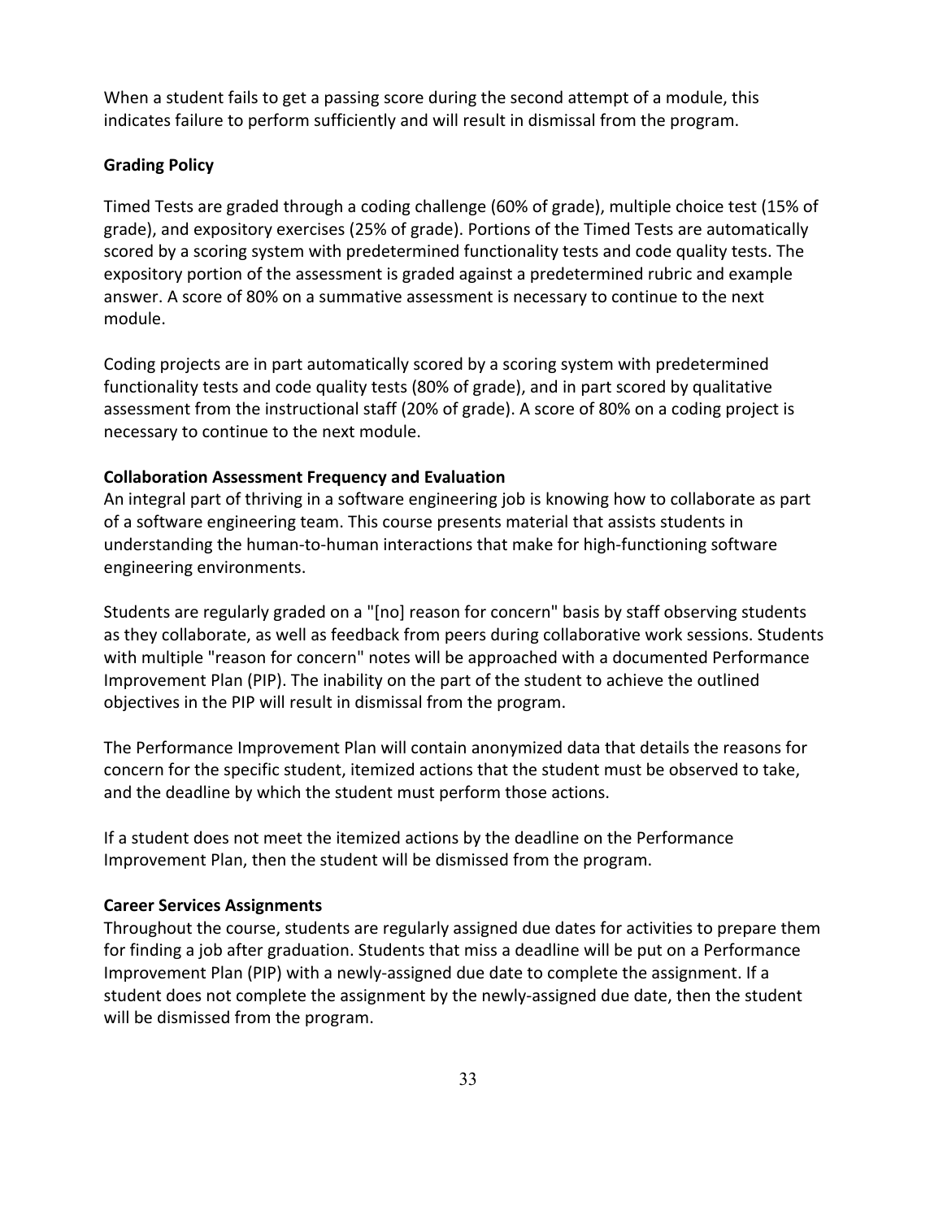When a student fails to get a passing score during the second attempt of a module, this indicates failure to perform sufficiently and will result in dismissal from the program.

**Grading Policy**

Timed Tests are graded through a coding challenge (60% of grade), multiple choice test (15% of grade), and expository exercises (25% of grade). Portions of the Timed Tests are automatically scored by a scoring system with predetermined functionality tests and code quality tests. The expository portion of the assessment is graded against a predetermined rubric and example answer. A score of 80% on a summative assessment is necessary to continue to the next module.

Coding projects are in part automatically scored by a scoring system with predetermined functionality tests and code quality tests (80% of grade), and in part scored by qualitative assessment from the instructional staff (20% of grade). A score of 80% on a coding project is necessary to continue to the next module.

**Collaboration Assessment Frequency and Evaluation**

An integral part of thriving in a software engineering job is knowing how to collaborate as part of a software engineering team. This course presents material that assists students in understanding the human-to-human interactions that make for high-functioning software engineering environments.

Students are regularly graded on a "[no] reason for concern" basis by staff observing students as they collaborate, as well as feedback from peers during collaborative work sessions. Students with multiple "reason for concern" notes will be approached with a documented Performance Improvement Plan (PIP). The inability on the part of the student to achieve the outlined objectives in the PIP will result in dismissal from the program.

The Performance Improvement Plan will contain anonymized data that details the reasons for concern for the specific student, itemized actions that the student must be observed to take, and the deadline by which the student must perform those actions.

If a student does not meet the itemized actions by the deadline on the Performance Improvement Plan, then the student will be dismissed from the program.

**Career Services Assignments**

Throughout the course, students are regularly assigned due dates for activities to prepare them for finding a job after graduation. Students that miss a deadline will be put on a Performance Improvement Plan (PIP) with a newly-assigned due date to complete the assignment. If a student does not complete the assignment by the newly-assigned due date, then the student will be dismissed from the program.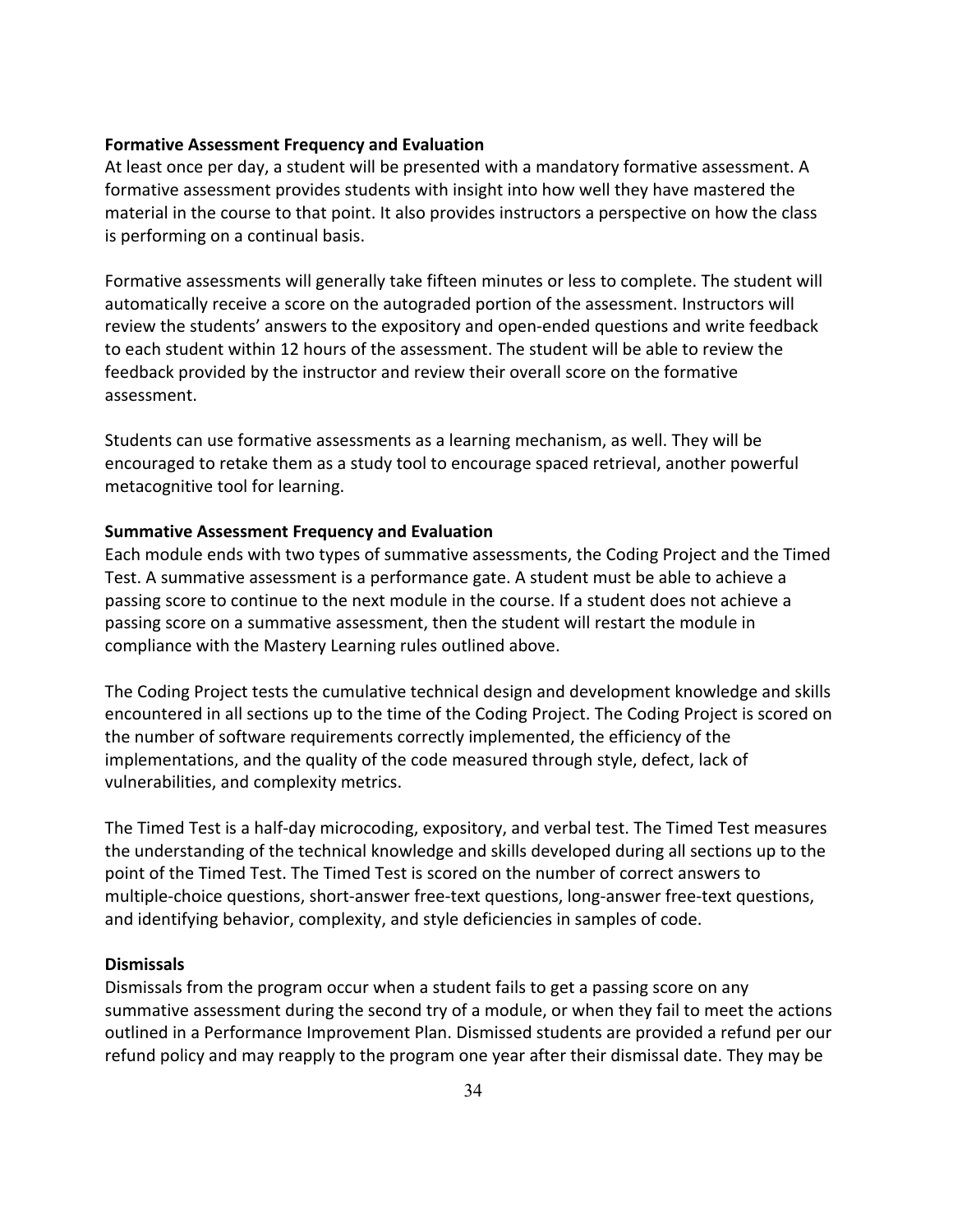**Formative Assessment Frequency and Evaluation**

At least once per day, a student will be presented with a mandatory formative assessment. A formative assessment provides students with insight into how well they have mastered the material in the course to that point. It also provides instructors a perspective on how the class is performing on a continual basis.

Formative assessments will generally take fifteen minutes or less to complete. The student will automatically receive a score on the autograded portion of the assessment. Instructors will review the students' answers to the expository and open-ended questions and write feedback to each student within 12 hours of the assessment. The student will be able to review the feedback provided by the instructor and review their overall score on the formative assessment.

Students can use formative assessments as a learning mechanism, as well. They will be encouraged to retake them as a study tool to encourage spaced retrieval, another powerful metacognitive tool for learning.

**Summative Assessment Frequency and Evaluation**

Each module ends with two types of summative assessments, the Coding Project and the Timed Test. A summative assessment is a performance gate. A student must be able to achieve a passing score to continue to the next module in the course. If a student does not achieve a passing score on a summative assessment, then the student will restart the module in compliance with the Mastery Learning rules outlined above.

The Coding Project tests the cumulative technical design and development knowledge and skills encountered in all sections up to the time of the Coding Project. The Coding Project is scored on the number of software requirements correctly implemented, the efficiency of the implementations, and the quality of the code measured through style, defect, lack of vulnerabilities, and complexity metrics.

The Timed Test is a half-day microcoding, expository, and verbal test. The Timed Test measures the understanding of the technical knowledge and skills developed during all sections up to the point of the Timed Test. The Timed Test is scored on the number of correct answers to multiple-choice questions, short-answer free-text questions, long-answer free-text questions, and identifying behavior, complexity, and style deficiencies in samples of code.

**Dismissals**

Dismissals from the program occur when a student fails to get a passing score on any summative assessment during the second try of a module, or when they fail to meet the actions outlined in a Performance Improvement Plan. Dismissed students are provided a refund per our refund policy and may reapply to the program one year after their dismissal date. They may be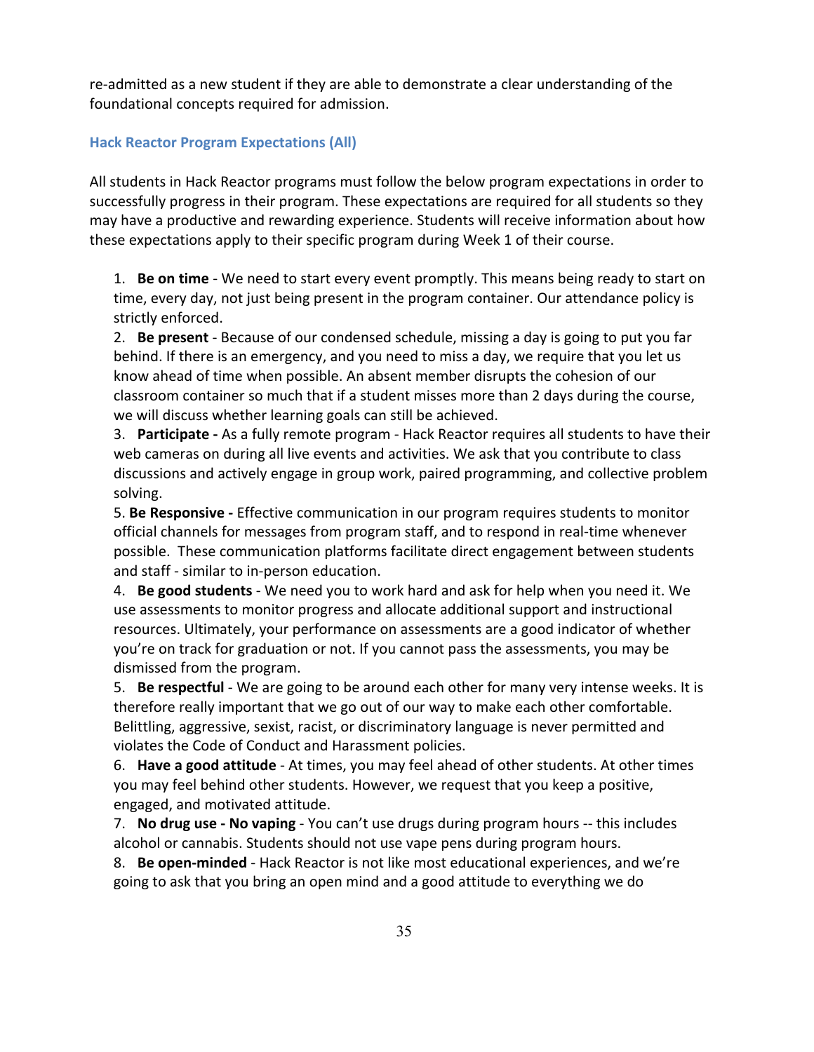re-admitted as a new student if they are able to demonstrate a clear understanding of the foundational concepts required for admission.

### Hack Reactor Program Expectations (All)

All students in Hack Reactor programs must follow the below program expectations in order to successfully progress in their program. These expectations are required for all students so they may have a productive and rewarding experience. Students will receive information about how these expectations apply to their specific program during Week 1 of their course.

1. **Be on time** - We need to start every event promptly. This means being ready to start on time, every day, not just being present in the program container. Our attendance policy is strictly enforced.
2. **Be present** - Because of our condensed schedule, missing a day is going to put you far behind. If there is an emergency, and you need to miss a day, we require that you let us know ahead of time when possible. An absent member disrupts the cohesion of our classroom container so much that if a student misses more than 2 days during the course, we will discuss whether learning goals can still be achieved.
3. **Participate -** As a fully remote program - Hack Reactor requires all students to have their web cameras on during all live events and activities. We ask that you contribute to class discussions and actively engage in group work, paired programming, and collective problem solving.

5\. **Be Responsive -** Effective communication in our program requires students to monitor official channels for messages from program staff, and to respond in real-time whenever possible. These communication platforms facilitate direct engagement between students and staff - similar to in-person education.

4\. **Be good students** - We need you to work hard and ask for help when you need it. We use assessments to monitor progress and allocate additional support and instructional resources. Ultimately, your performance on assessments are a good indicator of whether you're on track for graduation or not. If you cannot pass the assessments, you may be dismissed from the program.

5\. **Be respectful** - We are going to be around each other for many very intense weeks. It is therefore really important that we go out of our way to make each other comfortable. Belittling, aggressive, sexist, racist, or discriminatory language is never permitted and violates the Code of Conduct and Harassment policies.

6\. **Have a good attitude** - At times, you may feel ahead of other students. At other times you may feel behind other students. However, we request that you keep a positive, engaged, and motivated attitude.

7\. **No drug use - No vaping** - You can't use drugs during program hours -- this includes alcohol or cannabis. Students should not use vape pens during program hours.

8\. **Be open-minded** - Hack Reactor is not like most educational experiences, and we're going to ask that you bring an open mind and a good attitude to everything we do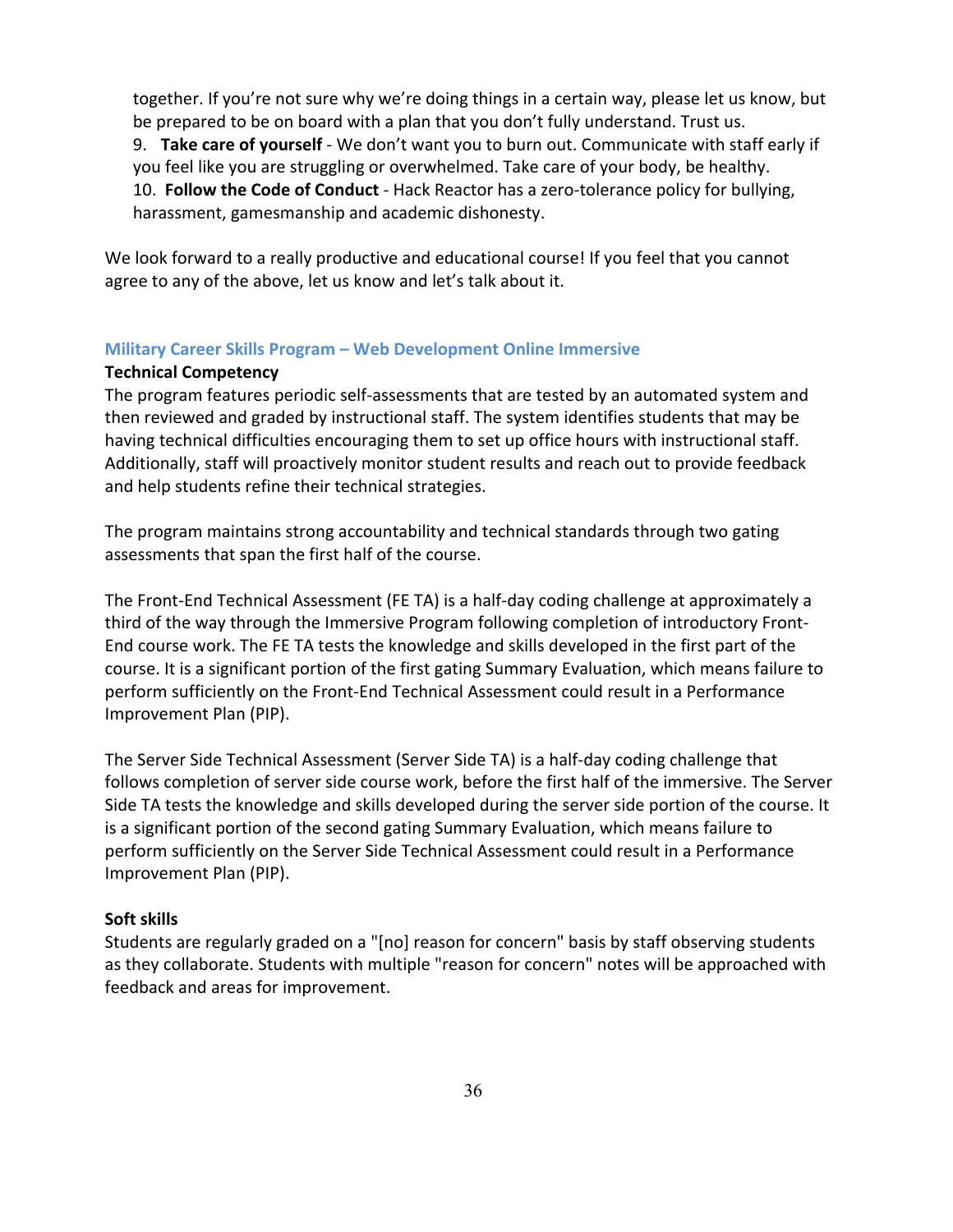together. If you're not sure why we're doing things in a certain way, please let us know, but be prepared to be on board with a plan that you don't fully understand. Trust us.

9. **Take care of yourself** - We don't want you to burn out. Communicate with staff early if you feel like you are struggling or overwhelmed. Take care of your body, be healthy.
10. **Follow the Code of Conduct** - Hack Reactor has a zero-tolerance policy for bullying, harassment, gamesmanship and academic dishonesty.

We look forward to a really productive and educational course! If you feel that you cannot agree to any of the above, let us know and let's talk about it.

## Military Career Skills Program – Web Development Online Immersive

**Technical Competency**

The program features periodic self-assessments that are tested by an automated system and then reviewed and graded by instructional staff. The system identifies students that may be having technical difficulties encouraging them to set up office hours with instructional staff. Additionally, staff will proactively monitor student results and reach out to provide feedback and help students refine their technical strategies.

The program maintains strong accountability and technical standards through two gating assessments that span the first half of the course.

The Front-End Technical Assessment (FE TA) is a half-day coding challenge at approximately a third of the way through the Immersive Program following completion of introductory Front-End course work. The FE TA tests the knowledge and skills developed in the first part of the course. It is a significant portion of the first gating Summary Evaluation, which means failure to perform sufficiently on the Front-End Technical Assessment could result in a Performance Improvement Plan (PIP).

The Server Side Technical Assessment (Server Side TA) is a half-day coding challenge that follows completion of server side course work, before the first half of the immersive. The Server Side TA tests the knowledge and skills developed during the server side portion of the course. It is a significant portion of the second gating Summary Evaluation, which means failure to perform sufficiently on the Server Side Technical Assessment could result in a Performance Improvement Plan (PIP).

**Soft skills**

Students are regularly graded on a "[no] reason for concern" basis by staff observing students as they collaborate. Students with multiple "reason for concern" notes will be approached with feedback and areas for improvement.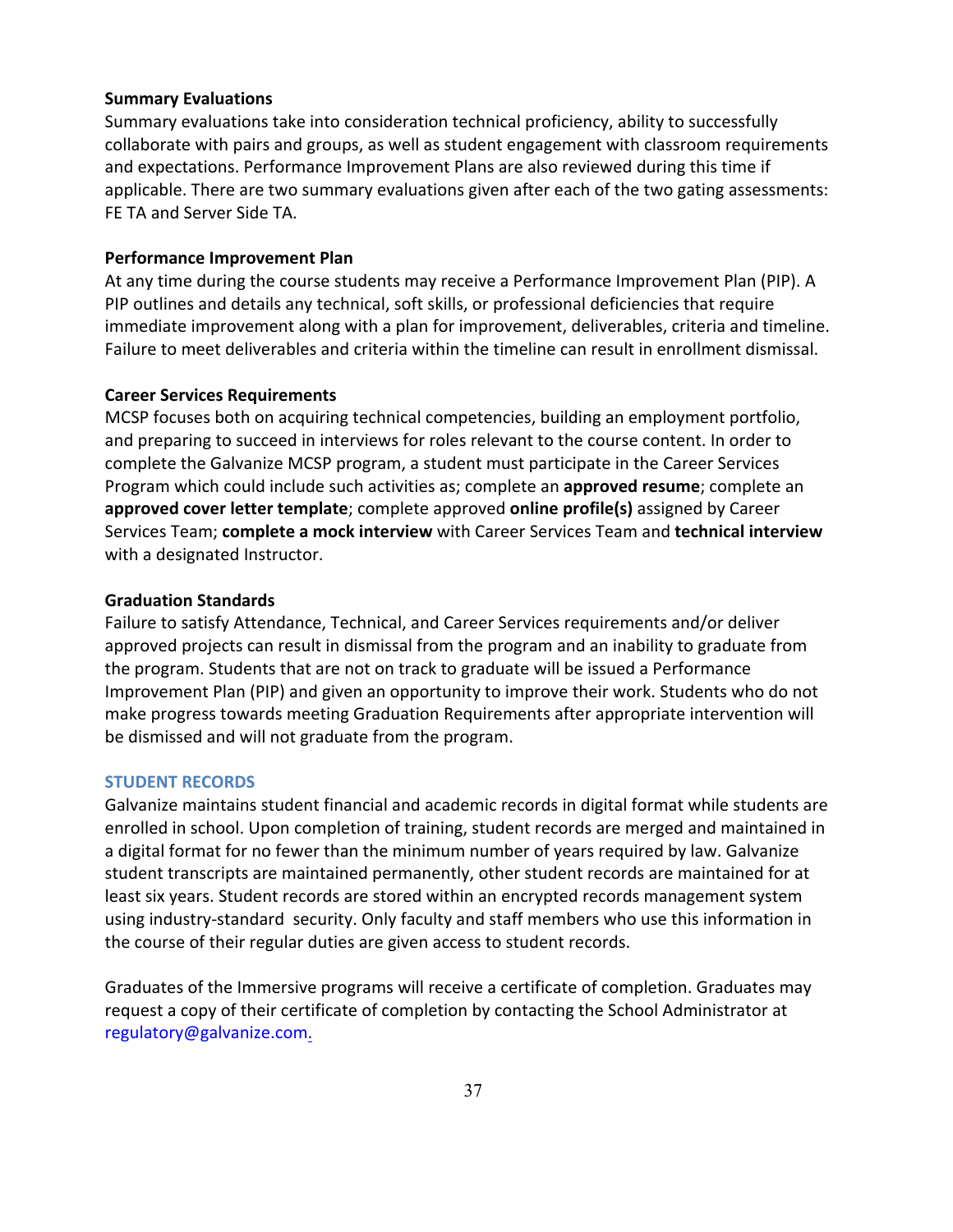**Summary Evaluations**

Summary evaluations take into consideration technical proficiency, ability to successfully collaborate with pairs and groups, as well as student engagement with classroom requirements and expectations. Performance Improvement Plans are also reviewed during this time if applicable. There are two summary evaluations given after each of the two gating assessments: FE TA and Server Side TA.

**Performance Improvement Plan**

At any time during the course students may receive a Performance Improvement Plan (PIP). A PIP outlines and details any technical, soft skills, or professional deficiencies that require immediate improvement along with a plan for improvement, deliverables, criteria and timeline. Failure to meet deliverables and criteria within the timeline can result in enrollment dismissal.

**Career Services Requirements**

MCSP focuses both on acquiring technical competencies, building an employment portfolio, and preparing to succeed in interviews for roles relevant to the course content. In order to complete the Galvanize MCSP program, a student must participate in the Career Services Program which could include such activities as; complete an **approved resume**; complete an **approved cover letter template**; complete approved **online profile(s)** assigned by Career Services Team; **complete a mock interview** with Career Services Team and **technical interview** with a designated Instructor.

**Graduation Standards**

Failure to satisfy Attendance, Technical, and Career Services requirements and/or deliver approved projects can result in dismissal from the program and an inability to graduate from the program. Students that are not on track to graduate will be issued a Performance Improvement Plan (PIP) and given an opportunity to improve their work. Students who do not make progress towards meeting Graduation Requirements after appropriate intervention will be dismissed and will not graduate from the program.

## STUDENT RECORDS

Galvanize maintains student financial and academic records in digital format while students are enrolled in school. Upon completion of training, student records are merged and maintained in a digital format for no fewer than the minimum number of years required by law. Galvanize student transcripts are maintained permanently, other student records are maintained for at least six years. Student records are stored within an encrypted records management system using industry-standard security. Only faculty and staff members who use this information in the course of their regular duties are given access to student records.

Graduates of the Immersive programs will receive a certificate of completion. Graduates may request a copy of their certificate of completion by contacting the School Administrator at regulatory@galvanize.com.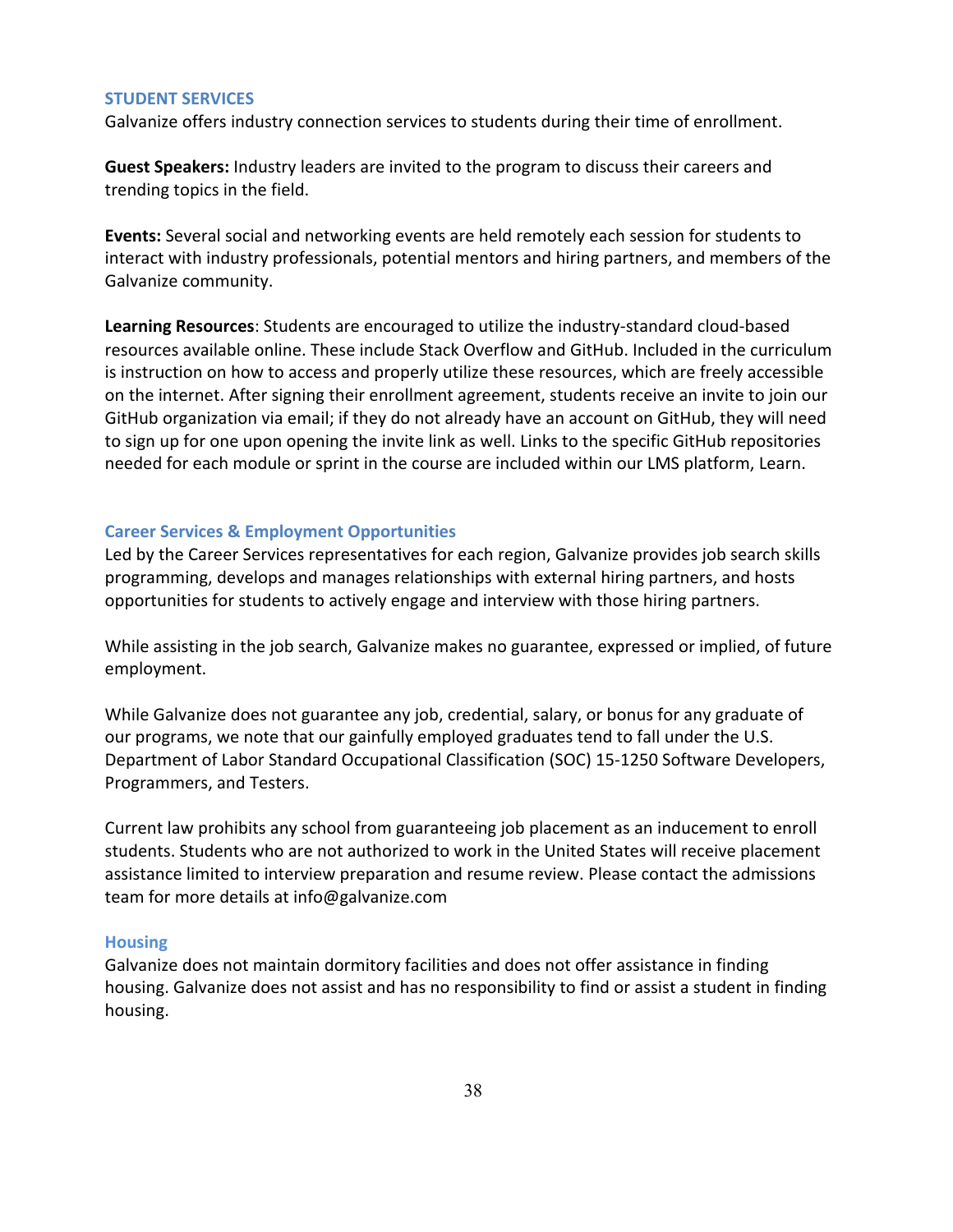## STUDENT SERVICES

Galvanize offers industry connection services to students during their time of enrollment.

**Guest Speakers:** Industry leaders are invited to the program to discuss their careers and trending topics in the field.

**Events:** Several social and networking events are held remotely each session for students to interact with industry professionals, potential mentors and hiring partners, and members of the Galvanize community.

**Learning Resources**: Students are encouraged to utilize the industry-standard cloud-based resources available online. These include Stack Overflow and GitHub. Included in the curriculum is instruction on how to access and properly utilize these resources, which are freely accessible on the internet. After signing their enrollment agreement, students receive an invite to join our GitHub organization via email; if they do not already have an account on GitHub, they will need to sign up for one upon opening the invite link as well. Links to the specific GitHub repositories needed for each module or sprint in the course are included within our LMS platform, Learn.

## Career Services & Employment Opportunities

Led by the Career Services representatives for each region, Galvanize provides job search skills programming, develops and manages relationships with external hiring partners, and hosts opportunities for students to actively engage and interview with those hiring partners.

While assisting in the job search, Galvanize makes no guarantee, expressed or implied, of future employment.

While Galvanize does not guarantee any job, credential, salary, or bonus for any graduate of our programs, we note that our gainfully employed graduates tend to fall under the U.S. Department of Labor Standard Occupational Classification (SOC) 15-1250 Software Developers, Programmers, and Testers.

Current law prohibits any school from guaranteeing job placement as an inducement to enroll students. Students who are not authorized to work in the United States will receive placement assistance limited to interview preparation and resume review. Please contact the admissions team for more details at info@galvanize.com

## Housing

Galvanize does not maintain dormitory facilities and does not offer assistance in finding housing. Galvanize does not assist and has no responsibility to find or assist a student in finding housing.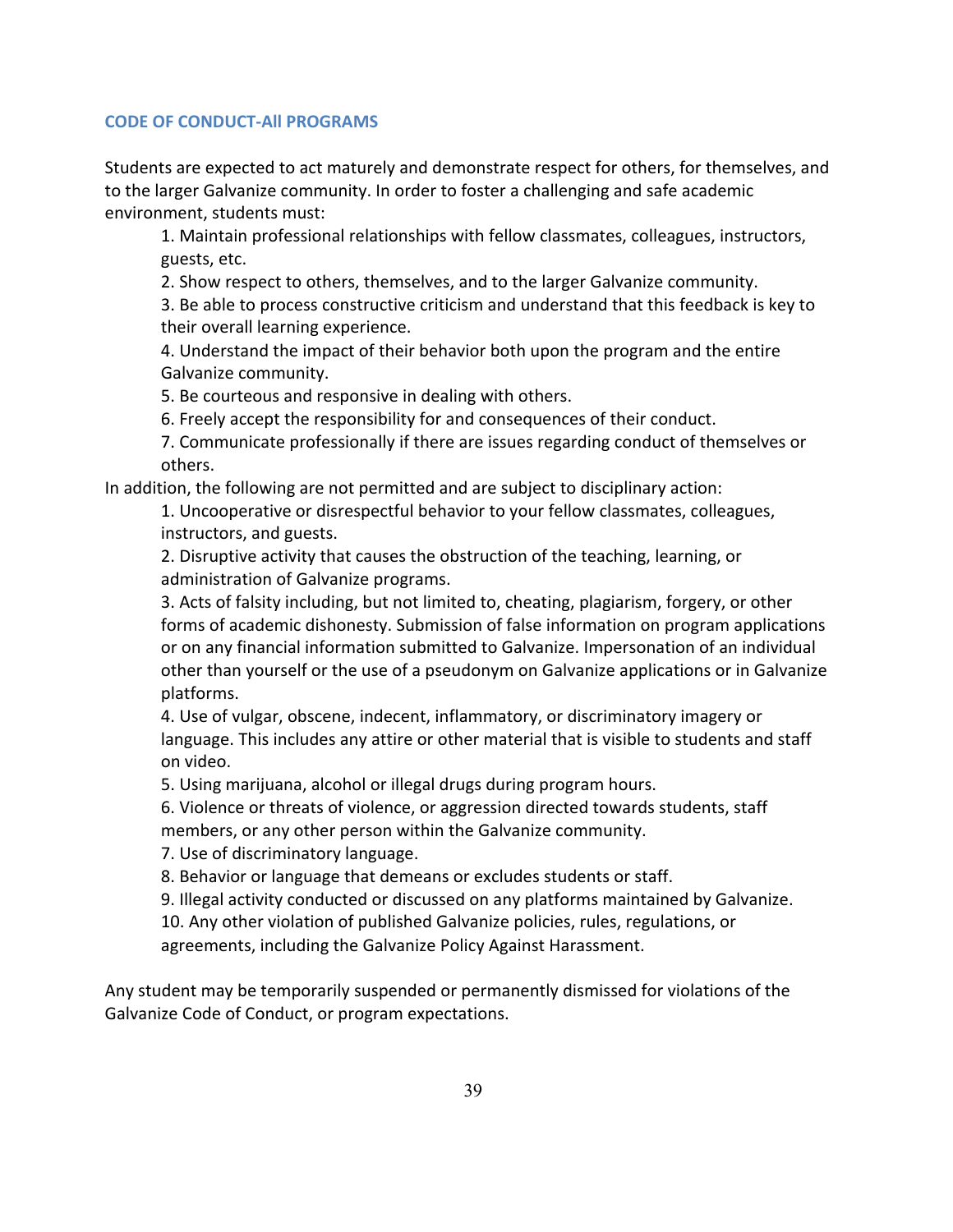### CODE OF CONDUCT-All PROGRAMS

Students are expected to act maturely and demonstrate respect for others, for themselves, and to the larger Galvanize community. In order to foster a challenging and safe academic environment, students must:

1. Maintain professional relationships with fellow classmates, colleagues, instructors, guests, etc.
2. Show respect to others, themselves, and to the larger Galvanize community.
3. Be able to process constructive criticism and understand that this feedback is key to their overall learning experience.
4. Understand the impact of their behavior both upon the program and the entire Galvanize community.
5. Be courteous and responsive in dealing with others.
6. Freely accept the responsibility for and consequences of their conduct.
7. Communicate professionally if there are issues regarding conduct of themselves or others.

In addition, the following are not permitted and are subject to disciplinary action:

1. Uncooperative or disrespectful behavior to your fellow classmates, colleagues, instructors, and guests.
2. Disruptive activity that causes the obstruction of the teaching, learning, or administration of Galvanize programs.
3. Acts of falsity including, but not limited to, cheating, plagiarism, forgery, or other forms of academic dishonesty. Submission of false information on program applications or on any financial information submitted to Galvanize. Impersonation of an individual other than yourself or the use of a pseudonym on Galvanize applications or in Galvanize platforms.
4. Use of vulgar, obscene, indecent, inflammatory, or discriminatory imagery or language. This includes any attire or other material that is visible to students and staff on video.
5. Using marijuana, alcohol or illegal drugs during program hours.
6. Violence or threats of violence, or aggression directed towards students, staff members, or any other person within the Galvanize community.
7. Use of discriminatory language.
8. Behavior or language that demeans or excludes students or staff.
9. Illegal activity conducted or discussed on any platforms maintained by Galvanize.
10. Any other violation of published Galvanize policies, rules, regulations, or agreements, including the Galvanize Policy Against Harassment.

Any student may be temporarily suspended or permanently dismissed for violations of the Galvanize Code of Conduct, or program expectations.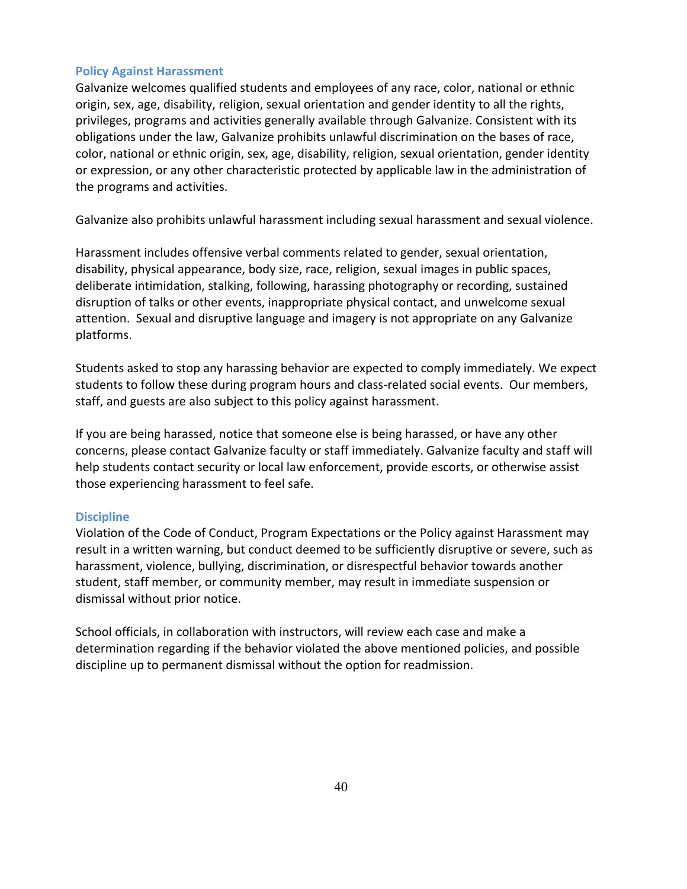### Policy Against Harassment

Galvanize welcomes qualified students and employees of any race, color, national or ethnic origin, sex, age, disability, religion, sexual orientation and gender identity to all the rights, privileges, programs and activities generally available through Galvanize. Consistent with its obligations under the law, Galvanize prohibits unlawful discrimination on the bases of race, color, national or ethnic origin, sex, age, disability, religion, sexual orientation, gender identity or expression, or any other characteristic protected by applicable law in the administration of the programs and activities.

Galvanize also prohibits unlawful harassment including sexual harassment and sexual violence.

Harassment includes offensive verbal comments related to gender, sexual orientation, disability, physical appearance, body size, race, religion, sexual images in public spaces, deliberate intimidation, stalking, following, harassing photography or recording, sustained disruption of talks or other events, inappropriate physical contact, and unwelcome sexual attention. Sexual and disruptive language and imagery is not appropriate on any Galvanize platforms.

Students asked to stop any harassing behavior are expected to comply immediately. We expect students to follow these during program hours and class-related social events. Our members, staff, and guests are also subject to this policy against harassment.

If you are being harassed, notice that someone else is being harassed, or have any other concerns, please contact Galvanize faculty or staff immediately. Galvanize faculty and staff will help students contact security or local law enforcement, provide escorts, or otherwise assist those experiencing harassment to feel safe.

### Discipline

Violation of the Code of Conduct, Program Expectations or the Policy against Harassment may result in a written warning, but conduct deemed to be sufficiently disruptive or severe, such as harassment, violence, bullying, discrimination, or disrespectful behavior towards another student, staff member, or community member, may result in immediate suspension or dismissal without prior notice.

School officials, in collaboration with instructors, will review each case and make a determination regarding if the behavior violated the above mentioned policies, and possible discipline up to permanent dismissal without the option for readmission.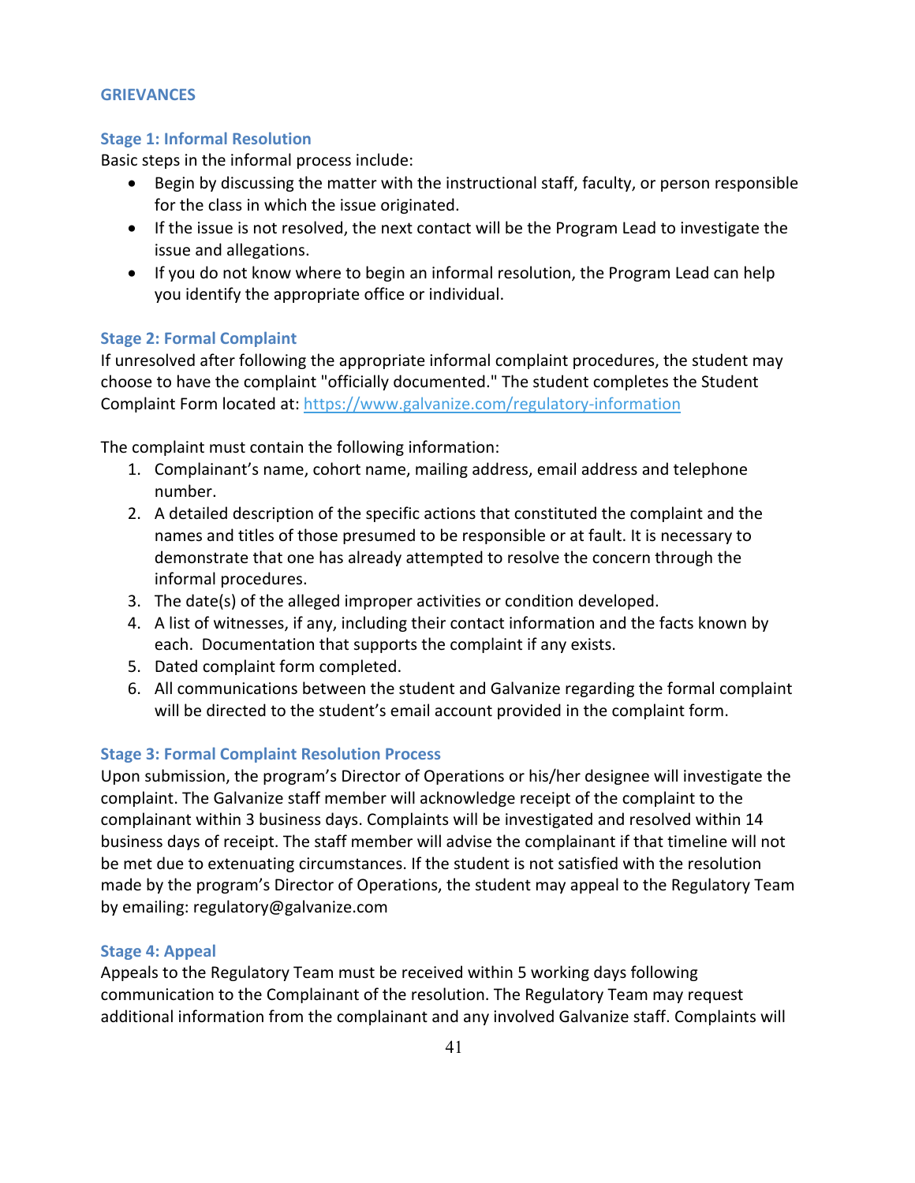## GRIEVANCES

### Stage 1: Informal Resolution

Basic steps in the informal process include:

- Begin by discussing the matter with the instructional staff, faculty, or person responsible for the class in which the issue originated.
- If the issue is not resolved, the next contact will be the Program Lead to investigate the issue and allegations.
- If you do not know where to begin an informal resolution, the Program Lead can help you identify the appropriate office or individual.

### Stage 2: Formal Complaint

If unresolved after following the appropriate informal complaint procedures, the student may choose to have the complaint "officially documented." The student completes the Student Complaint Form located at: https://www.galvanize.com/regulatory-information

The complaint must contain the following information:

1. Complainant's name, cohort name, mailing address, email address and telephone number.
2. A detailed description of the specific actions that constituted the complaint and the names and titles of those presumed to be responsible or at fault. It is necessary to demonstrate that one has already attempted to resolve the concern through the informal procedures.
3. The date(s) of the alleged improper activities or condition developed.
4. A list of witnesses, if any, including their contact information and the facts known by each. Documentation that supports the complaint if any exists.
5. Dated complaint form completed.
6. All communications between the student and Galvanize regarding the formal complaint will be directed to the student's email account provided in the complaint form.

### Stage 3: Formal Complaint Resolution Process

Upon submission, the program's Director of Operations or his/her designee will investigate the complaint. The Galvanize staff member will acknowledge receipt of the complaint to the complainant within 3 business days. Complaints will be investigated and resolved within 14 business days of receipt. The staff member will advise the complainant if that timeline will not be met due to extenuating circumstances. If the student is not satisfied with the resolution made by the program's Director of Operations, the student may appeal to the Regulatory Team by emailing: regulatory@galvanize.com

### Stage 4: Appeal

Appeals to the Regulatory Team must be received within 5 working days following communication to the Complainant of the resolution. The Regulatory Team may request additional information from the complainant and any involved Galvanize staff. Complaints will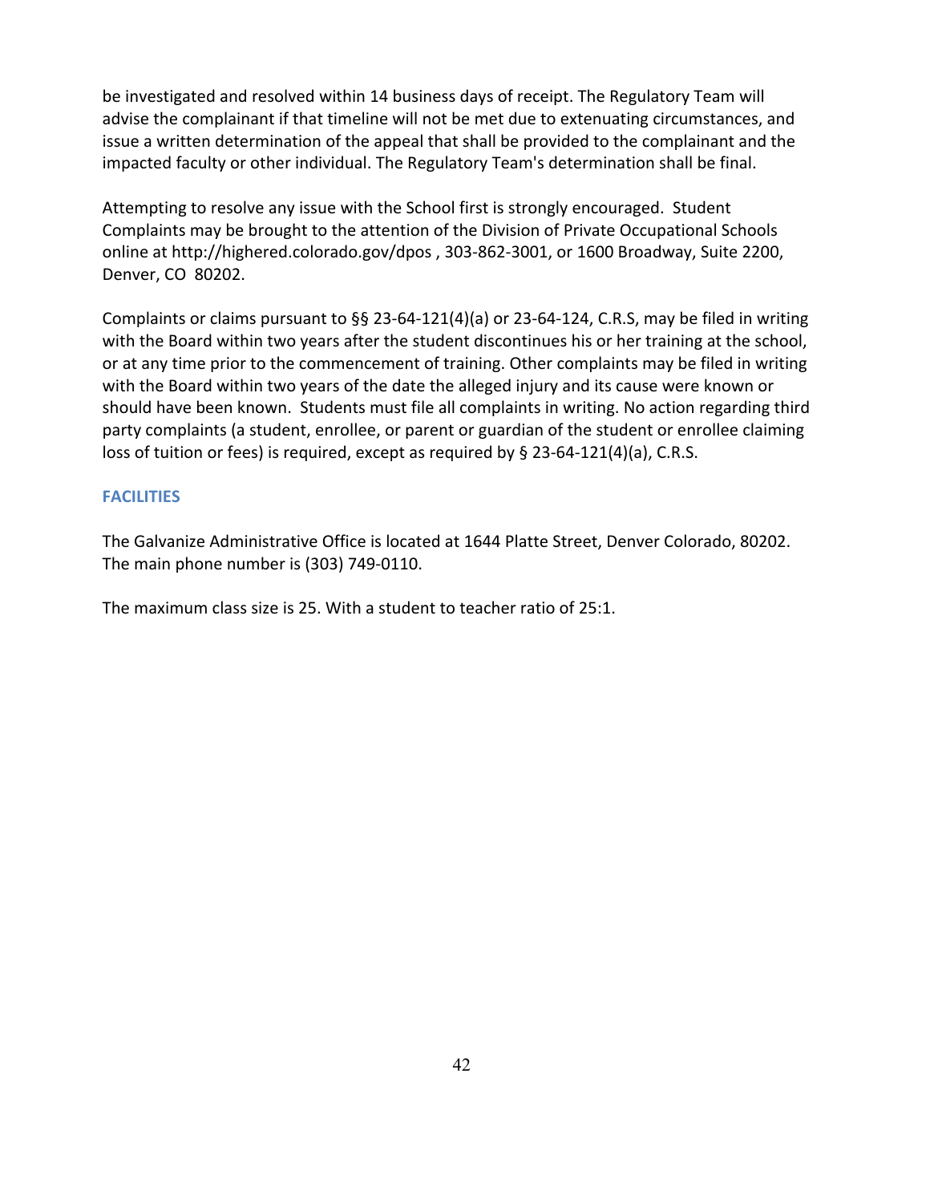be investigated and resolved within 14 business days of receipt. The Regulatory Team will advise the complainant if that timeline will not be met due to extenuating circumstances, and issue a written determination of the appeal that shall be provided to the complainant and the impacted faculty or other individual. The Regulatory Team's determination shall be final.

Attempting to resolve any issue with the School first is strongly encouraged. Student Complaints may be brought to the attention of the Division of Private Occupational Schools online at http://highered.colorado.gov/dpos , 303-862-3001, or 1600 Broadway, Suite 2200, Denver, CO 80202.

Complaints or claims pursuant to §§ 23-64-121(4)(a) or 23-64-124, C.R.S, may be filed in writing with the Board within two years after the student discontinues his or her training at the school, or at any time prior to the commencement of training. Other complaints may be filed in writing with the Board within two years of the date the alleged injury and its cause were known or should have been known. Students must file all complaints in writing. No action regarding third party complaints (a student, enrollee, or parent or guardian of the student or enrollee claiming loss of tuition or fees) is required, except as required by § 23-64-121(4)(a), C.R.S.

## FACILITIES

The Galvanize Administrative Office is located at 1644 Platte Street, Denver Colorado, 80202. The main phone number is (303) 749-0110.

The maximum class size is 25. With a student to teacher ratio of 25:1.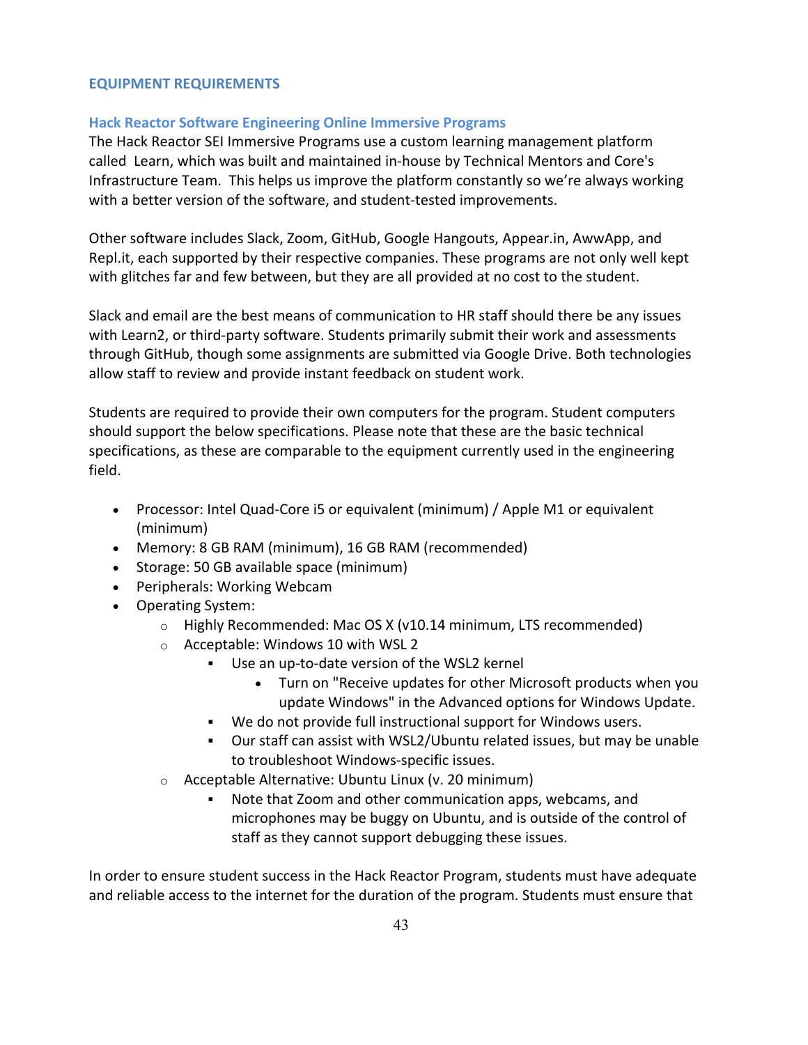## EQUIPMENT REQUIREMENTS

### Hack Reactor Software Engineering Online Immersive Programs

The Hack Reactor SEI Immersive Programs use a custom learning management platform called Learn, which was built and maintained in-house by Technical Mentors and Core's Infrastructure Team. This helps us improve the platform constantly so we're always working with a better version of the software, and student-tested improvements.

Other software includes Slack, Zoom, GitHub, Google Hangouts, Appear.in, AwwApp, and Repl.it, each supported by their respective companies. These programs are not only well kept with glitches far and few between, but they are all provided at no cost to the student.

Slack and email are the best means of communication to HR staff should there be any issues with Learn2, or third-party software. Students primarily submit their work and assessments through GitHub, though some assignments are submitted via Google Drive. Both technologies allow staff to review and provide instant feedback on student work.

Students are required to provide their own computers for the program. Student computers should support the below specifications. Please note that these are the basic technical specifications, as these are comparable to the equipment currently used in the engineering field.

- Processor: Intel Quad-Core i5 or equivalent (minimum) / Apple M1 or equivalent (minimum)
- Memory: 8 GB RAM (minimum), 16 GB RAM (recommended)
- Storage: 50 GB available space (minimum)
- Peripherals: Working Webcam
- Operating System:
  - Highly Recommended: Mac OS X (v10.14 minimum, LTS recommended)
  - Acceptable: Windows 10 with WSL 2
    - Use an up-to-date version of the WSL2 kernel
      - Turn on "Receive updates for other Microsoft products when you update Windows" in the Advanced options for Windows Update.
    - We do not provide full instructional support for Windows users.
    - Our staff can assist with WSL2/Ubuntu related issues, but may be unable to troubleshoot Windows-specific issues.
  - Acceptable Alternative: Ubuntu Linux (v. 20 minimum)
    - Note that Zoom and other communication apps, webcams, and microphones may be buggy on Ubuntu, and is outside of the control of staff as they cannot support debugging these issues.

In order to ensure student success in the Hack Reactor Program, students must have adequate and reliable access to the internet for the duration of the program. Students must ensure that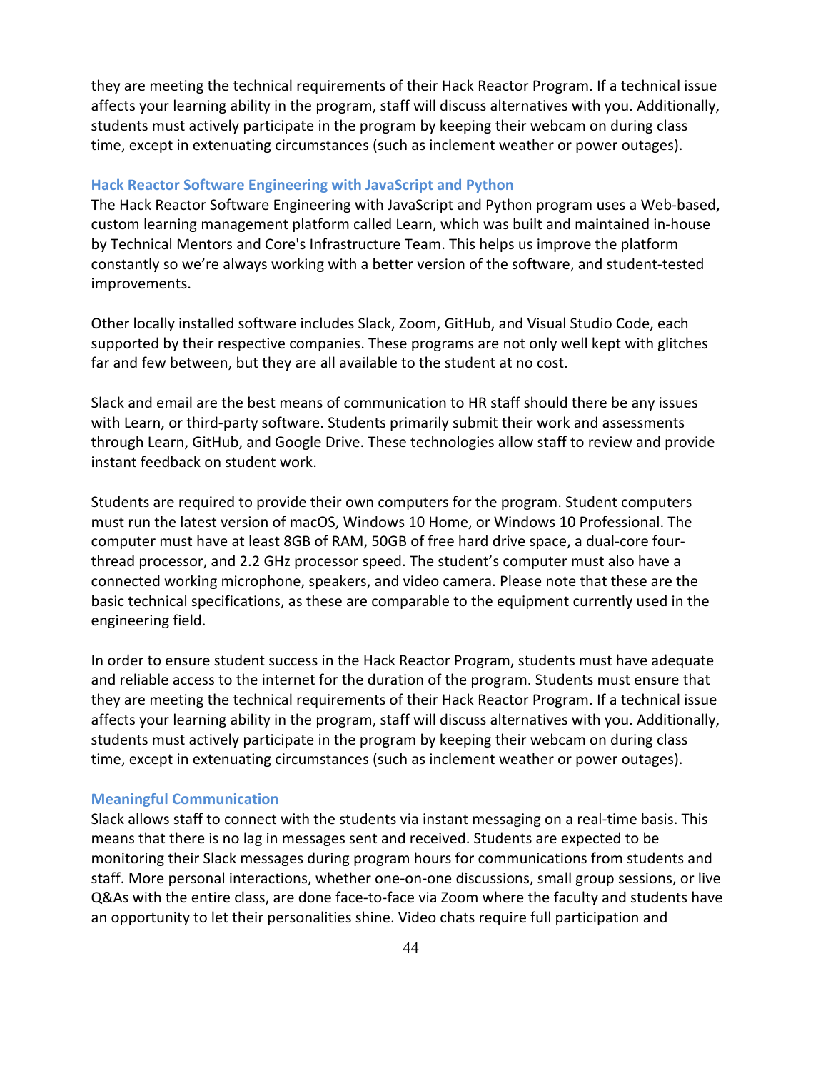they are meeting the technical requirements of their Hack Reactor Program. If a technical issue affects your learning ability in the program, staff will discuss alternatives with you. Additionally, students must actively participate in the program by keeping their webcam on during class time, except in extenuating circumstances (such as inclement weather or power outages).

### Hack Reactor Software Engineering with JavaScript and Python

The Hack Reactor Software Engineering with JavaScript and Python program uses a Web-based, custom learning management platform called Learn, which was built and maintained in-house by Technical Mentors and Core's Infrastructure Team. This helps us improve the platform constantly so we're always working with a better version of the software, and student-tested improvements.

Other locally installed software includes Slack, Zoom, GitHub, and Visual Studio Code, each supported by their respective companies. These programs are not only well kept with glitches far and few between, but they are all available to the student at no cost.

Slack and email are the best means of communication to HR staff should there be any issues with Learn, or third-party software. Students primarily submit their work and assessments through Learn, GitHub, and Google Drive. These technologies allow staff to review and provide instant feedback on student work.

Students are required to provide their own computers for the program. Student computers must run the latest version of macOS, Windows 10 Home, or Windows 10 Professional. The computer must have at least 8GB of RAM, 50GB of free hard drive space, a dual-core four-thread processor, and 2.2 GHz processor speed. The student's computer must also have a connected working microphone, speakers, and video camera. Please note that these are the basic technical specifications, as these are comparable to the equipment currently used in the engineering field.

In order to ensure student success in the Hack Reactor Program, students must have adequate and reliable access to the internet for the duration of the program. Students must ensure that they are meeting the technical requirements of their Hack Reactor Program. If a technical issue affects your learning ability in the program, staff will discuss alternatives with you. Additionally, students must actively participate in the program by keeping their webcam on during class time, except in extenuating circumstances (such as inclement weather or power outages).

### Meaningful Communication

Slack allows staff to connect with the students via instant messaging on a real-time basis. This means that there is no lag in messages sent and received. Students are expected to be monitoring their Slack messages during program hours for communications from students and staff. More personal interactions, whether one-on-one discussions, small group sessions, or live Q&As with the entire class, are done face-to-face via Zoom where the faculty and students have an opportunity to let their personalities shine. Video chats require full participation and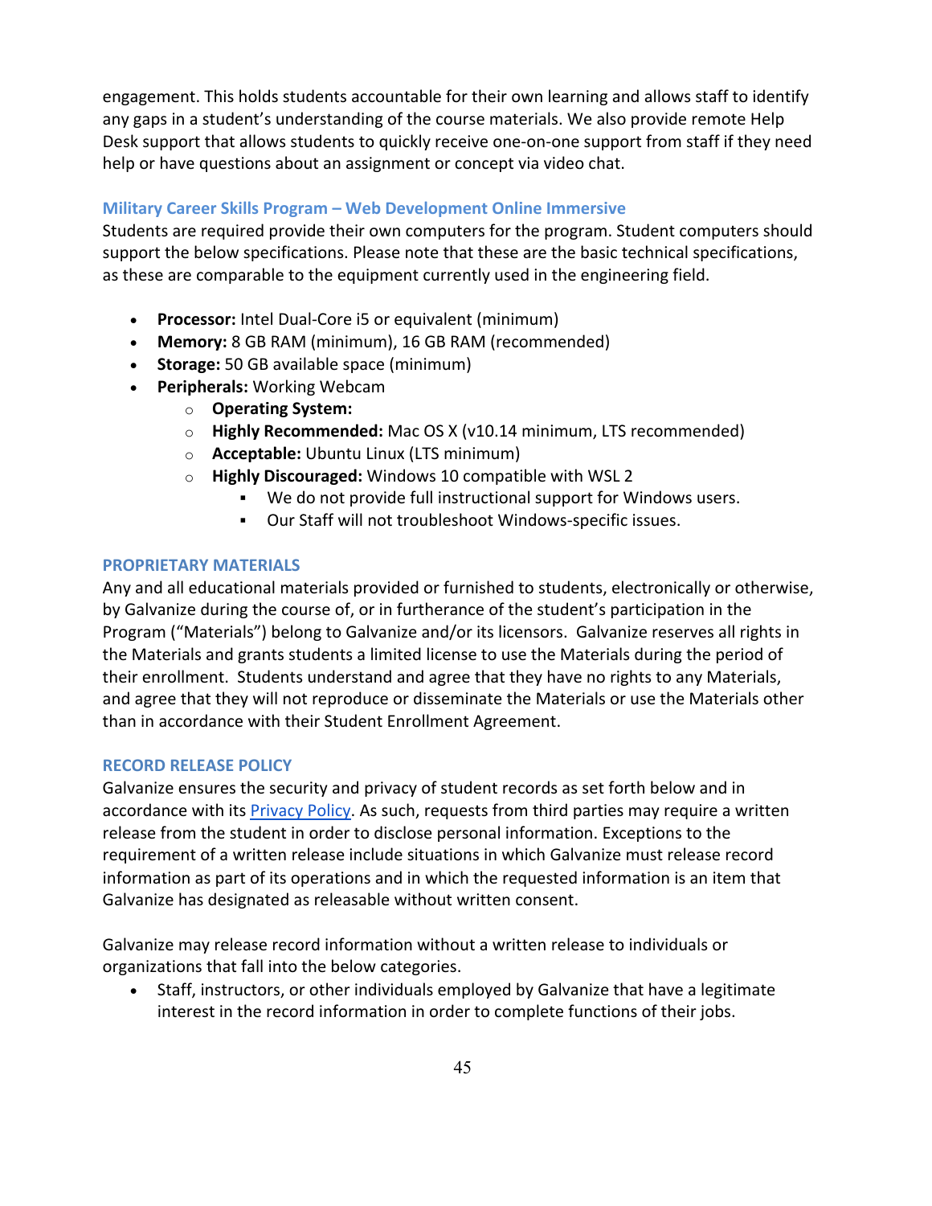engagement. This holds students accountable for their own learning and allows staff to identify any gaps in a student's understanding of the course materials. We also provide remote Help Desk support that allows students to quickly receive one-on-one support from staff if they need help or have questions about an assignment or concept via video chat.

### Military Career Skills Program – Web Development Online Immersive

Students are required provide their own computers for the program. Student computers should support the below specifications. Please note that these are the basic technical specifications, as these are comparable to the equipment currently used in the engineering field.

- **Processor:** Intel Dual-Core i5 or equivalent (minimum)
- **Memory:** 8 GB RAM (minimum), 16 GB RAM (recommended)
- **Storage:** 50 GB available space (minimum)
- **Peripherals:** Working Webcam
    - **Operating System:**
    - **Highly Recommended:** Mac OS X (v10.14 minimum, LTS recommended)
    - **Acceptable:** Ubuntu Linux (LTS minimum)
    - **Highly Discouraged:** Windows 10 compatible with WSL 2
        - We do not provide full instructional support for Windows users.
        - Our Staff will not troubleshoot Windows-specific issues.

## PROPRIETARY MATERIALS

Any and all educational materials provided or furnished to students, electronically or otherwise, by Galvanize during the course of, or in furtherance of the student's participation in the Program ("Materials") belong to Galvanize and/or its licensors. Galvanize reserves all rights in the Materials and grants students a limited license to use the Materials during the period of their enrollment. Students understand and agree that they have no rights to any Materials, and agree that they will not reproduce or disseminate the Materials or use the Materials other than in accordance with their Student Enrollment Agreement.

## RECORD RELEASE POLICY

Galvanize ensures the security and privacy of student records as set forth below and in accordance with its Privacy Policy. As such, requests from third parties may require a written release from the student in order to disclose personal information. Exceptions to the requirement of a written release include situations in which Galvanize must release record information as part of its operations and in which the requested information is an item that Galvanize has designated as releasable without written consent.

Galvanize may release record information without a written release to individuals or organizations that fall into the below categories.

- Staff, instructors, or other individuals employed by Galvanize that have a legitimate interest in the record information in order to complete functions of their jobs.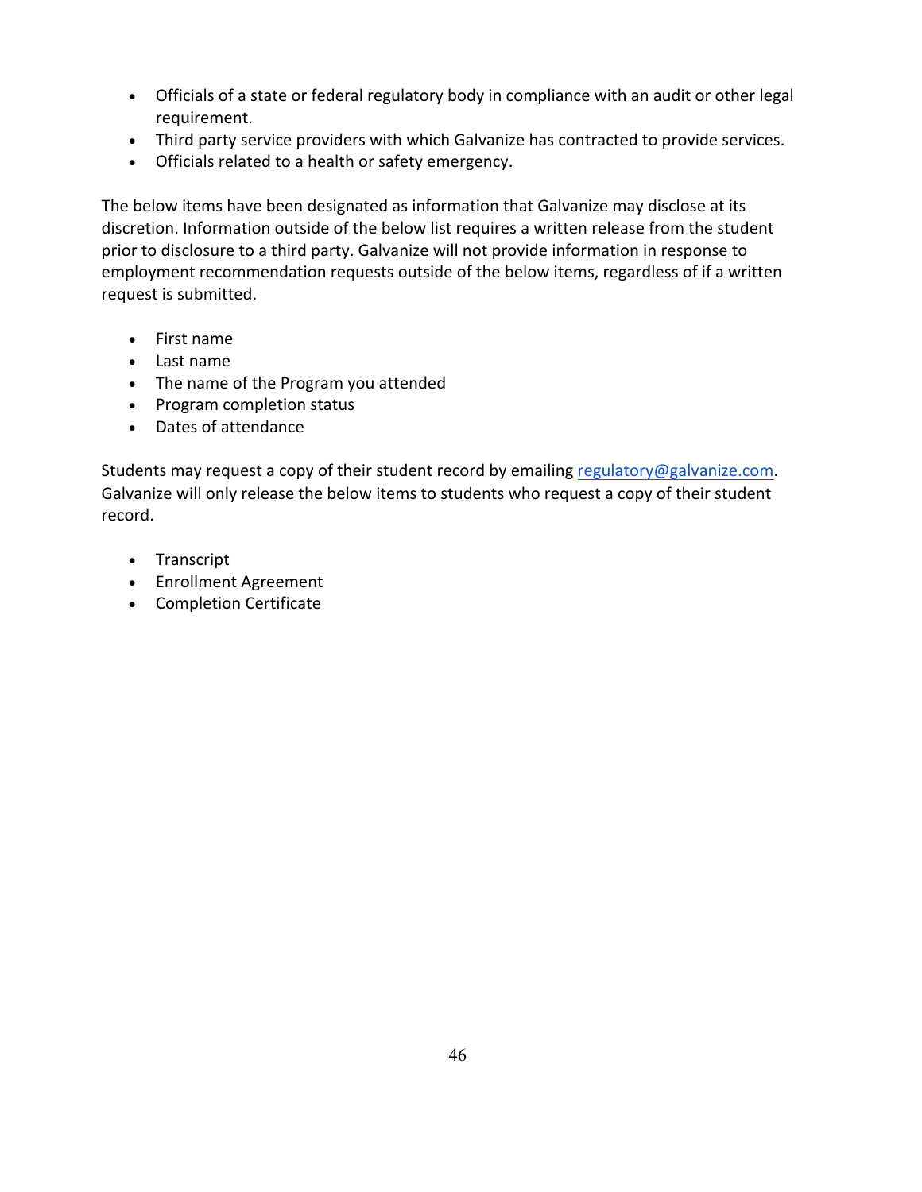- Officials of a state or federal regulatory body in compliance with an audit or other legal requirement.
- Third party service providers with which Galvanize has contracted to provide services.
- Officials related to a health or safety emergency.

The below items have been designated as information that Galvanize may disclose at its discretion. Information outside of the below list requires a written release from the student prior to disclosure to a third party. Galvanize will not provide information in response to employment recommendation requests outside of the below items, regardless of if a written request is submitted.

- First name
- Last name
- The name of the Program you attended
- Program completion status
- Dates of attendance

Students may request a copy of their student record by emailing regulatory@galvanize.com. Galvanize will only release the below items to students who request a copy of their student record.

- Transcript
- Enrollment Agreement
- Completion Certificate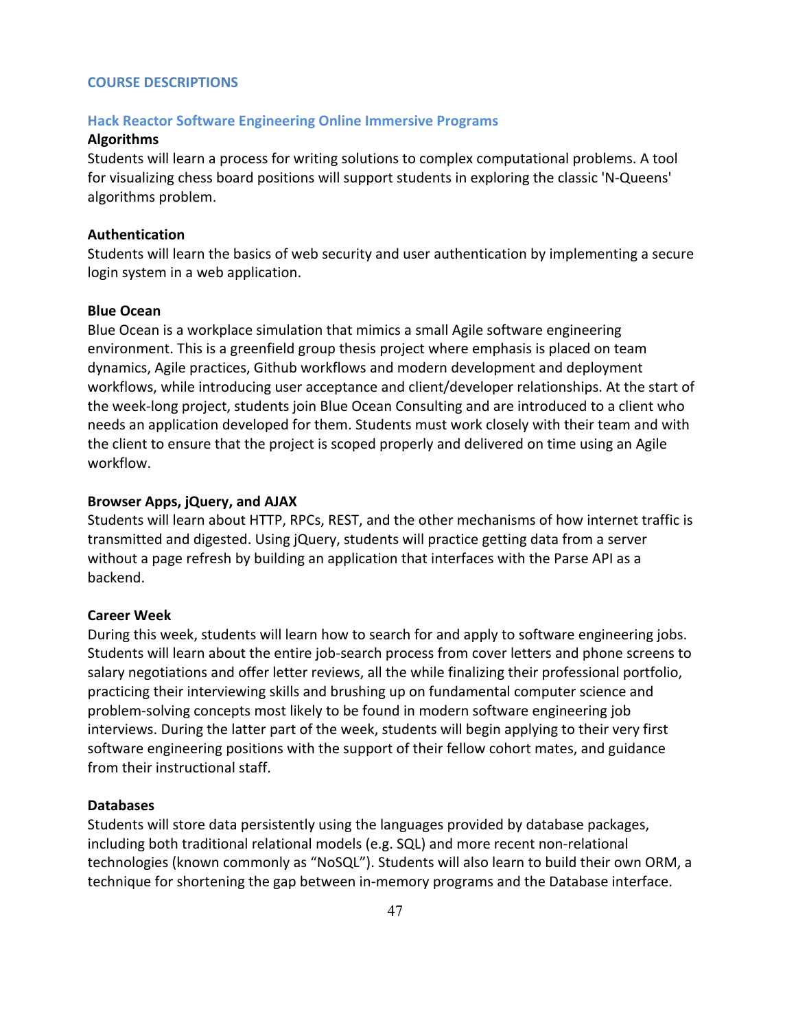## COURSE DESCRIPTIONS

### Hack Reactor Software Engineering Online Immersive Programs

**Algorithms**

Students will learn a process for writing solutions to complex computational problems. A tool for visualizing chess board positions will support students in exploring the classic 'N-Queens' algorithms problem.

**Authentication**

Students will learn the basics of web security and user authentication by implementing a secure login system in a web application.

**Blue Ocean**

Blue Ocean is a workplace simulation that mimics a small Agile software engineering environment. This is a greenfield group thesis project where emphasis is placed on team dynamics, Agile practices, Github workflows and modern development and deployment workflows, while introducing user acceptance and client/developer relationships. At the start of the week-long project, students join Blue Ocean Consulting and are introduced to a client who needs an application developed for them. Students must work closely with their team and with the client to ensure that the project is scoped properly and delivered on time using an Agile workflow.

**Browser Apps, jQuery, and AJAX**

Students will learn about HTTP, RPCs, REST, and the other mechanisms of how internet traffic is transmitted and digested. Using jQuery, students will practice getting data from a server without a page refresh by building an application that interfaces with the Parse API as a backend.

**Career Week**

During this week, students will learn how to search for and apply to software engineering jobs. Students will learn about the entire job-search process from cover letters and phone screens to salary negotiations and offer letter reviews, all the while finalizing their professional portfolio, practicing their interviewing skills and brushing up on fundamental computer science and problem-solving concepts most likely to be found in modern software engineering job interviews. During the latter part of the week, students will begin applying to their very first software engineering positions with the support of their fellow cohort mates, and guidance from their instructional staff.

**Databases**

Students will store data persistently using the languages provided by database packages, including both traditional relational models (e.g. SQL) and more recent non-relational technologies (known commonly as "NoSQL"). Students will also learn to build their own ORM, a technique for shortening the gap between in-memory programs and the Database interface.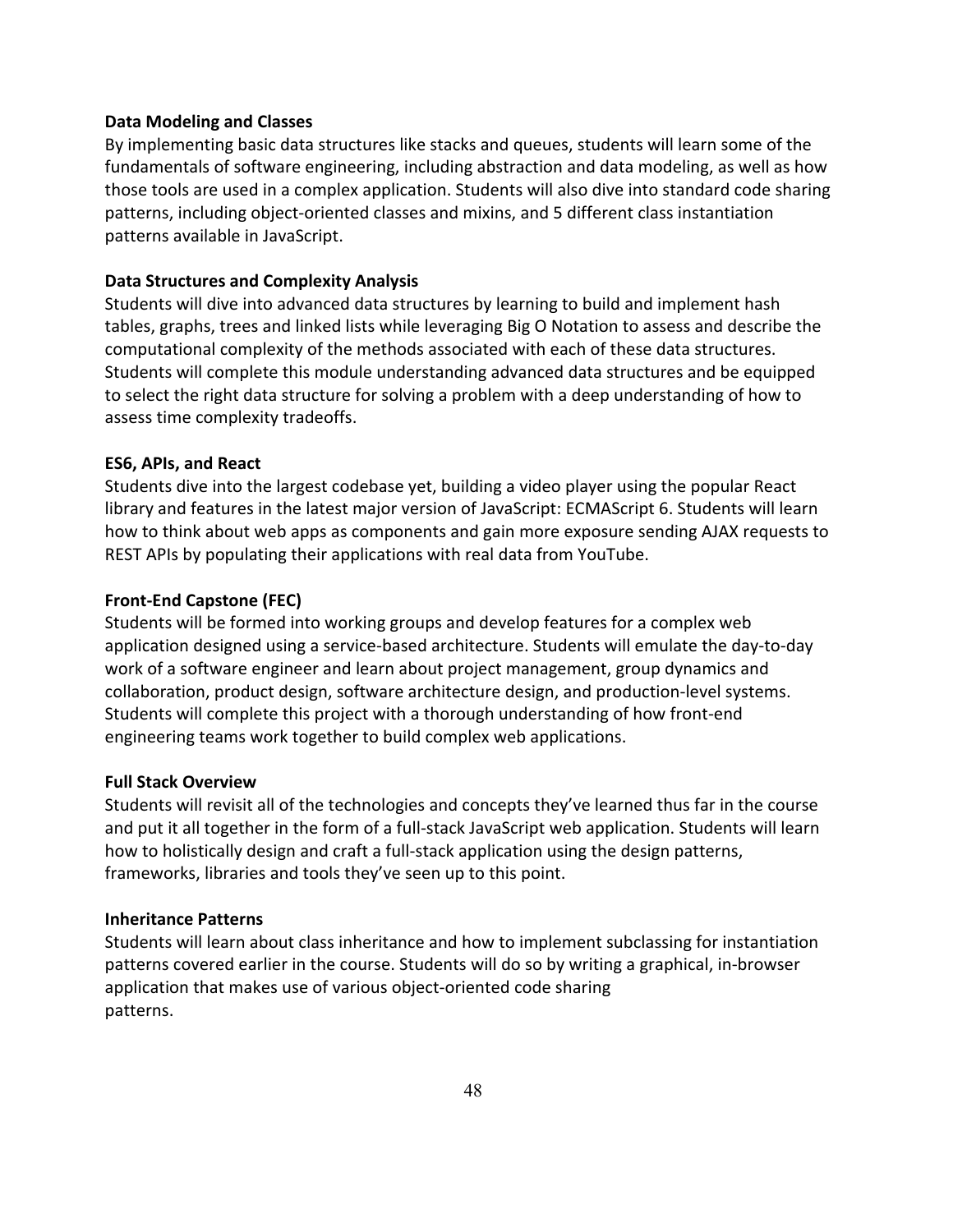**Data Modeling and Classes**

By implementing basic data structures like stacks and queues, students will learn some of the fundamentals of software engineering, including abstraction and data modeling, as well as how those tools are used in a complex application. Students will also dive into standard code sharing patterns, including object-oriented classes and mixins, and 5 different class instantiation patterns available in JavaScript.

**Data Structures and Complexity Analysis**

Students will dive into advanced data structures by learning to build and implement hash tables, graphs, trees and linked lists while leveraging Big O Notation to assess and describe the computational complexity of the methods associated with each of these data structures. Students will complete this module understanding advanced data structures and be equipped to select the right data structure for solving a problem with a deep understanding of how to assess time complexity tradeoffs.

**ES6, APIs, and React**

Students dive into the largest codebase yet, building a video player using the popular React library and features in the latest major version of JavaScript: ECMAScript 6. Students will learn how to think about web apps as components and gain more exposure sending AJAX requests to REST APIs by populating their applications with real data from YouTube.

**Front-End Capstone (FEC)**

Students will be formed into working groups and develop features for a complex web application designed using a service-based architecture. Students will emulate the day-to-day work of a software engineer and learn about project management, group dynamics and collaboration, product design, software architecture design, and production-level systems. Students will complete this project with a thorough understanding of how front-end engineering teams work together to build complex web applications.

**Full Stack Overview**

Students will revisit all of the technologies and concepts they've learned thus far in the course and put it all together in the form of a full-stack JavaScript web application. Students will learn how to holistically design and craft a full-stack application using the design patterns, frameworks, libraries and tools they've seen up to this point.

**Inheritance Patterns**

Students will learn about class inheritance and how to implement subclassing for instantiation patterns covered earlier in the course. Students will do so by writing a graphical, in-browser application that makes use of various object-oriented code sharing patterns.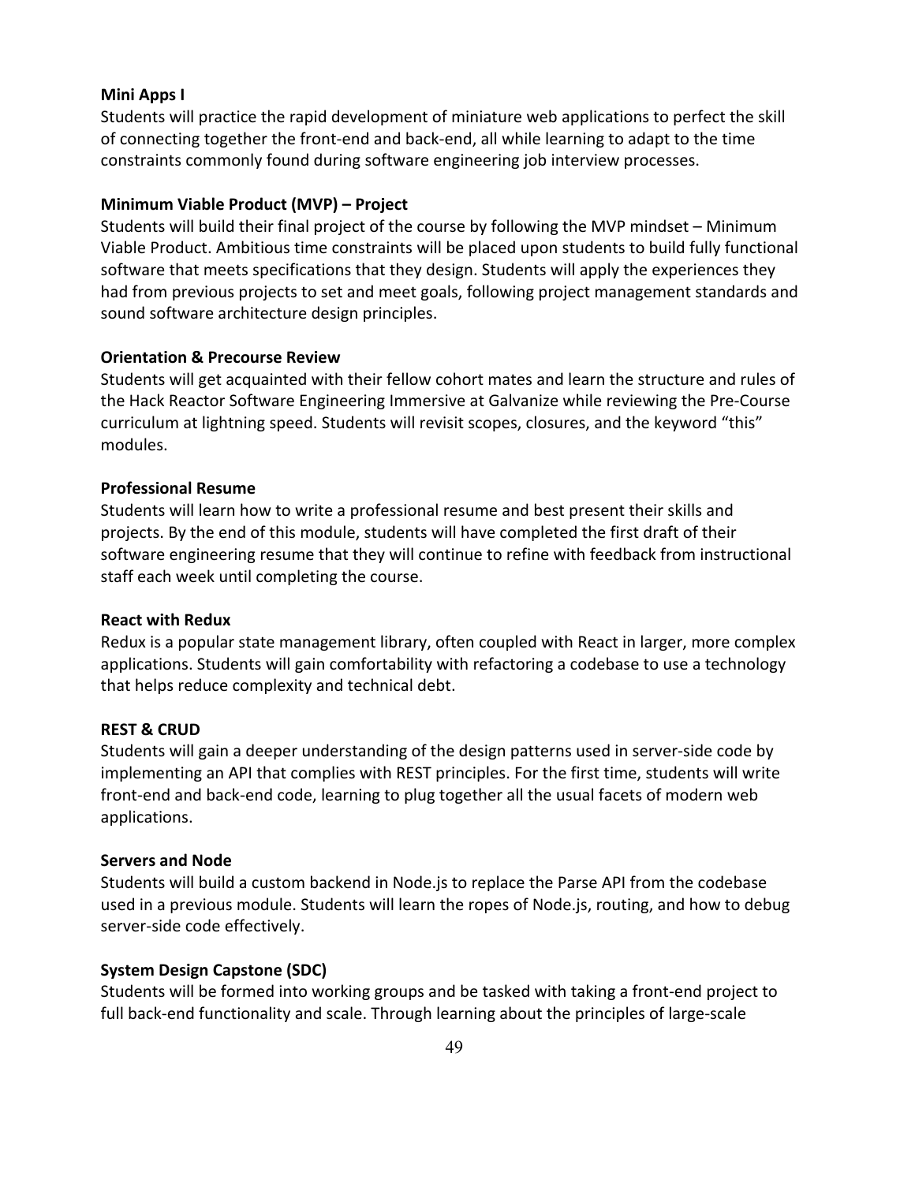**Mini Apps I**
Students will practice the rapid development of miniature web applications to perfect the skill of connecting together the front-end and back-end, all while learning to adapt to the time constraints commonly found during software engineering job interview processes.

**Minimum Viable Product (MVP) – Project**
Students will build their final project of the course by following the MVP mindset – Minimum Viable Product. Ambitious time constraints will be placed upon students to build fully functional software that meets specifications that they design. Students will apply the experiences they had from previous projects to set and meet goals, following project management standards and sound software architecture design principles.

**Orientation & Precourse Review**
Students will get acquainted with their fellow cohort mates and learn the structure and rules of the Hack Reactor Software Engineering Immersive at Galvanize while reviewing the Pre-Course curriculum at lightning speed. Students will revisit scopes, closures, and the keyword "this" modules.

**Professional Resume**
Students will learn how to write a professional resume and best present their skills and projects. By the end of this module, students will have completed the first draft of their software engineering resume that they will continue to refine with feedback from instructional staff each week until completing the course.

**React with Redux**
Redux is a popular state management library, often coupled with React in larger, more complex applications. Students will gain comfortability with refactoring a codebase to use a technology that helps reduce complexity and technical debt.

**REST & CRUD**
Students will gain a deeper understanding of the design patterns used in server-side code by implementing an API that complies with REST principles. For the first time, students will write front-end and back-end code, learning to plug together all the usual facets of modern web applications.

**Servers and Node**
Students will build a custom backend in Node.js to replace the Parse API from the codebase used in a previous module. Students will learn the ropes of Node.js, routing, and how to debug server-side code effectively.

**System Design Capstone (SDC)**
Students will be formed into working groups and be tasked with taking a front-end project to full back-end functionality and scale. Through learning about the principles of large-scale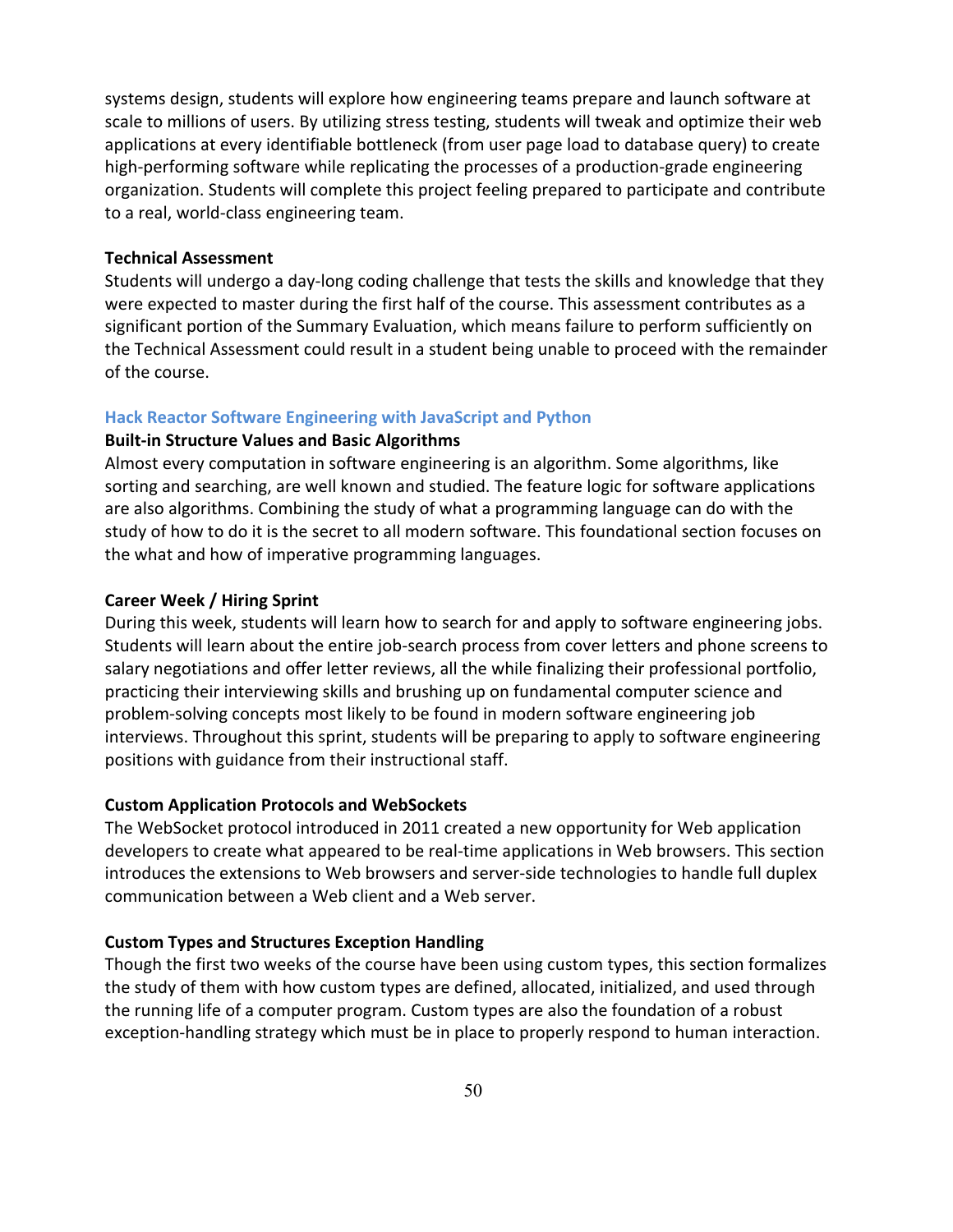systems design, students will explore how engineering teams prepare and launch software at scale to millions of users. By utilizing stress testing, students will tweak and optimize their web applications at every identifiable bottleneck (from user page load to database query) to create high-performing software while replicating the processes of a production-grade engineering organization. Students will complete this project feeling prepared to participate and contribute to a real, world-class engineering team.

**Technical Assessment**

Students will undergo a day-long coding challenge that tests the skills and knowledge that they were expected to master during the first half of the course. This assessment contributes as a significant portion of the Summary Evaluation, which means failure to perform sufficiently on the Technical Assessment could result in a student being unable to proceed with the remainder of the course.

### Hack Reactor Software Engineering with JavaScript and Python

**Built-in Structure Values and Basic Algorithms**

Almost every computation in software engineering is an algorithm. Some algorithms, like sorting and searching, are well known and studied. The feature logic for software applications are also algorithms. Combining the study of what a programming language can do with the study of how to do it is the secret to all modern software. This foundational section focuses on the what and how of imperative programming languages.

**Career Week / Hiring Sprint**

During this week, students will learn how to search for and apply to software engineering jobs. Students will learn about the entire job-search process from cover letters and phone screens to salary negotiations and offer letter reviews, all the while finalizing their professional portfolio, practicing their interviewing skills and brushing up on fundamental computer science and problem-solving concepts most likely to be found in modern software engineering job interviews. Throughout this sprint, students will be preparing to apply to software engineering positions with guidance from their instructional staff.

**Custom Application Protocols and WebSockets**

The WebSocket protocol introduced in 2011 created a new opportunity for Web application developers to create what appeared to be real-time applications in Web browsers. This section introduces the extensions to Web browsers and server-side technologies to handle full duplex communication between a Web client and a Web server.

**Custom Types and Structures Exception Handling**

Though the first two weeks of the course have been using custom types, this section formalizes the study of them with how custom types are defined, allocated, initialized, and used through the running life of a computer program. Custom types are also the foundation of a robust exception-handling strategy which must be in place to properly respond to human interaction.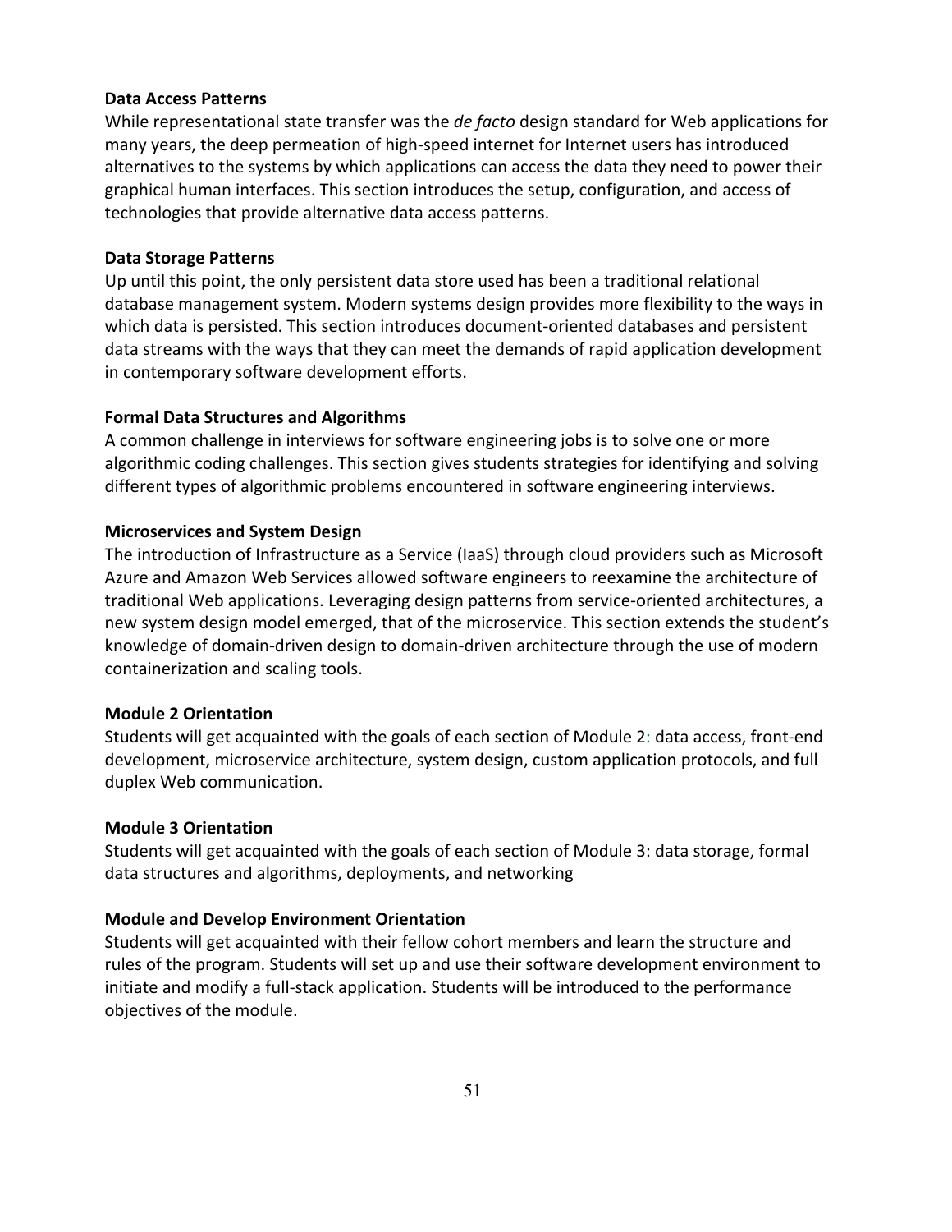**Data Access Patterns**

While representational state transfer was the *de facto* design standard for Web applications for many years, the deep permeation of high-speed internet for Internet users has introduced alternatives to the systems by which applications can access the data they need to power their graphical human interfaces. This section introduces the setup, configuration, and access of technologies that provide alternative data access patterns.

**Data Storage Patterns**

Up until this point, the only persistent data store used has been a traditional relational database management system. Modern systems design provides more flexibility to the ways in which data is persisted. This section introduces document-oriented databases and persistent data streams with the ways that they can meet the demands of rapid application development in contemporary software development efforts.

**Formal Data Structures and Algorithms**

A common challenge in interviews for software engineering jobs is to solve one or more algorithmic coding challenges. This section gives students strategies for identifying and solving different types of algorithmic problems encountered in software engineering interviews.

**Microservices and System Design**

The introduction of Infrastructure as a Service (IaaS) through cloud providers such as Microsoft Azure and Amazon Web Services allowed software engineers to reexamine the architecture of traditional Web applications. Leveraging design patterns from service-oriented architectures, a new system design model emerged, that of the microservice. This section extends the student's knowledge of domain-driven design to domain-driven architecture through the use of modern containerization and scaling tools.

**Module 2 Orientation**

Students will get acquainted with the goals of each section of Module 2: data access, front-end development, microservice architecture, system design, custom application protocols, and full duplex Web communication.

**Module 3 Orientation**

Students will get acquainted with the goals of each section of Module 3: data storage, formal data structures and algorithms, deployments, and networking

**Module and Develop Environment Orientation**

Students will get acquainted with their fellow cohort members and learn the structure and rules of the program. Students will set up and use their software development environment to initiate and modify a full-stack application. Students will be introduced to the performance objectives of the module.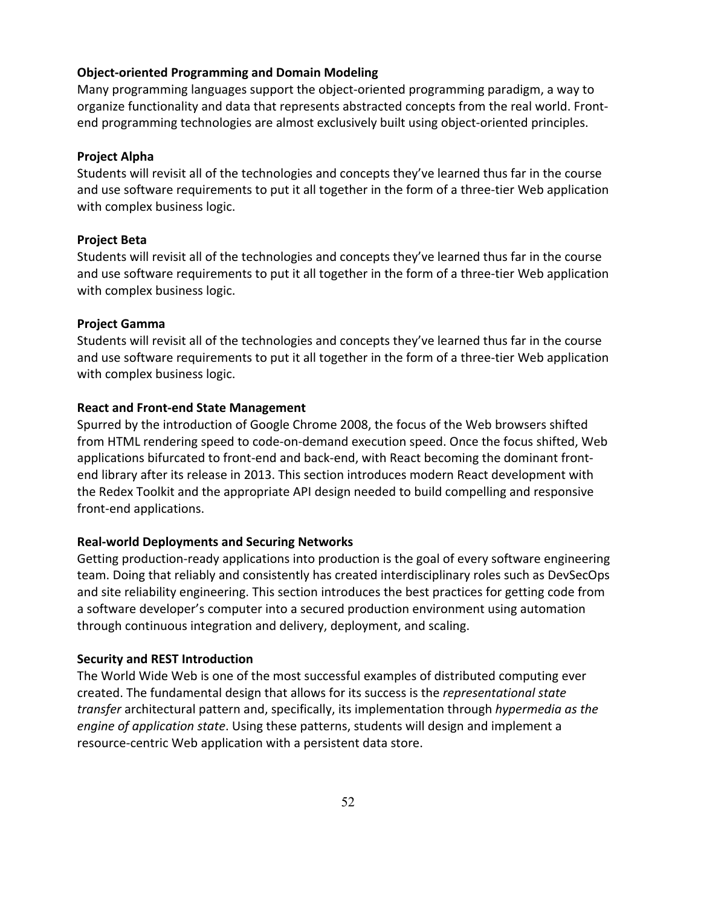**Object-oriented Programming and Domain Modeling**

Many programming languages support the object-oriented programming paradigm, a way to organize functionality and data that represents abstracted concepts from the real world. Front-end programming technologies are almost exclusively built using object-oriented principles.

**Project Alpha**

Students will revisit all of the technologies and concepts they've learned thus far in the course and use software requirements to put it all together in the form of a three-tier Web application with complex business logic.

**Project Beta**

Students will revisit all of the technologies and concepts they've learned thus far in the course and use software requirements to put it all together in the form of a three-tier Web application with complex business logic.

**Project Gamma**

Students will revisit all of the technologies and concepts they've learned thus far in the course and use software requirements to put it all together in the form of a three-tier Web application with complex business logic.

**React and Front-end State Management**

Spurred by the introduction of Google Chrome 2008, the focus of the Web browsers shifted from HTML rendering speed to code-on-demand execution speed. Once the focus shifted, Web applications bifurcated to front-end and back-end, with React becoming the dominant front-end library after its release in 2013. This section introduces modern React development with the Redex Toolkit and the appropriate API design needed to build compelling and responsive front-end applications.

**Real-world Deployments and Securing Networks**

Getting production-ready applications into production is the goal of every software engineering team. Doing that reliably and consistently has created interdisciplinary roles such as DevSecOps and site reliability engineering. This section introduces the best practices for getting code from a software developer's computer into a secured production environment using automation through continuous integration and delivery, deployment, and scaling.

**Security and REST Introduction**

The World Wide Web is one of the most successful examples of distributed computing ever created. The fundamental design that allows for its success is the *representational state transfer* architectural pattern and, specifically, its implementation through *hypermedia as the engine of application state*. Using these patterns, students will design and implement a resource-centric Web application with a persistent data store.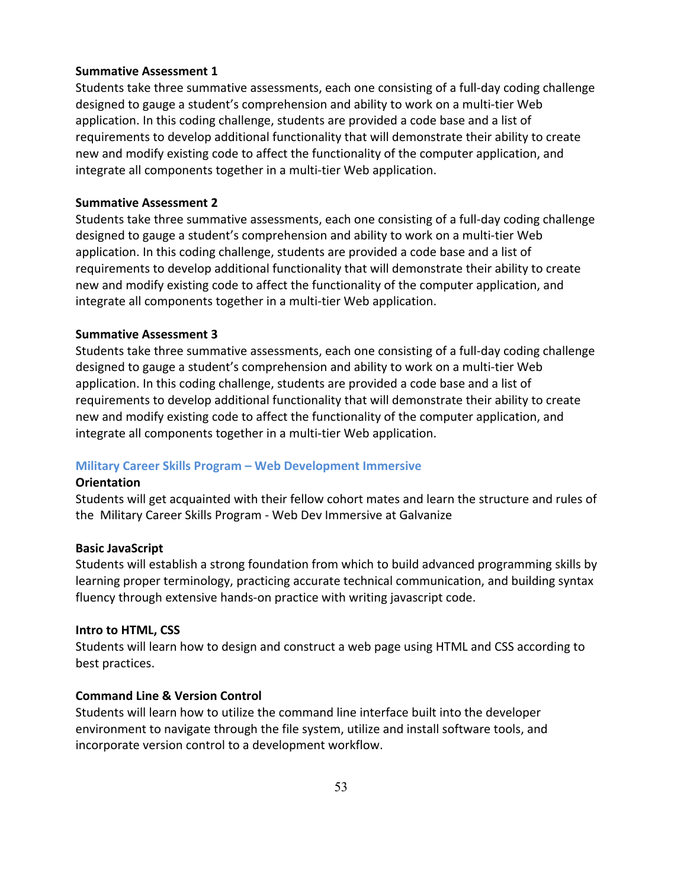**Summative Assessment 1**

Students take three summative assessments, each one consisting of a full-day coding challenge designed to gauge a student's comprehension and ability to work on a multi-tier Web application. In this coding challenge, students are provided a code base and a list of requirements to develop additional functionality that will demonstrate their ability to create new and modify existing code to affect the functionality of the computer application, and integrate all components together in a multi-tier Web application.

**Summative Assessment 2**

Students take three summative assessments, each one consisting of a full-day coding challenge designed to gauge a student's comprehension and ability to work on a multi-tier Web application. In this coding challenge, students are provided a code base and a list of requirements to develop additional functionality that will demonstrate their ability to create new and modify existing code to affect the functionality of the computer application, and integrate all components together in a multi-tier Web application.

**Summative Assessment 3**

Students take three summative assessments, each one consisting of a full-day coding challenge designed to gauge a student's comprehension and ability to work on a multi-tier Web application. In this coding challenge, students are provided a code base and a list of requirements to develop additional functionality that will demonstrate their ability to create new and modify existing code to affect the functionality of the computer application, and integrate all components together in a multi-tier Web application.

## Military Career Skills Program – Web Development Immersive

**Orientation**

Students will get acquainted with their fellow cohort mates and learn the structure and rules of the Military Career Skills Program - Web Dev Immersive at Galvanize

**Basic JavaScript**

Students will establish a strong foundation from which to build advanced programming skills by learning proper terminology, practicing accurate technical communication, and building syntax fluency through extensive hands-on practice with writing javascript code.

**Intro to HTML, CSS**

Students will learn how to design and construct a web page using HTML and CSS according to best practices.

**Command Line & Version Control**

Students will learn how to utilize the command line interface built into the developer environment to navigate through the file system, utilize and install software tools, and incorporate version control to a development workflow.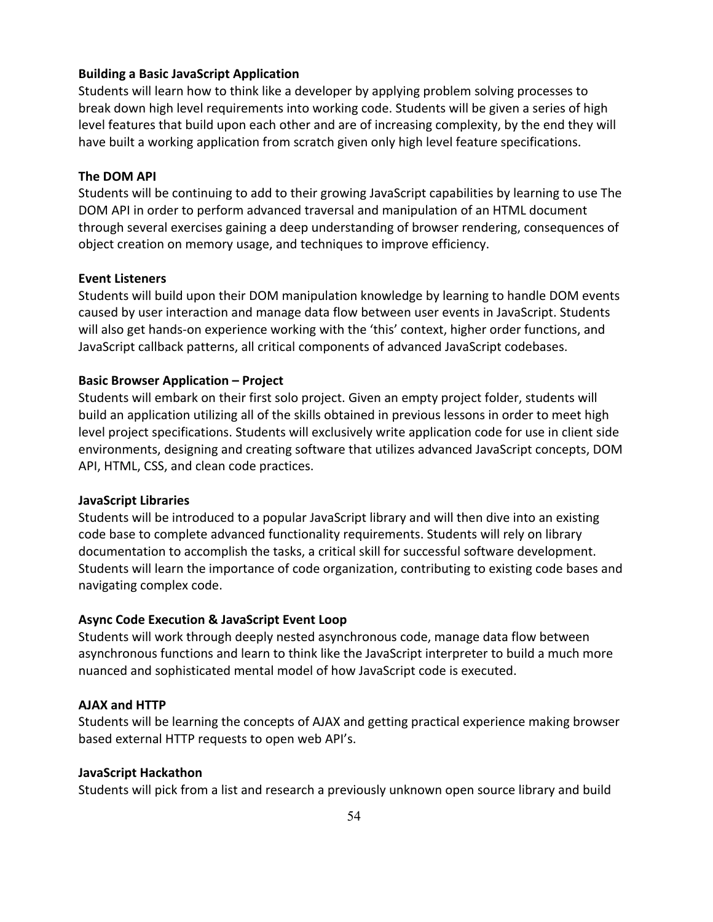**Building a Basic JavaScript Application**

Students will learn how to think like a developer by applying problem solving processes to break down high level requirements into working code. Students will be given a series of high level features that build upon each other and are of increasing complexity, by the end they will have built a working application from scratch given only high level feature specifications.

**The DOM API**

Students will be continuing to add to their growing JavaScript capabilities by learning to use The DOM API in order to perform advanced traversal and manipulation of an HTML document through several exercises gaining a deep understanding of browser rendering, consequences of object creation on memory usage, and techniques to improve efficiency.

**Event Listeners**

Students will build upon their DOM manipulation knowledge by learning to handle DOM events caused by user interaction and manage data flow between user events in JavaScript. Students will also get hands-on experience working with the 'this' context, higher order functions, and JavaScript callback patterns, all critical components of advanced JavaScript codebases.

**Basic Browser Application – Project**

Students will embark on their first solo project. Given an empty project folder, students will build an application utilizing all of the skills obtained in previous lessons in order to meet high level project specifications. Students will exclusively write application code for use in client side environments, designing and creating software that utilizes advanced JavaScript concepts, DOM API, HTML, CSS, and clean code practices.

**JavaScript Libraries**

Students will be introduced to a popular JavaScript library and will then dive into an existing code base to complete advanced functionality requirements. Students will rely on library documentation to accomplish the tasks, a critical skill for successful software development. Students will learn the importance of code organization, contributing to existing code bases and navigating complex code.

**Async Code Execution & JavaScript Event Loop**

Students will work through deeply nested asynchronous code, manage data flow between asynchronous functions and learn to think like the JavaScript interpreter to build a much more nuanced and sophisticated mental model of how JavaScript code is executed.

**AJAX and HTTP**

Students will be learning the concepts of AJAX and getting practical experience making browser based external HTTP requests to open web API's.

**JavaScript Hackathon**

Students will pick from a list and research a previously unknown open source library and build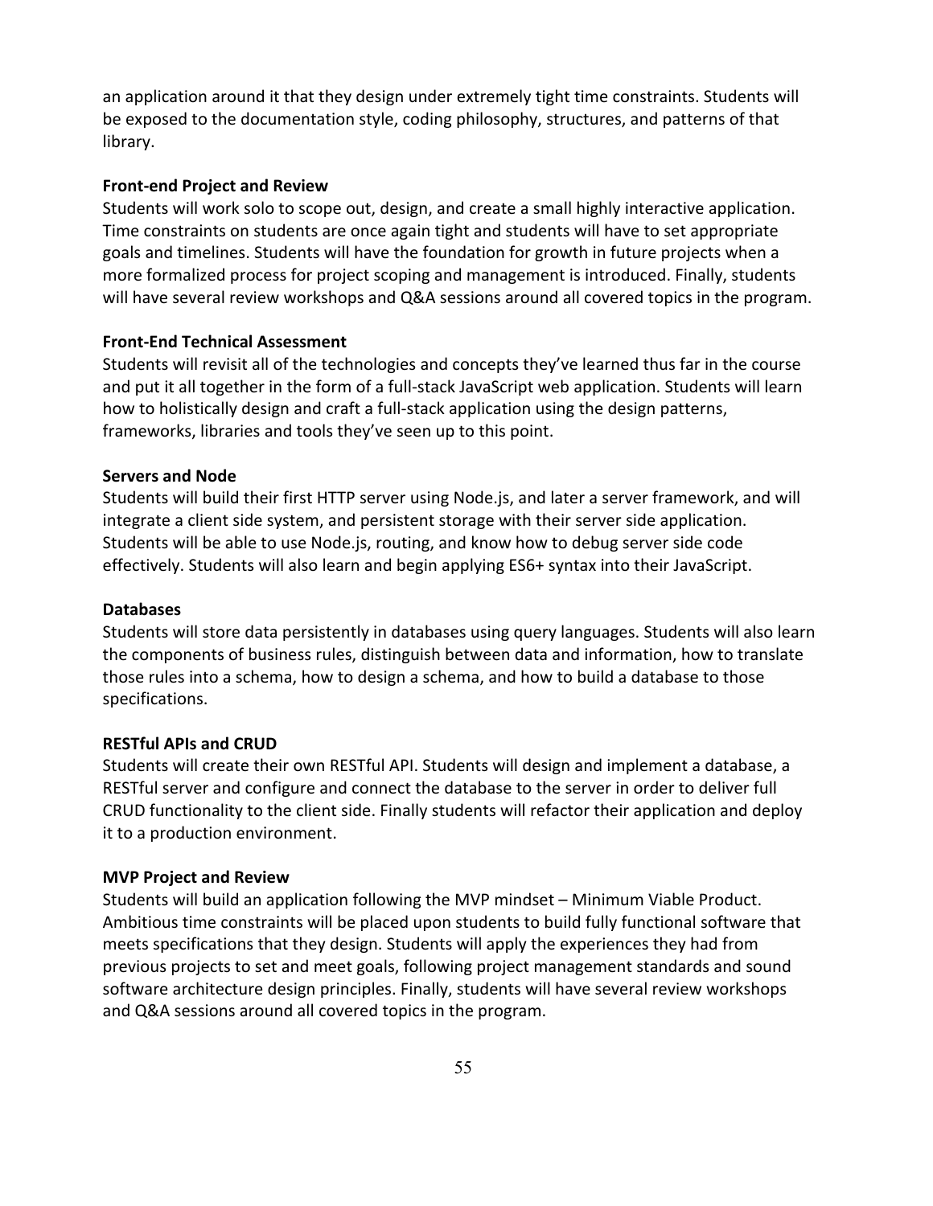an application around it that they design under extremely tight time constraints. Students will be exposed to the documentation style, coding philosophy, structures, and patterns of that library.

**Front-end Project and Review**
Students will work solo to scope out, design, and create a small highly interactive application. Time constraints on students are once again tight and students will have to set appropriate goals and timelines. Students will have the foundation for growth in future projects when a more formalized process for project scoping and management is introduced. Finally, students will have several review workshops and Q&A sessions around all covered topics in the program.

**Front-End Technical Assessment**
Students will revisit all of the technologies and concepts they've learned thus far in the course and put it all together in the form of a full-stack JavaScript web application. Students will learn how to holistically design and craft a full-stack application using the design patterns, frameworks, libraries and tools they've seen up to this point.

**Servers and Node**
Students will build their first HTTP server using Node.js, and later a server framework, and will integrate a client side system, and persistent storage with their server side application. Students will be able to use Node.js, routing, and know how to debug server side code effectively. Students will also learn and begin applying ES6+ syntax into their JavaScript.

**Databases**
Students will store data persistently in databases using query languages. Students will also learn the components of business rules, distinguish between data and information, how to translate those rules into a schema, how to design a schema, and how to build a database to those specifications.

**RESTful APIs and CRUD**
Students will create their own RESTful API. Students will design and implement a database, a RESTful server and configure and connect the database to the server in order to deliver full CRUD functionality to the client side. Finally students will refactor their application and deploy it to a production environment.

**MVP Project and Review**
Students will build an application following the MVP mindset – Minimum Viable Product. Ambitious time constraints will be placed upon students to build fully functional software that meets specifications that they design. Students will apply the experiences they had from previous projects to set and meet goals, following project management standards and sound software architecture design principles. Finally, students will have several review workshops and Q&A sessions around all covered topics in the program.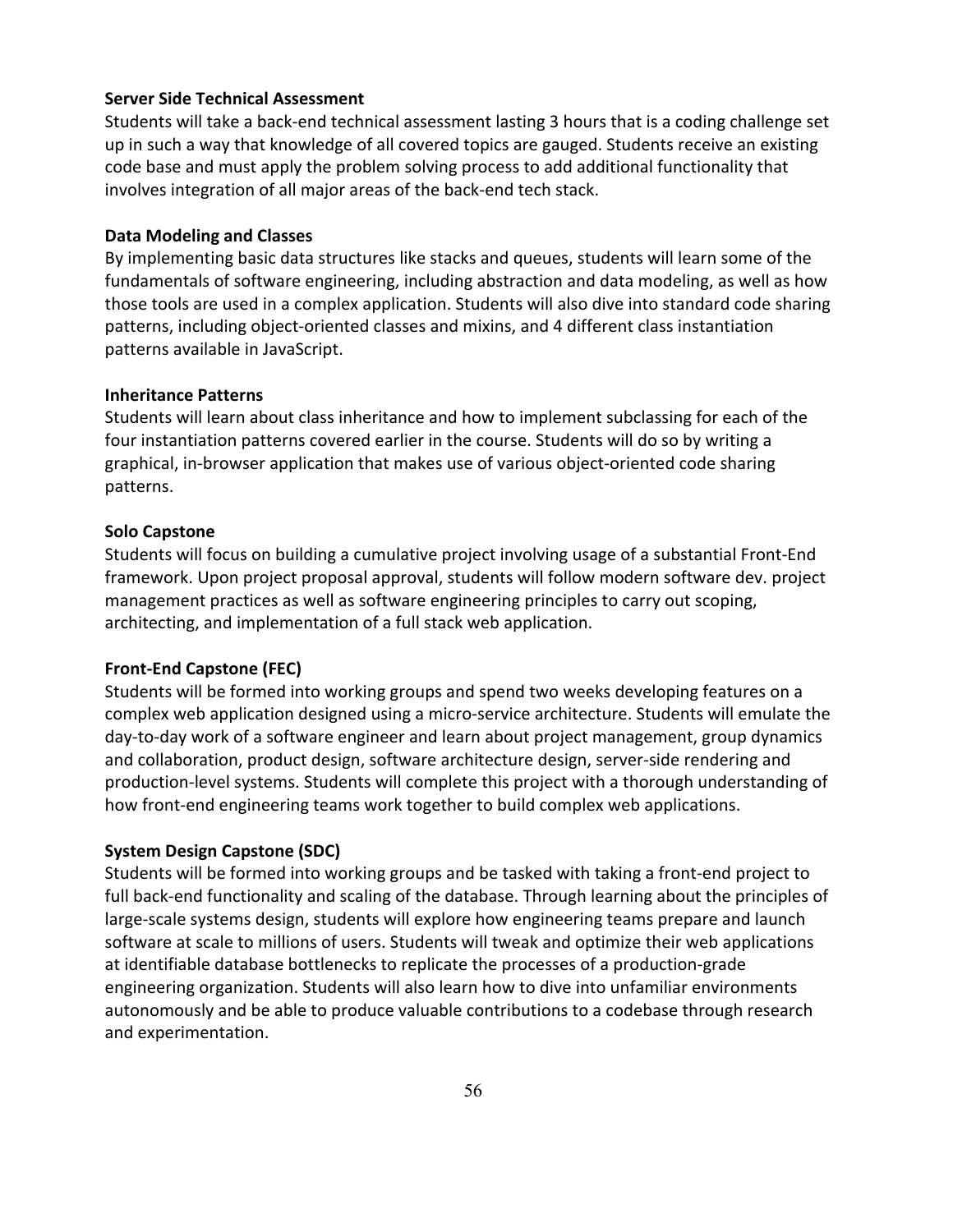**Server Side Technical Assessment**

Students will take a back-end technical assessment lasting 3 hours that is a coding challenge set up in such a way that knowledge of all covered topics are gauged. Students receive an existing code base and must apply the problem solving process to add additional functionality that involves integration of all major areas of the back-end tech stack.

**Data Modeling and Classes**

By implementing basic data structures like stacks and queues, students will learn some of the fundamentals of software engineering, including abstraction and data modeling, as well as how those tools are used in a complex application. Students will also dive into standard code sharing patterns, including object-oriented classes and mixins, and 4 different class instantiation patterns available in JavaScript.

**Inheritance Patterns**

Students will learn about class inheritance and how to implement subclassing for each of the four instantiation patterns covered earlier in the course. Students will do so by writing a graphical, in-browser application that makes use of various object-oriented code sharing patterns.

**Solo Capstone**

Students will focus on building a cumulative project involving usage of a substantial Front-End framework. Upon project proposal approval, students will follow modern software dev. project management practices as well as software engineering principles to carry out scoping, architecting, and implementation of a full stack web application.

**Front-End Capstone (FEC)**

Students will be formed into working groups and spend two weeks developing features on a complex web application designed using a micro-service architecture. Students will emulate the day-to-day work of a software engineer and learn about project management, group dynamics and collaboration, product design, software architecture design, server-side rendering and production-level systems. Students will complete this project with a thorough understanding of how front-end engineering teams work together to build complex web applications.

**System Design Capstone (SDC)**

Students will be formed into working groups and be tasked with taking a front-end project to full back-end functionality and scaling of the database. Through learning about the principles of large-scale systems design, students will explore how engineering teams prepare and launch software at scale to millions of users. Students will tweak and optimize their web applications at identifiable database bottlenecks to replicate the processes of a production-grade engineering organization. Students will also learn how to dive into unfamiliar environments autonomously and be able to produce valuable contributions to a codebase through research and experimentation.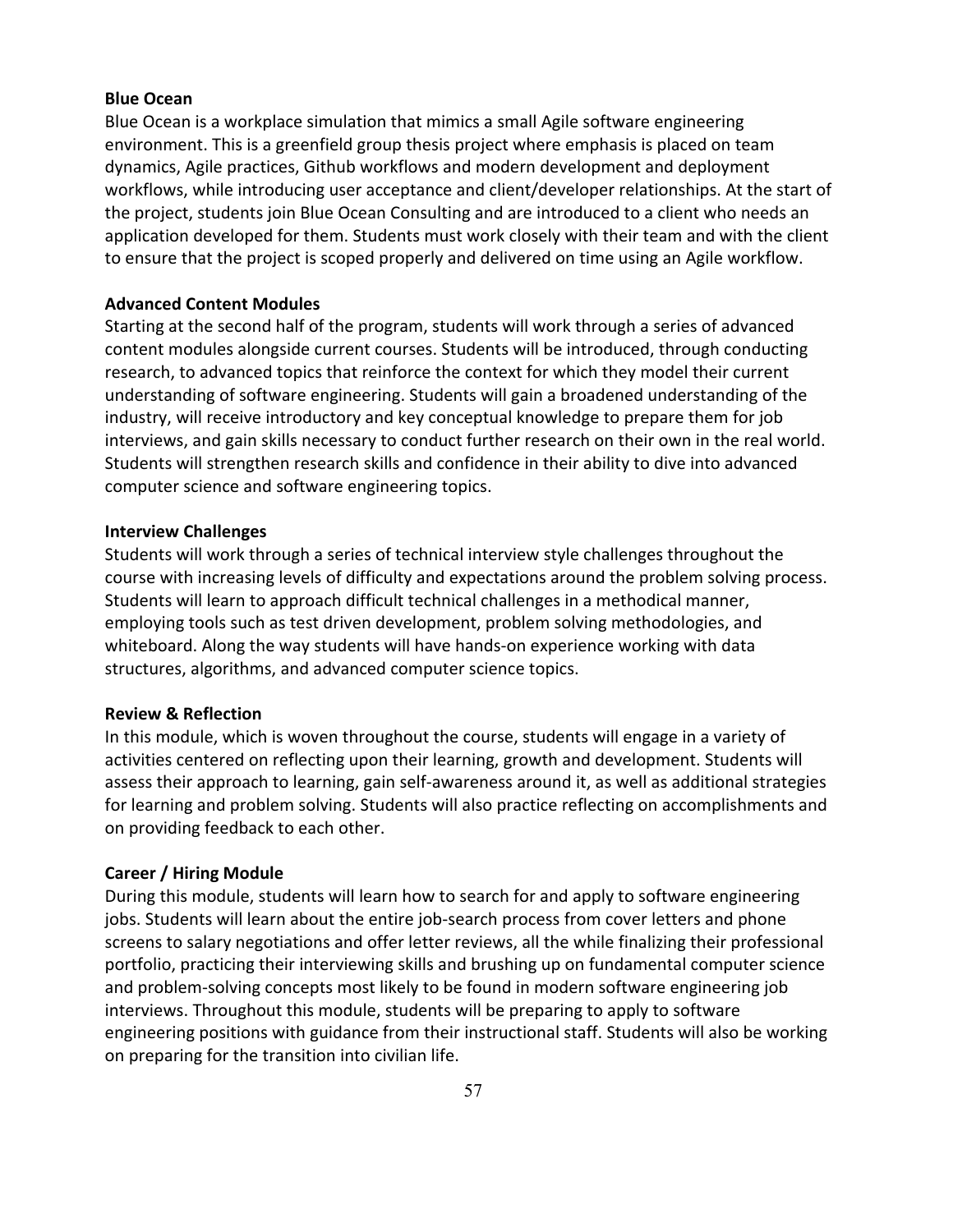**Blue Ocean**

Blue Ocean is a workplace simulation that mimics a small Agile software engineering environment. This is a greenfield group thesis project where emphasis is placed on team dynamics, Agile practices, Github workflows and modern development and deployment workflows, while introducing user acceptance and client/developer relationships. At the start of the project, students join Blue Ocean Consulting and are introduced to a client who needs an application developed for them. Students must work closely with their team and with the client to ensure that the project is scoped properly and delivered on time using an Agile workflow.

**Advanced Content Modules**

Starting at the second half of the program, students will work through a series of advanced content modules alongside current courses. Students will be introduced, through conducting research, to advanced topics that reinforce the context for which they model their current understanding of software engineering. Students will gain a broadened understanding of the industry, will receive introductory and key conceptual knowledge to prepare them for job interviews, and gain skills necessary to conduct further research on their own in the real world. Students will strengthen research skills and confidence in their ability to dive into advanced computer science and software engineering topics.

**Interview Challenges**

Students will work through a series of technical interview style challenges throughout the course with increasing levels of difficulty and expectations around the problem solving process. Students will learn to approach difficult technical challenges in a methodical manner, employing tools such as test driven development, problem solving methodologies, and whiteboard. Along the way students will have hands-on experience working with data structures, algorithms, and advanced computer science topics.

**Review & Reflection**

In this module, which is woven throughout the course, students will engage in a variety of activities centered on reflecting upon their learning, growth and development. Students will assess their approach to learning, gain self-awareness around it, as well as additional strategies for learning and problem solving. Students will also practice reflecting on accomplishments and on providing feedback to each other.

**Career / Hiring Module**

During this module, students will learn how to search for and apply to software engineering jobs. Students will learn about the entire job-search process from cover letters and phone screens to salary negotiations and offer letter reviews, all the while finalizing their professional portfolio, practicing their interviewing skills and brushing up on fundamental computer science and problem-solving concepts most likely to be found in modern software engineering job interviews. Throughout this module, students will be preparing to apply to software engineering positions with guidance from their instructional staff. Students will also be working on preparing for the transition into civilian life.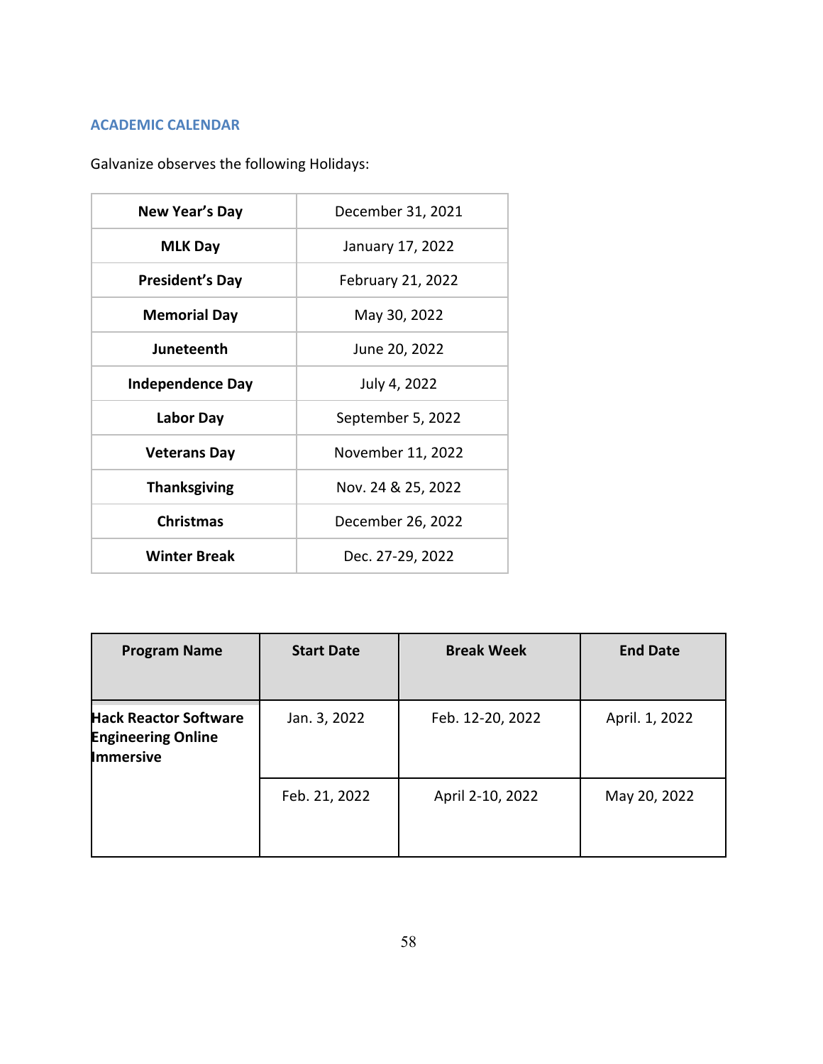## ACADEMIC CALENDAR

Galvanize observes the following Holidays:

| | |
|---|---|
| **New Year's Day** | December 31, 2021 |
| **MLK Day** | January 17, 2022 |
| **President's Day** | February 21, 2022 |
| **Memorial Day** | May 30, 2022 |
| **Juneteenth** | June 20, 2022 |
| **Independence Day** | July 4, 2022 |
| **Labor Day** | September 5, 2022 |
| **Veterans Day** | November 11, 2022 |
| **Thanksgiving** | Nov. 24 & 25, 2022 |
| **Christmas** | December 26, 2022 |
| **Winter Break** | Dec. 27-29, 2022 |

| Program Name | Start Date | Break Week | End Date |
|---|---|---|---|
| **Hack Reactor Software Engineering Online Immersive** | Jan. 3, 2022 | Feb. 12-20, 2022 | April. 1, 2022 |
| | Feb. 21, 2022 | April 2-10, 2022 | May 20, 2022 |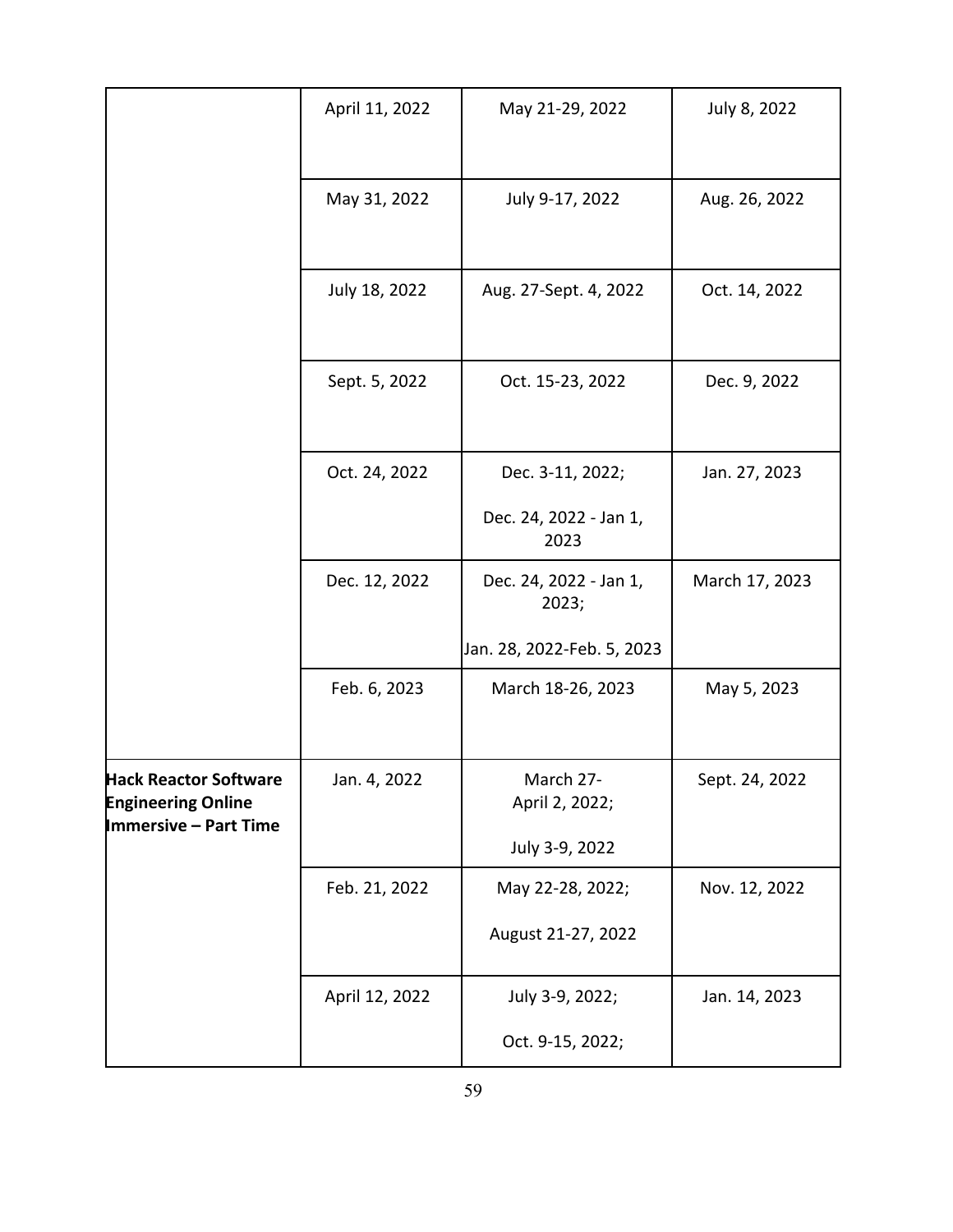| | | | |
|---|---|---|---|
| | April 11, 2022 | May 21-29, 2022 | July 8, 2022 |
| | May 31, 2022 | July 9-17, 2022 | Aug. 26, 2022 |
| | July 18, 2022 | Aug. 27-Sept. 4, 2022 | Oct. 14, 2022 |
| | Sept. 5, 2022 | Oct. 15-23, 2022 | Dec. 9, 2022 |
| | Oct. 24, 2022 | Dec. 3-11, 2022;<br><br>Dec. 24, 2022 - Jan 1, 2023 | Jan. 27, 2023 |
| | Dec. 12, 2022 | Dec. 24, 2022 - Jan 1, 2023;<br><br>Jan. 28, 2022-Feb. 5, 2023 | March 17, 2023 |
| | Feb. 6, 2023 | March 18-26, 2023 | May 5, 2023 |
| **Hack Reactor Software Engineering Online Immersive – Part Time** | Jan. 4, 2022 | March 27-April 2, 2022;<br><br>July 3-9, 2022 | Sept. 24, 2022 |
| | Feb. 21, 2022 | May 22-28, 2022;<br><br>August 21-27, 2022 | Nov. 12, 2022 |
| | April 12, 2022 | July 3-9, 2022;<br><br>Oct. 9-15, 2022; | Jan. 14, 2023 |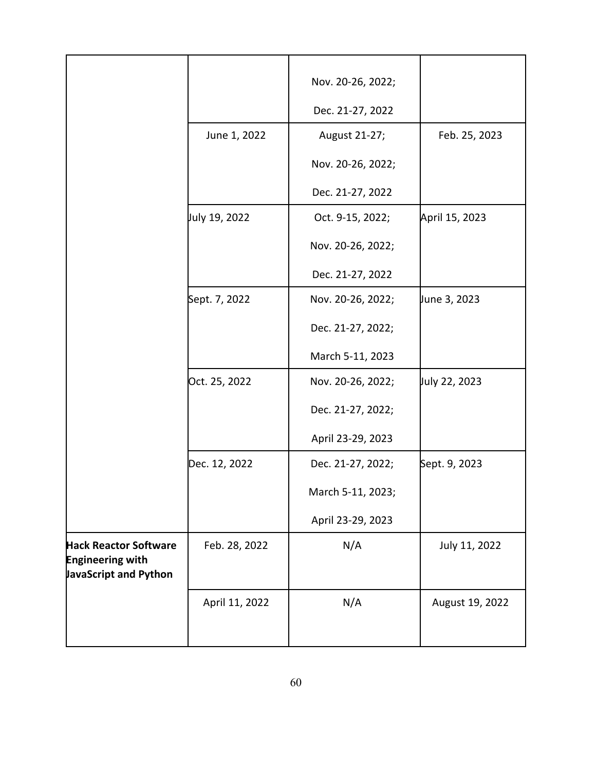| | | | |
|---|---|---|---|
| | | Nov. 20-26, 2022; Dec. 21-27, 2022 | |
| | June 1, 2022 | August 21-27; Nov. 20-26, 2022; Dec. 21-27, 2022 | Feb. 25, 2023 |
| | July 19, 2022 | Oct. 9-15, 2022; Nov. 20-26, 2022; Dec. 21-27, 2022 | April 15, 2023 |
| | Sept. 7, 2022 | Nov. 20-26, 2022; Dec. 21-27, 2022; March 5-11, 2023 | June 3, 2023 |
| | Oct. 25, 2022 | Nov. 20-26, 2022; Dec. 21-27, 2022; April 23-29, 2023 | July 22, 2023 |
| | Dec. 12, 2022 | Dec. 21-27, 2022; March 5-11, 2023; April 23-29, 2023 | Sept. 9, 2023 |
| **Hack Reactor Software Engineering with JavaScript and Python** | Feb. 28, 2022 | N/A | July 11, 2022 |
| | April 11, 2022 | N/A | August 19, 2022 |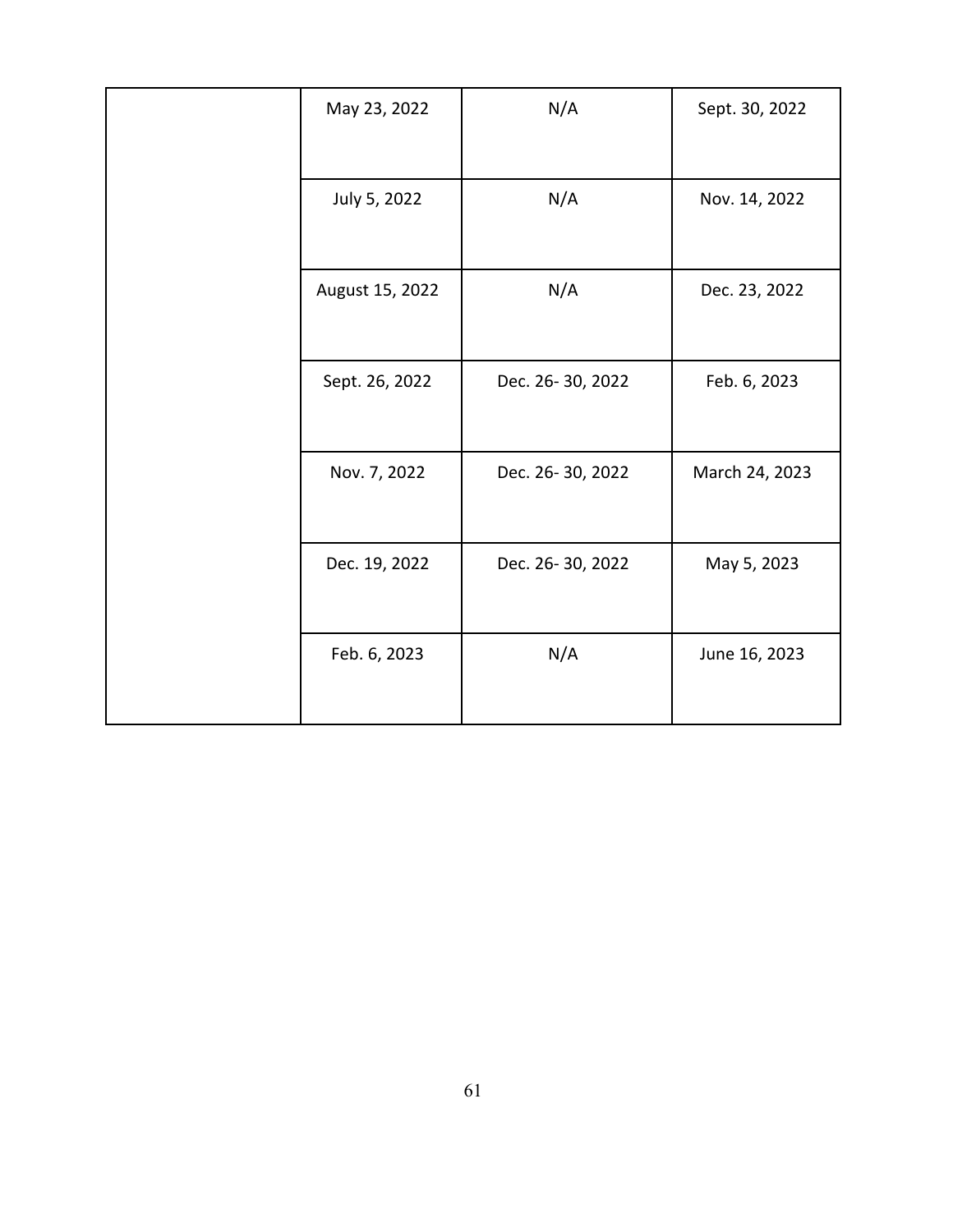| | | | |
|---|---|---|---|
| | May 23, 2022 | N/A | Sept. 30, 2022 |
| | July 5, 2022 | N/A | Nov. 14, 2022 |
| | August 15, 2022 | N/A | Dec. 23, 2022 |
| | Sept. 26, 2022 | Dec. 26- 30, 2022 | Feb. 6, 2023 |
| | Nov. 7, 2022 | Dec. 26- 30, 2022 | March 24, 2023 |
| | Dec. 19, 2022 | Dec. 26- 30, 2022 | May 5, 2023 |
| | Feb. 6, 2023 | N/A | June 16, 2023 |